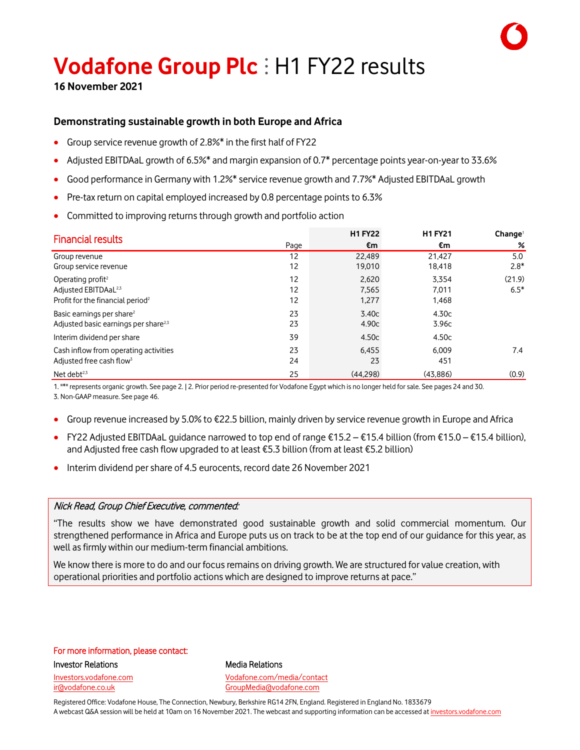# Vodafone Group Plc : H1 FY22 results

**16 November 2021**

### Demonstrating sustainable growth in both Europe and Africa

- Group service revenue growth of 2.8%* in the first half of FY22
- Adjusted EBITDAaL growth of 6.5%* and margin expansion of 0.7* percentage points year-on-year to 33.6%
- Good performance in Germany with 1.2%* service revenue growth and 7.7%* Adjusted EBITDAaL growth
- Pre-tax return on capital employed increased by 0.8 percentage points to 6.3%
- Committed to improving returns through growth and portfolio action

| Financial results | Page | H1 FY22 €m | H1 FY21 €m | Change[1] % |
|---|---|---|---|---|
| Group revenue | 12 | 22,489 | 21,427 | 5.0 |
| Group service revenue | 12 | 19,010 | 18,418 | 2.8* |
| Operating profit[2] | 12 | 2,620 | 3,354 | (21.9) |
| Adjusted EBITDAaL[2,3] | 12 | 7,565 | 7,011 | 6.5* |
| Profit for the financial period[2] | 12 | 1,277 | 1,468 | |
| Basic earnings per share[2] | 23 | 3.40c | 4.30c | |
| Adjusted basic earnings per share[2,3] | 23 | 4.90c | 3.96c | |
| Interim dividend per share | 39 | 4.50c | 4.50c | |
| Cash inflow from operating activities | 23 | 6,455 | 6,009 | 7.4 |
| Adjusted free cash flow[3] | 24 | 23 | 451 | |
| Net debt[2,3] | 25 | (44,298) | (43,886) | (0.9) |

1. "*" represents organic growth. See page 2. | 2. Prior period re-presented for Vodafone Egypt which is no longer held for sale. See pages 24 and 30.
3. Non-GAAP measure. See page 46.

- Group revenue increased by 5.0% to €22.5 billion, mainly driven by service revenue growth in Europe and Africa
- FY22 Adjusted EBITDAaL guidance narrowed to top end of range €15.2 – €15.4 billion (from €15.0 – €15.4 billion), and Adjusted free cash flow upgraded to at least €5.3 billion (from at least €5.2 billion)
- Interim dividend per share of 4.5 eurocents, record date 26 November 2021

*Nick Read, Group Chief Executive, commented:*

"The results show we have demonstrated good sustainable growth and solid commercial momentum. Our strengthened performance in Africa and Europe puts us on track to be at the top end of our guidance for this year, as well as firmly within our medium-term financial ambitions.

We know there is more to do and our focus remains on driving growth. We are structured for value creation, with operational priorities and portfolio actions which are designed to improve returns at pace."

For more information, please contact:

**Investor Relations**
Investors.vodafone.com
ir@vodafone.co.uk

**Media Relations**
Vodafone.com/media/contact
GroupMedia@vodafone.com

Registered Office: Vodafone House, The Connection, Newbury, Berkshire RG14 2FN, England. Registered in England No. 1833679
A webcast Q&A session will be held at 10am on 16 November 2021. The webcast and supporting information can be accessed at investors.vodafone.com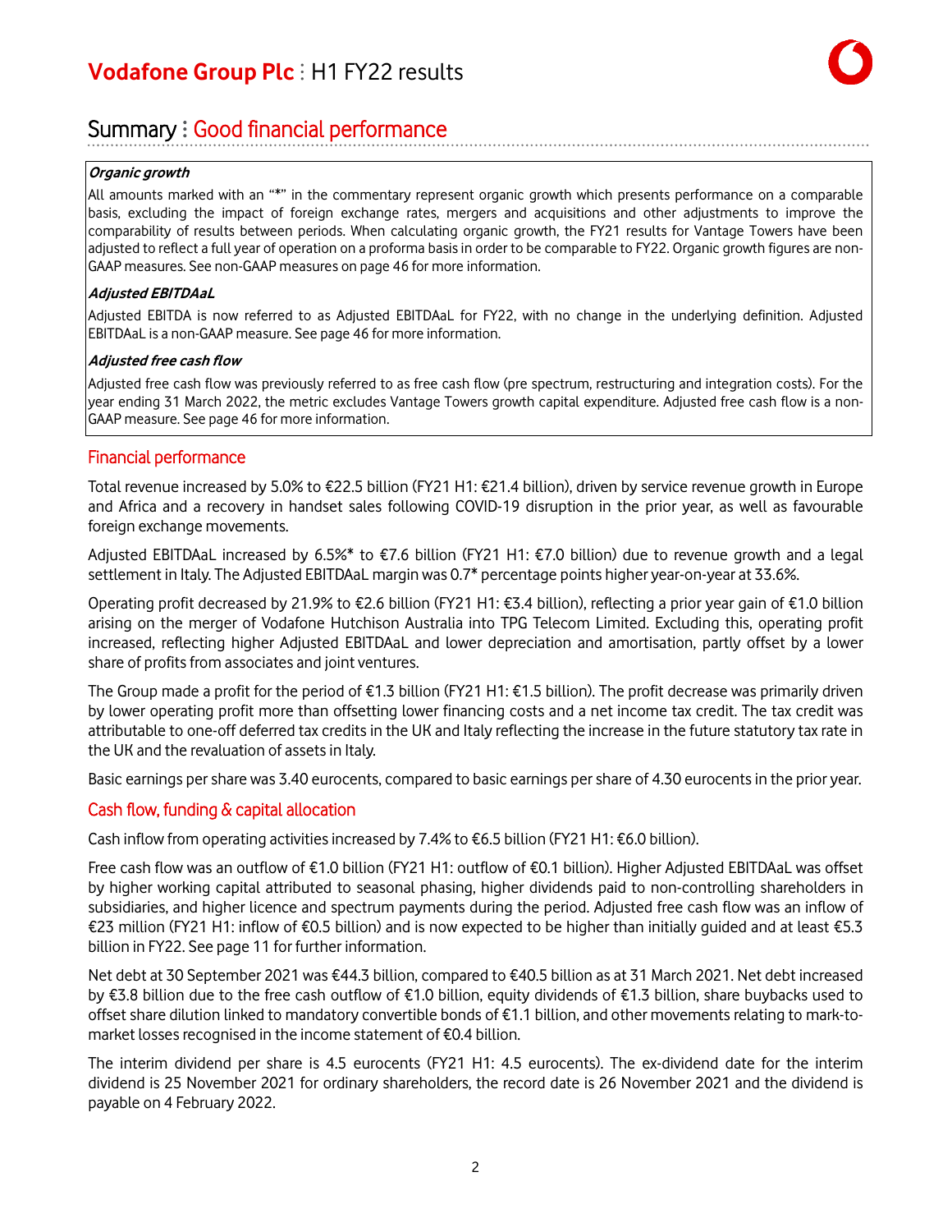# Summary : Good financial performance

***Organic growth***

All amounts marked with an "*" in the commentary represent organic growth which presents performance on a comparable basis, excluding the impact of foreign exchange rates, mergers and acquisitions and other adjustments to improve the comparability of results between periods. When calculating organic growth, the FY21 results for Vantage Towers have been adjusted to reflect a full year of operation on a proforma basis in order to be comparable to FY22. Organic growth figures are non-GAAP measures. See non-GAAP measures on page 46 for more information.

***Adjusted EBITDAaL***

Adjusted EBITDA is now referred to as Adjusted EBITDAaL for FY22, with no change in the underlying definition. Adjusted EBITDAaL is a non-GAAP measure. See page 46 for more information.

***Adjusted free cash flow***

Adjusted free cash flow was previously referred to as free cash flow (pre spectrum, restructuring and integration costs). For the year ending 31 March 2022, the metric excludes Vantage Towers growth capital expenditure. Adjusted free cash flow is a non-GAAP measure. See page 46 for more information.

## Financial performance

Total revenue increased by 5.0% to €22.5 billion (FY21 H1: €21.4 billion), driven by service revenue growth in Europe and Africa and a recovery in handset sales following COVID-19 disruption in the prior year, as well as favourable foreign exchange movements.

Adjusted EBITDAaL increased by 6.5%* to €7.6 billion (FY21 H1: €7.0 billion) due to revenue growth and a legal settlement in Italy. The Adjusted EBITDAaL margin was 0.7* percentage points higher year-on-year at 33.6%.

Operating profit decreased by 21.9% to €2.6 billion (FY21 H1: €3.4 billion), reflecting a prior year gain of €1.0 billion arising on the merger of Vodafone Hutchison Australia into TPG Telecom Limited. Excluding this, operating profit increased, reflecting higher Adjusted EBITDAaL and lower depreciation and amortisation, partly offset by a lower share of profits from associates and joint ventures.

The Group made a profit for the period of €1.3 billion (FY21 H1: €1.5 billion). The profit decrease was primarily driven by lower operating profit more than offsetting lower financing costs and a net income tax credit. The tax credit was attributable to one-off deferred tax credits in the UK and Italy reflecting the increase in the future statutory tax rate in the UK and the revaluation of assets in Italy.

Basic earnings per share was 3.40 eurocents, compared to basic earnings per share of 4.30 eurocents in the prior year.

## Cash flow, funding & capital allocation

Cash inflow from operating activities increased by 7.4% to €6.5 billion (FY21 H1: €6.0 billion).

Free cash flow was an outflow of €1.0 billion (FY21 H1: outflow of €0.1 billion). Higher Adjusted EBITDAaL was offset by higher working capital attributed to seasonal phasing, higher dividends paid to non-controlling shareholders in subsidiaries, and higher licence and spectrum payments during the period. Adjusted free cash flow was an inflow of €23 million (FY21 H1: inflow of €0.5 billion) and is now expected to be higher than initially guided and at least €5.3 billion in FY22. See page 11 for further information.

Net debt at 30 September 2021 was €44.3 billion, compared to €40.5 billion as at 31 March 2021. Net debt increased by €3.8 billion due to the free cash outflow of €1.0 billion, equity dividends of €1.3 billion, share buybacks used to offset share dilution linked to mandatory convertible bonds of €1.1 billion, and other movements relating to mark-to-market losses recognised in the income statement of €0.4 billion.

The interim dividend per share is 4.5 eurocents (FY21 H1: 4.5 eurocents). The ex-dividend date for the interim dividend is 25 November 2021 for ordinary shareholders, the record date is 26 November 2021 and the dividend is payable on 4 February 2022.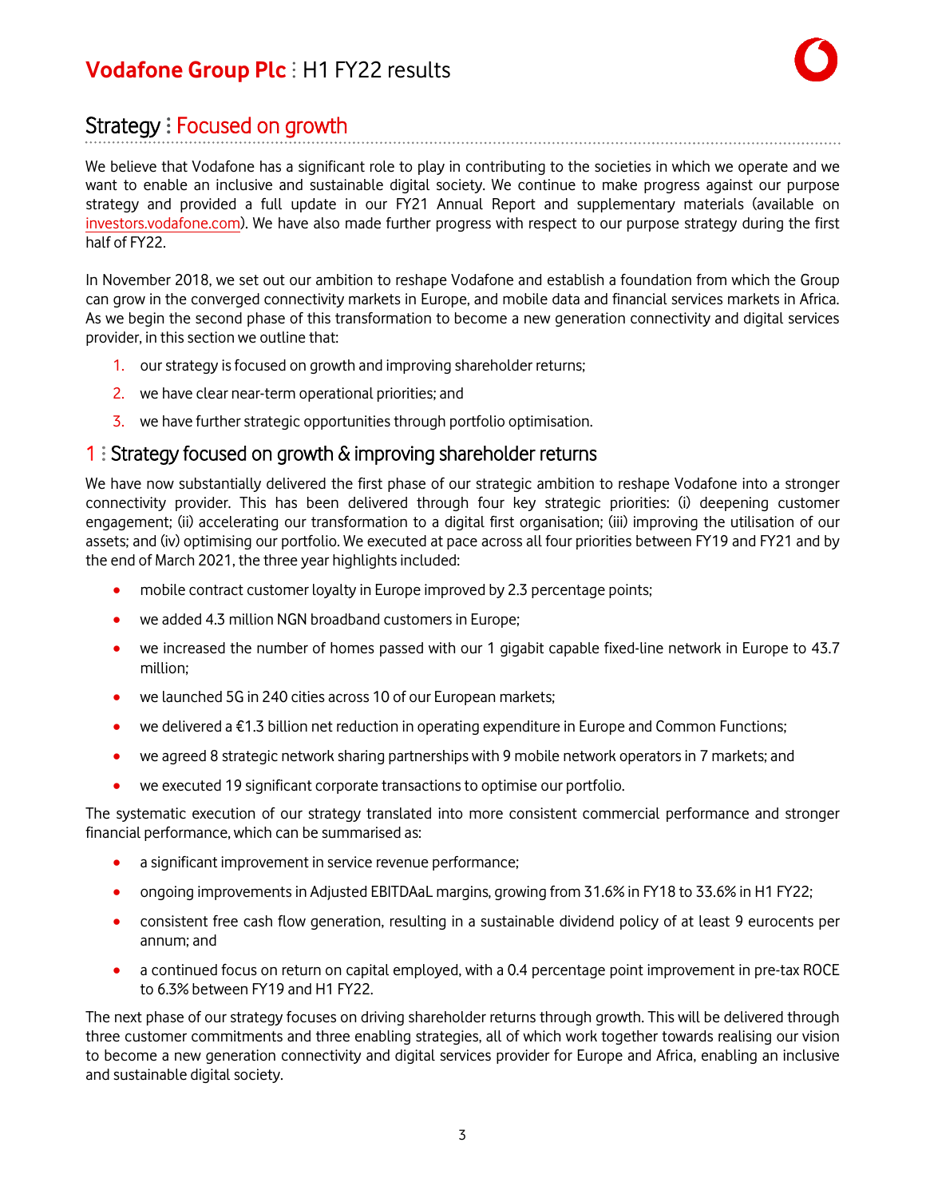## Strategy : Focused on growth

We believe that Vodafone has a significant role to play in contributing to the societies in which we operate and we want to enable an inclusive and sustainable digital society. We continue to make progress against our purpose strategy and provided a full update in our FY21 Annual Report and supplementary materials (available on investors.vodafone.com). We have also made further progress with respect to our purpose strategy during the first half of FY22.

In November 2018, we set out our ambition to reshape Vodafone and establish a foundation from which the Group can grow in the converged connectivity markets in Europe, and mobile data and financial services markets in Africa. As we begin the second phase of this transformation to become a new generation connectivity and digital services provider, in this section we outline that:

1. our strategy is focused on growth and improving shareholder returns;
2. we have clear near-term operational priorities; and
3. we have further strategic opportunities through portfolio optimisation.

### 1 : Strategy focused on growth & improving shareholder returns

We have now substantially delivered the first phase of our strategic ambition to reshape Vodafone into a stronger connectivity provider. This has been delivered through four key strategic priorities: (i) deepening customer engagement; (ii) accelerating our transformation to a digital first organisation; (iii) improving the utilisation of our assets; and (iv) optimising our portfolio. We executed at pace across all four priorities between FY19 and FY21 and by the end of March 2021, the three year highlights included:

- mobile contract customer loyalty in Europe improved by 2.3 percentage points;
- we added 4.3 million NGN broadband customers in Europe;
- we increased the number of homes passed with our 1 gigabit capable fixed-line network in Europe to 43.7 million;
- we launched 5G in 240 cities across 10 of our European markets;
- we delivered a €1.3 billion net reduction in operating expenditure in Europe and Common Functions;
- we agreed 8 strategic network sharing partnerships with 9 mobile network operators in 7 markets; and
- we executed 19 significant corporate transactions to optimise our portfolio.

The systematic execution of our strategy translated into more consistent commercial performance and stronger financial performance, which can be summarised as:

- a significant improvement in service revenue performance;
- ongoing improvements in Adjusted EBITDAaL margins, growing from 31.6% in FY18 to 33.6% in H1 FY22;
- consistent free cash flow generation, resulting in a sustainable dividend policy of at least 9 eurocents per annum; and
- a continued focus on return on capital employed, with a 0.4 percentage point improvement in pre-tax ROCE to 6.3% between FY19 and H1 FY22.

The next phase of our strategy focuses on driving shareholder returns through growth. This will be delivered through three customer commitments and three enabling strategies, all of which work together towards realising our vision to become a new generation connectivity and digital services provider for Europe and Africa, enabling an inclusive and sustainable digital society.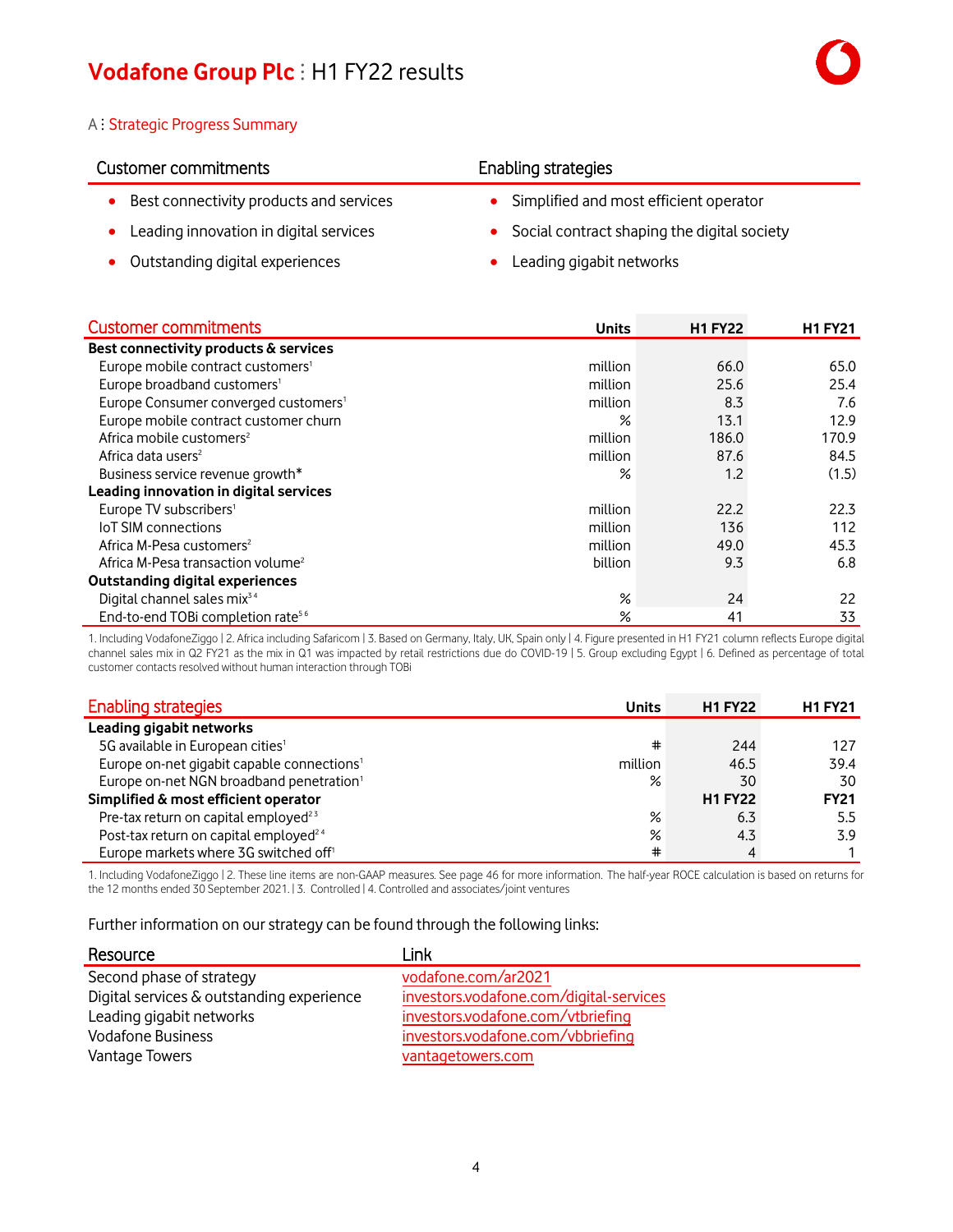A : Strategic Progress Summary

| Customer commitments | Enabling strategies |
| --- | --- |
| • Best connectivity products and services | • Simplified and most efficient operator |
| • Leading innovation in digital services | • Social contract shaping the digital society |
| • Outstanding digital experiences | • Leading gigabit networks |

| Customer commitments | Units | H1 FY22 | H1 FY21 |
| --- | --- | --- | --- |
| **Best connectivity products & services** | | | |
| Europe mobile contract customers[1] | million | 66.0 | 65.0 |
| Europe broadband customers[1] | million | 25.6 | 25.4 |
| Europe Consumer converged customers[1] | million | 8.3 | 7.6 |
| Europe mobile contract customer churn | % | 13.1 | 12.9 |
| Africa mobile customers[2] | million | 186.0 | 170.9 |
| Africa data users[2] | million | 87.6 | 84.5 |
| Business service revenue growth* | % | 1.2 | (1.5) |
| **Leading innovation in digital services** | | | |
| Europe TV subscribers[1] | million | 22.2 | 22.3 |
| IoT SIM connections | million | 136 | 112 |
| Africa M-Pesa customers[2] | million | 49.0 | 45.3 |
| Africa M-Pesa transaction volume[2] | billion | 9.3 | 6.8 |
| **Outstanding digital experiences** | | | |
| Digital channel sales mix[3,4] | % | 24 | 22 |
| End-to-end TOBi completion rate[5,6] | % | 41 | 33 |

1. Including VodafoneZiggo | 2. Africa including Safaricom | 3. Based on Germany, Italy, UK, Spain only | 4. Figure presented in H1 FY21 column reflects Europe digital channel sales mix in Q2 FY21 as the mix in Q1 was impacted by retail restrictions due do COVID-19 | 5. Group excluding Egypt | 6. Defined as percentage of total customer contacts resolved without human interaction through TOBi

| Enabling strategies | Units | H1 FY22 | H1 FY21 |
| --- | --- | --- | --- |
| **Leading gigabit networks** | | | |
| 5G available in European cities[1] | # | 244 | 127 |
| Europe on-net gigabit capable connections[1] | million | 46.5 | 39.4 |
| Europe on-net NGN broadband penetration[1] | % | 30 | 30 |
| **Simplified & most efficient operator** | | **H1 FY22** | **FY21** |
| Pre-tax return on capital employed[2,3] | % | 6.3 | 5.5 |
| Post-tax return on capital employed[2,4] | % | 4.3 | 3.9 |
| Europe markets where 3G switched off[1] | # | 4 | 1 |

1. Including VodafoneZiggo | 2. These line items are non-GAAP measures. See page 46 for more information. The half-year ROCE calculation is based on returns for the 12 months ended 30 September 2021. | 3. Controlled | 4. Controlled and associates/joint ventures

Further information on our strategy can be found through the following links:

| Resource | Link |
| --- | --- |
| Second phase of strategy | vodafone.com/ar2021 |
| Digital services & outstanding experience | investors.vodafone.com/digital-services |
| Leading gigabit networks | investors.vodafone.com/vtbriefing |
| Vodafone Business | investors.vodafone.com/vbbriefing |
| Vantage Towers | vantagetowers.com |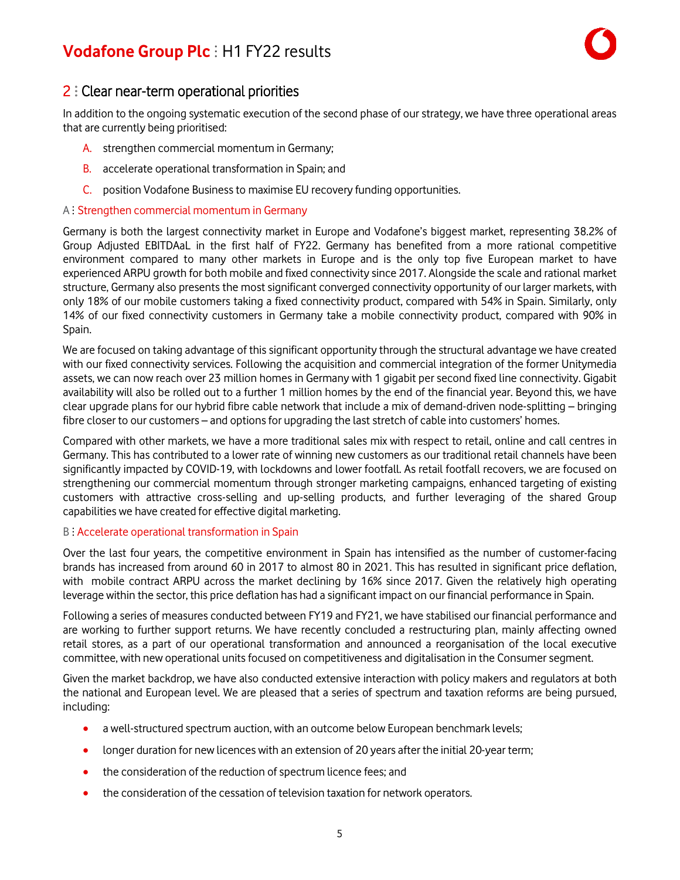## 2 : Clear near-term operational priorities

In addition to the ongoing systematic execution of the second phase of our strategy, we have three operational areas that are currently being prioritised:

A. strengthen commercial momentum in Germany;

B. accelerate operational transformation in Spain; and

C. position Vodafone Business to maximise EU recovery funding opportunities.

### A : Strengthen commercial momentum in Germany

Germany is both the largest connectivity market in Europe and Vodafone's biggest market, representing 38.2% of Group Adjusted EBITDAaL in the first half of FY22. Germany has benefited from a more rational competitive environment compared to many other markets in Europe and is the only top five European market to have experienced ARPU growth for both mobile and fixed connectivity since 2017. Alongside the scale and rational market structure, Germany also presents the most significant converged connectivity opportunity of our larger markets, with only 18% of our mobile customers taking a fixed connectivity product, compared with 54% in Spain. Similarly, only 14% of our fixed connectivity customers in Germany take a mobile connectivity product, compared with 90% in Spain.

We are focused on taking advantage of this significant opportunity through the structural advantage we have created with our fixed connectivity services. Following the acquisition and commercial integration of the former Unitymedia assets, we can now reach over 23 million homes in Germany with 1 gigabit per second fixed line connectivity. Gigabit availability will also be rolled out to a further 1 million homes by the end of the financial year. Beyond this, we have clear upgrade plans for our hybrid fibre cable network that include a mix of demand-driven node-splitting – bringing fibre closer to our customers – and options for upgrading the last stretch of cable into customers' homes.

Compared with other markets, we have a more traditional sales mix with respect to retail, online and call centres in Germany. This has contributed to a lower rate of winning new customers as our traditional retail channels have been significantly impacted by COVID-19, with lockdowns and lower footfall. As retail footfall recovers, we are focused on strengthening our commercial momentum through stronger marketing campaigns, enhanced targeting of existing customers with attractive cross-selling and up-selling products, and further leveraging of the shared Group capabilities we have created for effective digital marketing.

### B : Accelerate operational transformation in Spain

Over the last four years, the competitive environment in Spain has intensified as the number of customer-facing brands has increased from around 60 in 2017 to almost 80 in 2021. This has resulted in significant price deflation, with mobile contract ARPU across the market declining by 16% since 2017. Given the relatively high operating leverage within the sector, this price deflation has had a significant impact on our financial performance in Spain.

Following a series of measures conducted between FY19 and FY21, we have stabilised our financial performance and are working to further support returns. We have recently concluded a restructuring plan, mainly affecting owned retail stores, as a part of our operational transformation and announced a reorganisation of the local executive committee, with new operational units focused on competitiveness and digitalisation in the Consumer segment.

Given the market backdrop, we have also conducted extensive interaction with policy makers and regulators at both the national and European level. We are pleased that a series of spectrum and taxation reforms are being pursued, including:

- a well-structured spectrum auction, with an outcome below European benchmark levels;
- longer duration for new licences with an extension of 20 years after the initial 20-year term;
- the consideration of the reduction of spectrum licence fees; and
- the consideration of the cessation of television taxation for network operators.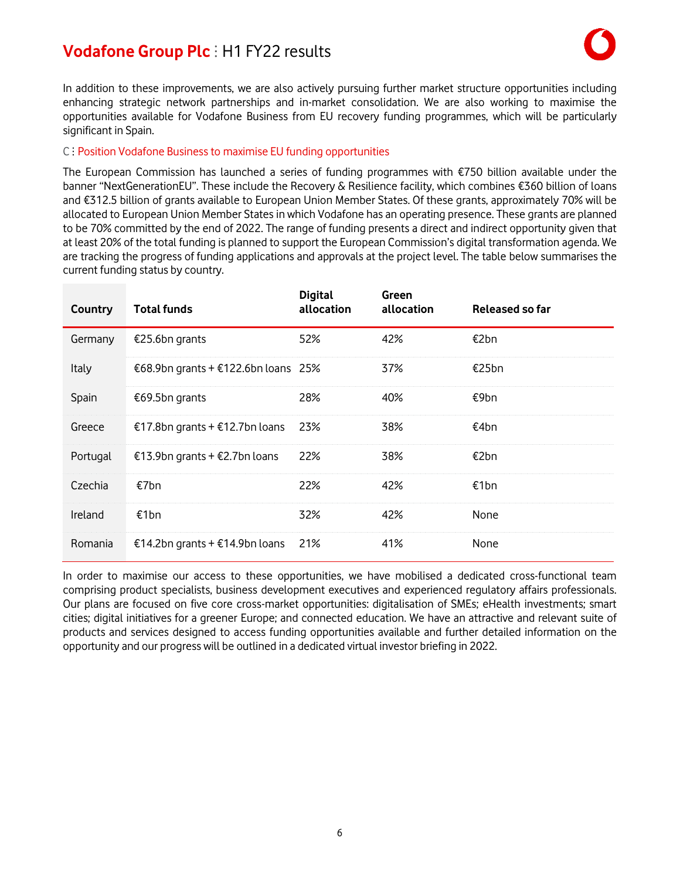In addition to these improvements, we are also actively pursuing further market structure opportunities including enhancing strategic network partnerships and in-market consolidation. We are also working to maximise the opportunities available for Vodafone Business from EU recovery funding programmes, which will be particularly significant in Spain.

### C : Position Vodafone Business to maximise EU funding opportunities

The European Commission has launched a series of funding programmes with €750 billion available under the banner "NextGenerationEU". These include the Recovery & Resilience facility, which combines €360 billion of loans and €312.5 billion of grants available to European Union Member States. Of these grants, approximately 70% will be allocated to European Union Member States in which Vodafone has an operating presence. These grants are planned to be 70% committed by the end of 2022. The range of funding presents a direct and indirect opportunity given that at least 20% of the total funding is planned to support the European Commission's digital transformation agenda. We are tracking the progress of funding applications and approvals at the project level. The table below summarises the current funding status by country.

| Country | Total funds | Digital allocation | Green allocation | Released so far |
|---|---|---|---|---|
| Germany | €25.6bn grants | 52% | 42% | €2bn |
| Italy | €68.9bn grants + €122.6bn loans | 25% | 37% | €25bn |
| Spain | €69.5bn grants | 28% | 40% | €9bn |
| Greece | €17.8bn grants + €12.7bn loans | 23% | 38% | €4bn |
| Portugal | €13.9bn grants + €2.7bn loans | 22% | 38% | €2bn |
| Czechia | €7bn | 22% | 42% | €1bn |
| Ireland | €1bn | 32% | 42% | None |
| Romania | €14.2bn grants + €14.9bn loans | 21% | 41% | None |

In order to maximise our access to these opportunities, we have mobilised a dedicated cross-functional team comprising product specialists, business development executives and experienced regulatory affairs professionals. Our plans are focused on five core cross-market opportunities: digitalisation of SMEs; eHealth investments; smart cities; digital initiatives for a greener Europe; and connected education. We have an attractive and relevant suite of products and services designed to access funding opportunities available and further detailed information on the opportunity and our progress will be outlined in a dedicated virtual investor briefing in 2022.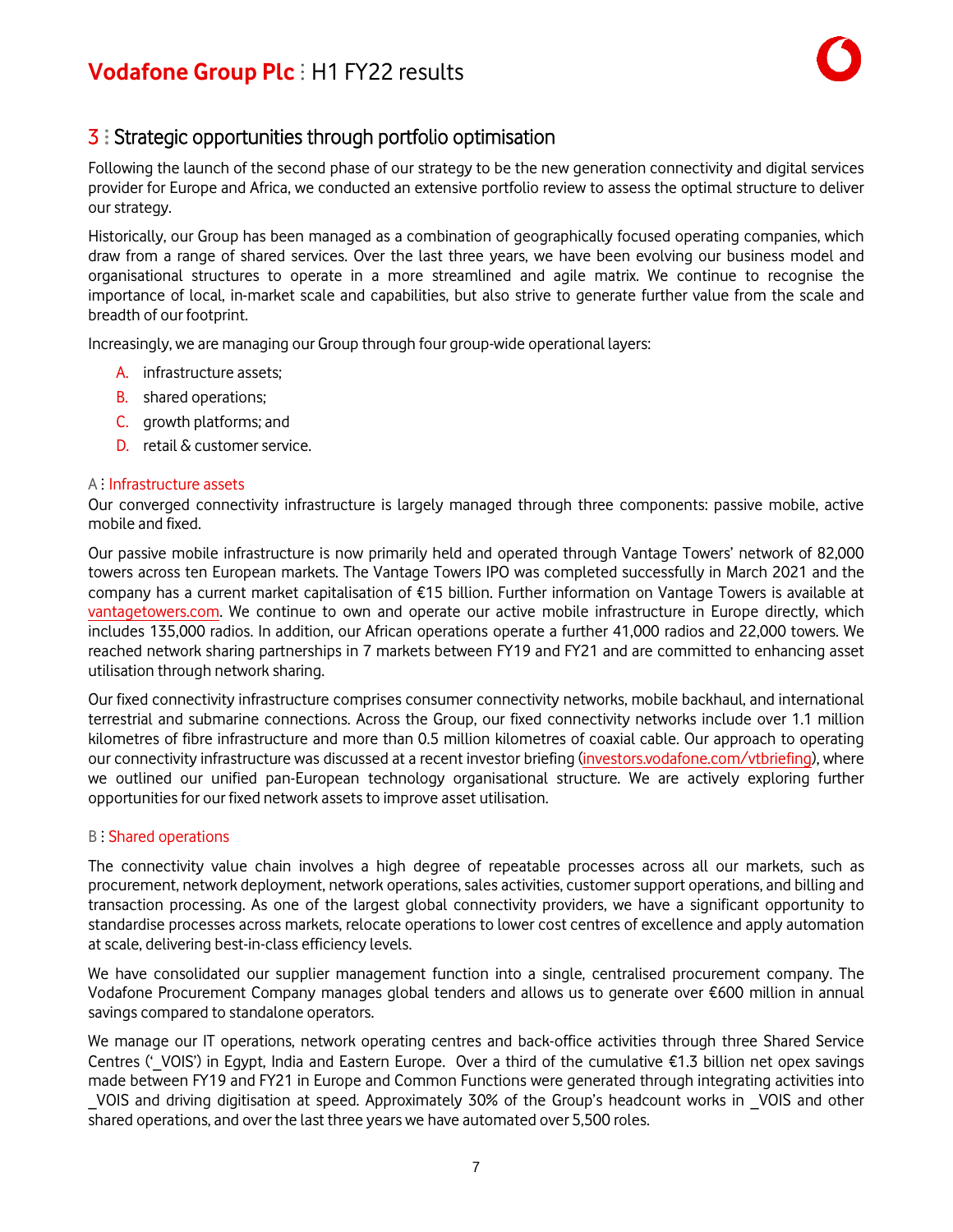## 3 : Strategic opportunities through portfolio optimisation

Following the launch of the second phase of our strategy to be the new generation connectivity and digital services provider for Europe and Africa, we conducted an extensive portfolio review to assess the optimal structure to deliver our strategy.

Historically, our Group has been managed as a combination of geographically focused operating companies, which draw from a range of shared services. Over the last three years, we have been evolving our business model and organisational structures to operate in a more streamlined and agile matrix. We continue to recognise the importance of local, in-market scale and capabilities, but also strive to generate further value from the scale and breadth of our footprint.

Increasingly, we are managing our Group through four group-wide operational layers:

A. infrastructure assets;
B. shared operations;
C. growth platforms; and
D. retail & customer service.

### A : Infrastructure assets

Our converged connectivity infrastructure is largely managed through three components: passive mobile, active mobile and fixed.

Our passive mobile infrastructure is now primarily held and operated through Vantage Towers' network of 82,000 towers across ten European markets. The Vantage Towers IPO was completed successfully in March 2021 and the company has a current market capitalisation of €15 billion. Further information on Vantage Towers is available at vantagetowers.com. We continue to own and operate our active mobile infrastructure in Europe directly, which includes 135,000 radios. In addition, our African operations operate a further 41,000 radios and 22,000 towers. We reached network sharing partnerships in 7 markets between FY19 and FY21 and are committed to enhancing asset utilisation through network sharing.

Our fixed connectivity infrastructure comprises consumer connectivity networks, mobile backhaul, and international terrestrial and submarine connections. Across the Group, our fixed connectivity networks include over 1.1 million kilometres of fibre infrastructure and more than 0.5 million kilometres of coaxial cable. Our approach to operating our connectivity infrastructure was discussed at a recent investor briefing (investors.vodafone.com/vtbriefing), where we outlined our unified pan-European technology organisational structure. We are actively exploring further opportunities for our fixed network assets to improve asset utilisation.

### B : Shared operations

The connectivity value chain involves a high degree of repeatable processes across all our markets, such as procurement, network deployment, network operations, sales activities, customer support operations, and billing and transaction processing. As one of the largest global connectivity providers, we have a significant opportunity to standardise processes across markets, relocate operations to lower cost centres of excellence and apply automation at scale, delivering best-in-class efficiency levels.

We have consolidated our supplier management function into a single, centralised procurement company. The Vodafone Procurement Company manages global tenders and allows us to generate over €600 million in annual savings compared to standalone operators.

We manage our IT operations, network operating centres and back-office activities through three Shared Service Centres ('_VOIS') in Egypt, India and Eastern Europe. Over a third of the cumulative €1.3 billion net opex savings made between FY19 and FY21 in Europe and Common Functions were generated through integrating activities into _VOIS and driving digitisation at speed. Approximately 30% of the Group's headcount works in _VOIS and other shared operations, and over the last three years we have automated over 5,500 roles.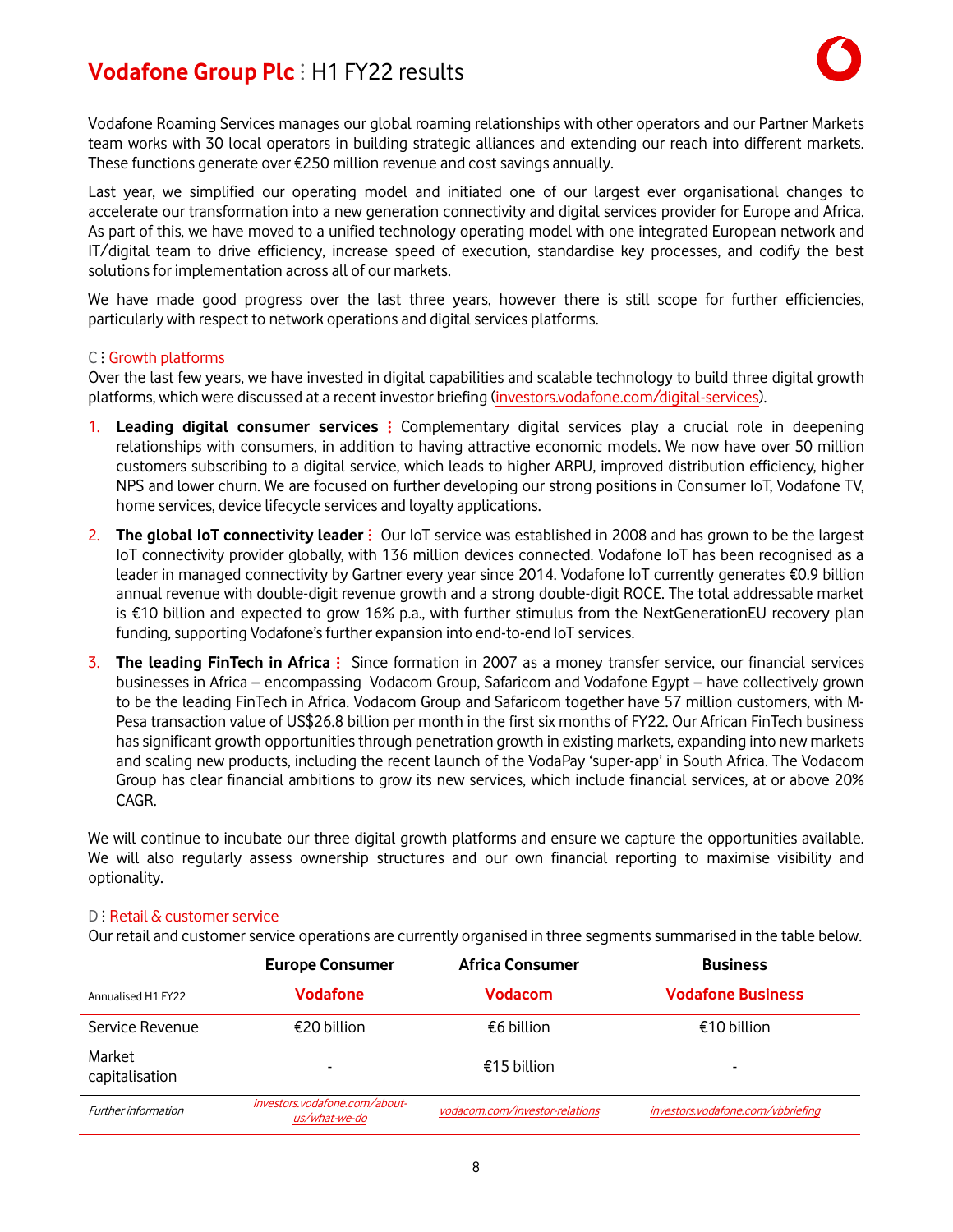Vodafone Roaming Services manages our global roaming relationships with other operators and our Partner Markets team works with 30 local operators in building strategic alliances and extending our reach into different markets. These functions generate over €250 million revenue and cost savings annually.

Last year, we simplified our operating model and initiated one of our largest ever organisational changes to accelerate our transformation into a new generation connectivity and digital services provider for Europe and Africa. As part of this, we have moved to a unified technology operating model with one integrated European network and IT/digital team to drive efficiency, increase speed of execution, standardise key processes, and codify the best solutions for implementation across all of our markets.

We have made good progress over the last three years, however there is still scope for further efficiencies, particularly with respect to network operations and digital services platforms.

### C : Growth platforms

Over the last few years, we have invested in digital capabilities and scalable technology to build three digital growth platforms, which were discussed at a recent investor briefing (investors.vodafone.com/digital-services).

1. **Leading digital consumer services :** Complementary digital services play a crucial role in deepening relationships with consumers, in addition to having attractive economic models. We now have over 50 million customers subscribing to a digital service, which leads to higher ARPU, improved distribution efficiency, higher NPS and lower churn. We are focused on further developing our strong positions in Consumer IoT, Vodafone TV, home services, device lifecycle services and loyalty applications.
2. **The global IoT connectivity leader :** Our IoT service was established in 2008 and has grown to be the largest IoT connectivity provider globally, with 136 million devices connected. Vodafone IoT has been recognised as a leader in managed connectivity by Gartner every year since 2014. Vodafone IoT currently generates €0.9 billion annual revenue with double-digit revenue growth and a strong double-digit ROCE. The total addressable market is €10 billion and expected to grow 16% p.a., with further stimulus from the NextGenerationEU recovery plan funding, supporting Vodafone's further expansion into end-to-end IoT services.
3. **The leading FinTech in Africa :** Since formation in 2007 as a money transfer service, our financial services businesses in Africa – encompassing Vodacom Group, Safaricom and Vodafone Egypt – have collectively grown to be the leading FinTech in Africa. Vodacom Group and Safaricom together have 57 million customers, with M-Pesa transaction value of US$26.8 billion per month in the first six months of FY22. Our African FinTech business has significant growth opportunities through penetration growth in existing markets, expanding into new markets and scaling new products, including the recent launch of the VodaPay 'super-app' in South Africa. The Vodacom Group has clear financial ambitions to grow its new services, which include financial services, at or above 20% CAGR.

We will continue to incubate our three digital growth platforms and ensure we capture the opportunities available. We will also regularly assess ownership structures and our own financial reporting to maximise visibility and optionality.

### D : Retail & customer service

Our retail and customer service operations are currently organised in three segments summarised in the table below.

| | Europe Consumer | Africa Consumer | Business |
|---|---|---|---|
| Annualised H1 FY22 | **Vodafone** | **Vodacom** | **Vodafone Business** |
| Service Revenue | €20 billion | €6 billion | €10 billion |
| Market capitalisation | - | €15 billion | - |
| *Further information* | *investors.vodafone.com/about-us/what-we-do* | *vodacom.com/investor-relations* | *investors.vodafone.com/vbbriefing* |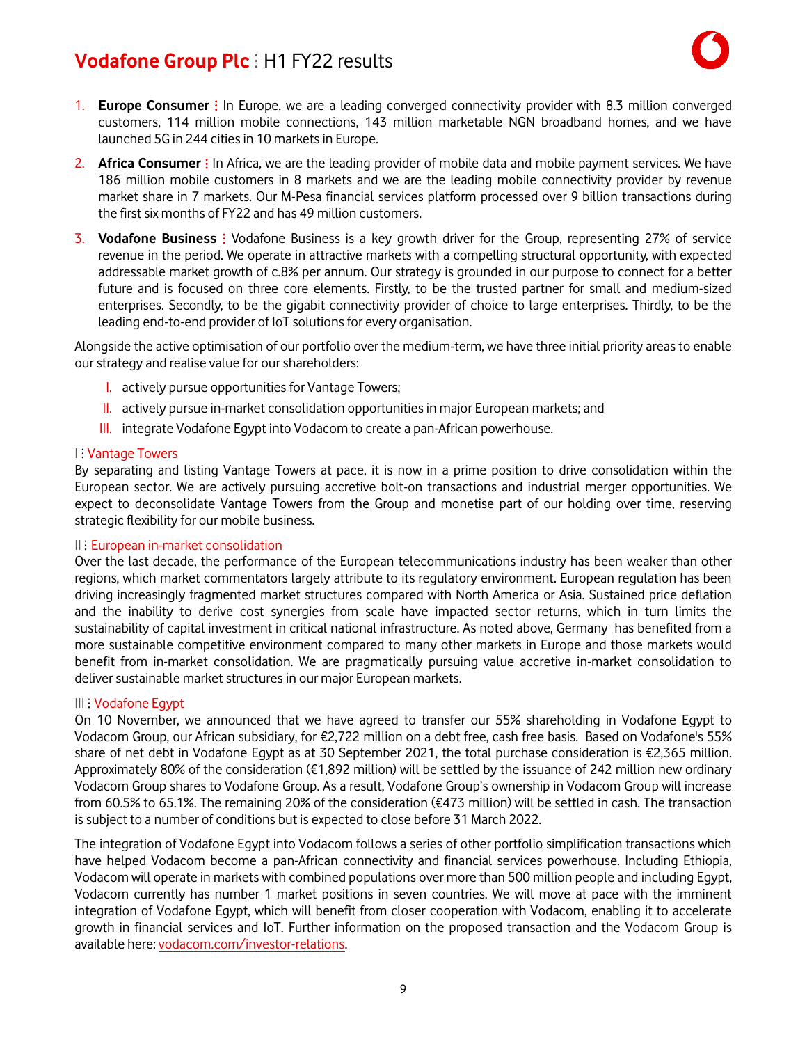1. **Europe Consumer ⁝** In Europe, we are a leading converged connectivity provider with 8.3 million converged customers, 114 million mobile connections, 143 million marketable NGN broadband homes, and we have launched 5G in 244 cities in 10 markets in Europe.
2. **Africa Consumer ⁝** In Africa, we are the leading provider of mobile data and mobile payment services. We have 186 million mobile customers in 8 markets and we are the leading mobile connectivity provider by revenue market share in 7 markets. Our M-Pesa financial services platform processed over 9 billion transactions during the first six months of FY22 and has 49 million customers.
3. **Vodafone Business ⁝** Vodafone Business is a key growth driver for the Group, representing 27% of service revenue in the period. We operate in attractive markets with a compelling structural opportunity, with expected addressable market growth of c.8% per annum. Our strategy is grounded in our purpose to connect for a better future and is focused on three core elements. Firstly, to be the trusted partner for small and medium-sized enterprises. Secondly, to be the gigabit connectivity provider of choice to large enterprises. Thirdly, to be the leading end-to-end provider of IoT solutions for every organisation.

Alongside the active optimisation of our portfolio over the medium-term, we have three initial priority areas to enable our strategy and realise value for our shareholders:

I. actively pursue opportunities for Vantage Towers;
II. actively pursue in-market consolidation opportunities in major European markets; and
III. integrate Vodafone Egypt into Vodacom to create a pan-African powerhouse.

#### I ⁝ Vantage Towers

By separating and listing Vantage Towers at pace, it is now in a prime position to drive consolidation within the European sector. We are actively pursuing accretive bolt-on transactions and industrial merger opportunities. We expect to deconsolidate Vantage Towers from the Group and monetise part of our holding over time, reserving strategic flexibility for our mobile business.

#### II ⁝ European in-market consolidation

Over the last decade, the performance of the European telecommunications industry has been weaker than other regions, which market commentators largely attribute to its regulatory environment. European regulation has been driving increasingly fragmented market structures compared with North America or Asia. Sustained price deflation and the inability to derive cost synergies from scale have impacted sector returns, which in turn limits the sustainability of capital investment in critical national infrastructure. As noted above, Germany has benefited from a more sustainable competitive environment compared to many other markets in Europe and those markets would benefit from in-market consolidation. We are pragmatically pursuing value accretive in-market consolidation to deliver sustainable market structures in our major European markets.

#### III ⁝ Vodafone Egypt

On 10 November, we announced that we have agreed to transfer our 55% shareholding in Vodafone Egypt to Vodacom Group, our African subsidiary, for €2,722 million on a debt free, cash free basis. Based on Vodafone's 55% share of net debt in Vodafone Egypt as at 30 September 2021, the total purchase consideration is €2,365 million. Approximately 80% of the consideration (€1,892 million) will be settled by the issuance of 242 million new ordinary Vodacom Group shares to Vodafone Group. As a result, Vodafone Group's ownership in Vodacom Group will increase from 60.5% to 65.1%. The remaining 20% of the consideration (€473 million) will be settled in cash. The transaction is subject to a number of conditions but is expected to close before 31 March 2022.

The integration of Vodafone Egypt into Vodacom follows a series of other portfolio simplification transactions which have helped Vodacom become a pan-African connectivity and financial services powerhouse. Including Ethiopia, Vodacom will operate in markets with combined populations over more than 500 million people and including Egypt, Vodacom currently has number 1 market positions in seven countries. We will move at pace with the imminent integration of Vodafone Egypt, which will benefit from closer cooperation with Vodacom, enabling it to accelerate growth in financial services and IoT. Further information on the proposed transaction and the Vodacom Group is available here: vodacom.com/investor-relations.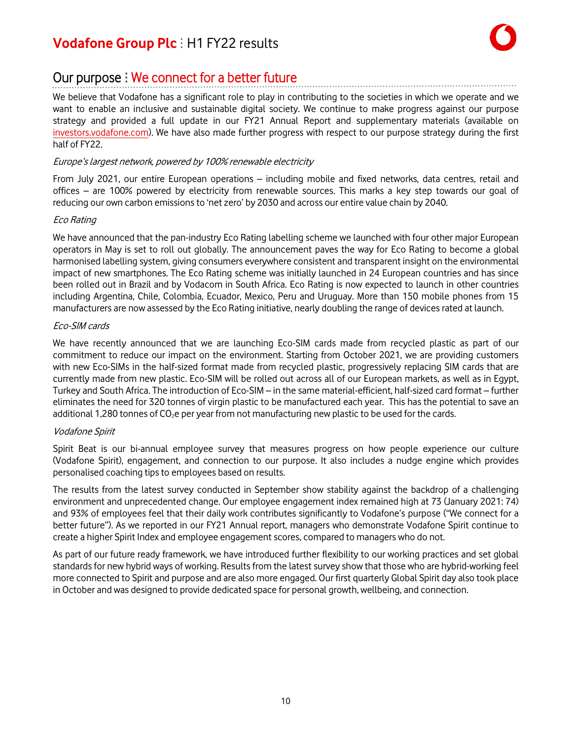## Our purpose : We connect for a better future

We believe that Vodafone has a significant role to play in contributing to the societies in which we operate and we want to enable an inclusive and sustainable digital society. We continue to make progress against our purpose strategy and provided a full update in our FY21 Annual Report and supplementary materials (available on investors.vodafone.com). We have also made further progress with respect to our purpose strategy during the first half of FY22.

*Europe's largest network, powered by 100% renewable electricity*

From July 2021, our entire European operations – including mobile and fixed networks, data centres, retail and offices – are 100% powered by electricity from renewable sources. This marks a key step towards our goal of reducing our own carbon emissions to 'net zero' by 2030 and across our entire value chain by 2040.

*Eco Rating*

We have announced that the pan-industry Eco Rating labelling scheme we launched with four other major European operators in May is set to roll out globally. The announcement paves the way for Eco Rating to become a global harmonised labelling system, giving consumers everywhere consistent and transparent insight on the environmental impact of new smartphones. The Eco Rating scheme was initially launched in 24 European countries and has since been rolled out in Brazil and by Vodacom in South Africa. Eco Rating is now expected to launch in other countries including Argentina, Chile, Colombia, Ecuador, Mexico, Peru and Uruguay. More than 150 mobile phones from 15 manufacturers are now assessed by the Eco Rating initiative, nearly doubling the range of devices rated at launch.

*Eco-SIM cards*

We have recently announced that we are launching Eco-SIM cards made from recycled plastic as part of our commitment to reduce our impact on the environment. Starting from October 2021, we are providing customers with new Eco-SIMs in the half-sized format made from recycled plastic, progressively replacing SIM cards that are currently made from new plastic. Eco-SIM will be rolled out across all of our European markets, as well as in Egypt, Turkey and South Africa. The introduction of Eco-SIM – in the same material-efficient, half-sized card format – further eliminates the need for 320 tonnes of virgin plastic to be manufactured each year. This has the potential to save an additional 1,280 tonnes of $CO_2e$ per year from not manufacturing new plastic to be used for the cards.

*Vodafone Spirit*

Spirit Beat is our bi-annual employee survey that measures progress on how people experience our culture (Vodafone Spirit), engagement, and connection to our purpose. It also includes a nudge engine which provides personalised coaching tips to employees based on results.

The results from the latest survey conducted in September show stability against the backdrop of a challenging environment and unprecedented change. Our employee engagement index remained high at 73 (January 2021: 74) and 93% of employees feel that their daily work contributes significantly to Vodafone's purpose ("We connect for a better future"). As we reported in our FY21 Annual report, managers who demonstrate Vodafone Spirit continue to create a higher Spirit Index and employee engagement scores, compared to managers who do not.

As part of our future ready framework, we have introduced further flexibility to our working practices and set global standards for new hybrid ways of working. Results from the latest survey show that those who are hybrid-working feel more connected to Spirit and purpose and are also more engaged. Our first quarterly Global Spirit day also took place in October and was designed to provide dedicated space for personal growth, wellbeing, and connection.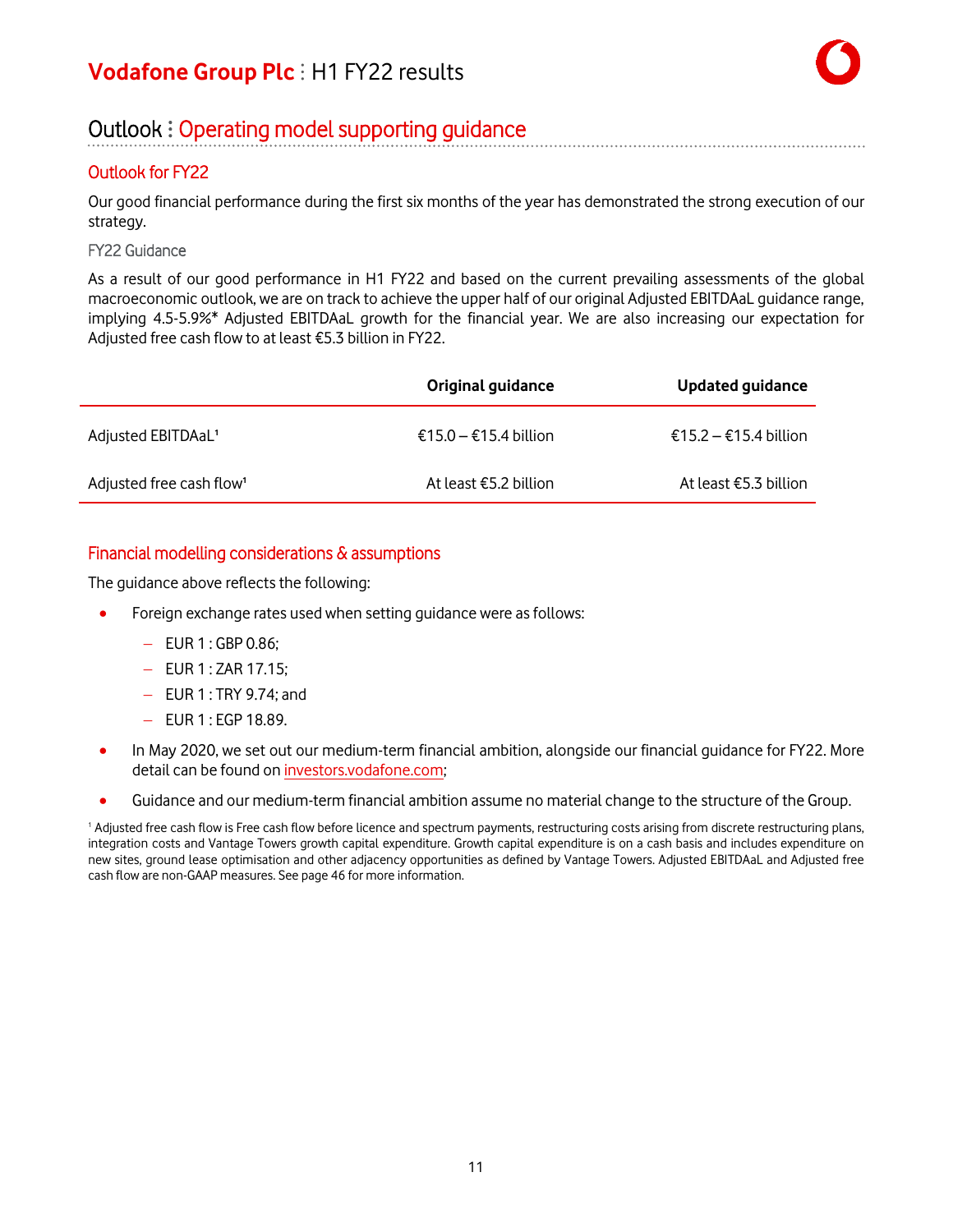# Outlook : Operating model supporting guidance

## Outlook for FY22

Our good financial performance during the first six months of the year has demonstrated the strong execution of our strategy.

### FY22 Guidance

As a result of our good performance in H1 FY22 and based on the current prevailing assessments of the global macroeconomic outlook, we are on track to achieve the upper half of our original Adjusted EBITDAaL guidance range, implying 4.5-5.9%* Adjusted EBITDAaL growth for the financial year. We are also increasing our expectation for Adjusted free cash flow to at least €5.3 billion in FY22.

| | Original guidance | Updated guidance |
|---|---|---|
| Adjusted EBITDAaL[1] | €15.0 – €15.4 billion | €15.2 – €15.4 billion |
| Adjusted free cash flow[1] | At least €5.2 billion | At least €5.3 billion |

## Financial modelling considerations & assumptions

The guidance above reflects the following:

- Foreign exchange rates used when setting guidance were as follows:
  - EUR 1 : GBP 0.86;
  - EUR 1 : ZAR 17.15;
  - EUR 1 : TRY 9.74; and
  - EUR 1 : EGP 18.89.
- In May 2020, we set out our medium-term financial ambition, alongside our financial guidance for FY22. More detail can be found on investors.vodafone.com;
- Guidance and our medium-term financial ambition assume no material change to the structure of the Group.

[1] Adjusted free cash flow is Free cash flow before licence and spectrum payments, restructuring costs arising from discrete restructuring plans, integration costs and Vantage Towers growth capital expenditure. Growth capital expenditure is on a cash basis and includes expenditure on new sites, ground lease optimisation and other adjacency opportunities as defined by Vantage Towers. Adjusted EBITDAaL and Adjusted free cash flow are non-GAAP measures. See page 46 for more information.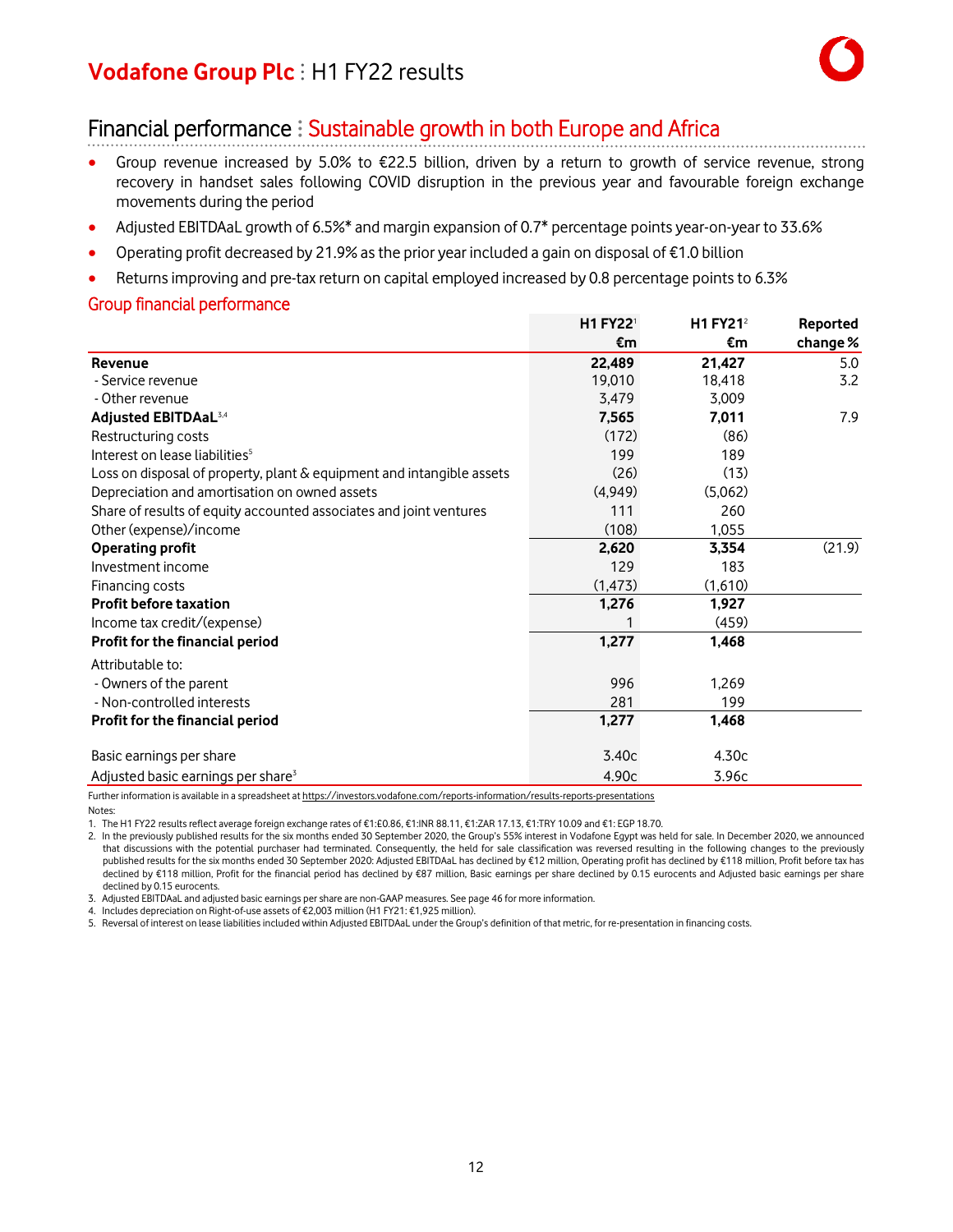## Financial performance : Sustainable growth in both Europe and Africa

- Group revenue increased by 5.0% to €22.5 billion, driven by a return to growth of service revenue, strong recovery in handset sales following COVID disruption in the previous year and favourable foreign exchange movements during the period
- Adjusted EBITDAaL growth of 6.5%* and margin expansion of 0.7* percentage points year-on-year to 33.6%
- Operating profit decreased by 21.9% as the prior year included a gain on disposal of €1.0 billion
- Returns improving and pre-tax return on capital employed increased by 0.8 percentage points to 6.3%

### Group financial performance

| | H1 FY22[1] €m | H1 FY21[2] €m | Reported change % |
|---|---|---|---|
| **Revenue** | **22,489** | **21,427** | 5.0 |
| - Service revenue | 19,010 | 18,418 | 3.2 |
| - Other revenue | 3,479 | 3,009 | |
| **Adjusted EBITDAaL**[3,4] | **7,565** | **7,011** | 7.9 |
| Restructuring costs | (172) | (86) | |
| Interest on lease liabilities[5] | 199 | 189 | |
| Loss on disposal of property, plant & equipment and intangible assets | (26) | (13) | |
| Depreciation and amortisation on owned assets | (4,949) | (5,062) | |
| Share of results of equity accounted associates and joint ventures | 111 | 260 | |
| Other (expense)/income | (108) | 1,055 | |
| **Operating profit** | **2,620** | **3,354** | (21.9) |
| Investment income | 129 | 183 | |
| Financing costs | (1,473) | (1,610) | |
| **Profit before taxation** | **1,276** | **1,927** | |
| Income tax credit/(expense) | 1 | (459) | |
| **Profit for the financial period** | **1,277** | **1,468** | |
| Attributable to: | | | |
| - Owners of the parent | 996 | 1,269 | |
| - Non-controlled interests | 281 | 199 | |
| **Profit for the financial period** | **1,277** | **1,468** | |
| Basic earnings per share | 3.40c | 4.30c | |
| Adjusted basic earnings per share[3] | 4.90c | 3.96c | |

Further information is available in a spreadsheet at https://investors.vodafone.com/reports-information/results-reports-presentations

Notes:

1. The H1 FY22 results reflect average foreign exchange rates of €1:£0.86, €1:INR 88.11, €1:ZAR 17.13, €1:TRY 10.09 and €1: EGP 18.70.
2. In the previously published results for the six months ended 30 September 2020, the Group's 55% interest in Vodafone Egypt was held for sale. In December 2020, we announced that discussions with the potential purchaser had terminated. Consequently, the held for sale classification was reversed resulting in the following changes to the previously published results for the six months ended 30 September 2020: Adjusted EBITDAaL has declined by €12 million, Operating profit has declined by €118 million, Profit before tax has declined by €118 million, Profit for the financial period has declined by €87 million, Basic earnings per share declined by 0.15 eurocents and Adjusted basic earnings per share declined by 0.15 eurocents.
3. Adjusted EBITDAaL and adjusted basic earnings per share are non-GAAP measures. See page 46 for more information.
4. Includes depreciation on Right-of-use assets of €2,003 million (H1 FY21: €1,925 million).
5. Reversal of interest on lease liabilities included within Adjusted EBITDAaL under the Group's definition of that metric, for re-presentation in financing costs.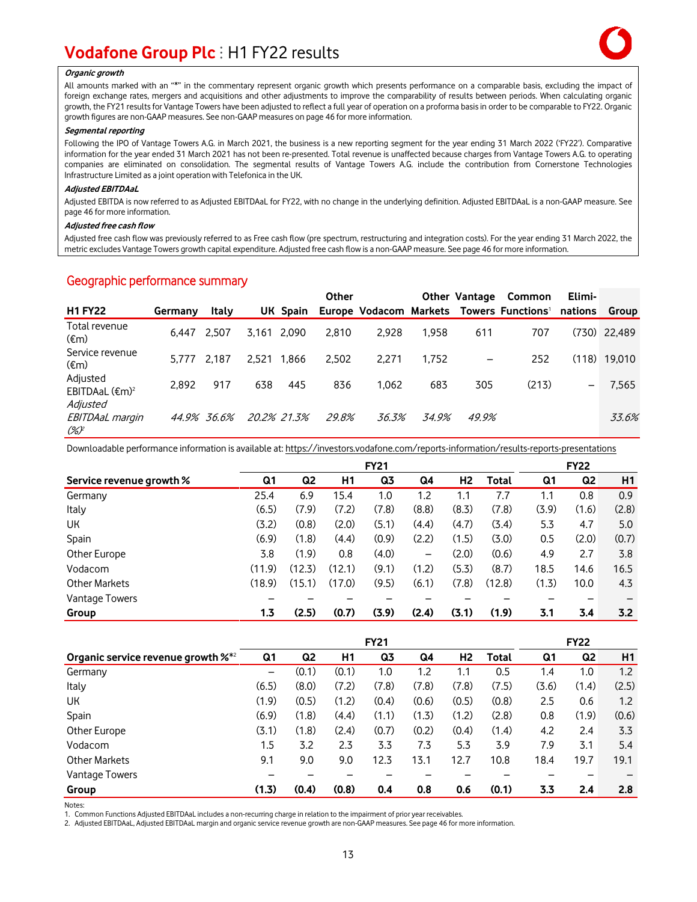**_Organic growth_**

All amounts marked with an "*" in the commentary represent organic growth which presents performance on a comparable basis, excluding the impact of foreign exchange rates, mergers and acquisitions and other adjustments to improve the comparability of results between periods. When calculating organic growth, the FY21 results for Vantage Towers have been adjusted to reflect a full year of operation on a proforma basis in order to be comparable to FY22. Organic growth figures are non-GAAP measures. See non-GAAP measures on page 46 for more information.

**_Segmental reporting_**

Following the IPO of Vantage Towers A.G. in March 2021, the business is a new reporting segment for the year ending 31 March 2022 ('FY22'). Comparative information for the year ended 31 March 2021 has not been re-presented. Total revenue is unaffected because charges from Vantage Towers A.G. to operating companies are eliminated on consolidation. The segmental results of Vantage Towers A.G. include the contribution from Cornerstone Technologies Infrastructure Limited as a joint operation with Telefonica in the UK.

**_Adjusted EBITDAaL_**

Adjusted EBITDA is now referred to as Adjusted EBITDAaL for FY22, with no change in the underlying definition. Adjusted EBITDAaL is a non-GAAP measure. See page 46 for more information.

**_Adjusted free cash flow_**

Adjusted free cash flow was previously referred to as Free cash flow (pre spectrum, restructuring and integration costs). For the year ending 31 March 2022, the metric excludes Vantage Towers growth capital expenditure. Adjusted free cash flow is a non-GAAP measure. See page 46 for more information.

## Geographic performance summary

| H1 FY22 | Germany | Italy | UK | Spain | Other Europe | Vodacom | Other Markets | Vantage Towers | Common Functions[1] | Elimi-nations | Group |
|---|---|---|---|---|---|---|---|---|---|---|---|
| Total revenue (€m) | 6,447 | 2,507 | 3,161 | 2,090 | 2,810 | 2,928 | 1,958 | 611 | 707 | (730) | 22,489 |
| Service revenue (€m) | 5,777 | 2,187 | 2,521 | 1,866 | 2,502 | 2,271 | 1,752 | – | 252 | (118) | 19,010 |
| Adjusted EBITDAaL (€m)[2] | 2,892 | 917 | 638 | 445 | 836 | 1,062 | 683 | 305 | (213) | – | 7,565 |
| *Adjusted EBITDAaL margin (%)*[2] | *44.9%* | *36.6%* | *20.2%* | *21.3%* | *29.8%* | *36.3%* | *34.9%* | *49.9%* | | | *33.6%* |

Downloadable performance information is available at: https://investors.vodafone.com/reports-information/results-reports-presentations

| | FY21 | | | | | | | FY22 | | |
|---|---|---|---|---|---|---|---|---|---|---|
| **Service revenue growth %** | **Q1** | **Q2** | **H1** | **Q3** | **Q4** | **H2** | **Total** | **Q1** | **Q2** | **H1** |
| Germany | 25.4 | 6.9 | 15.4 | 1.0 | 1.2 | 1.1 | 7.7 | 1.1 | 0.8 | 0.9 |
| Italy | (6.5) | (7.9) | (7.2) | (7.8) | (8.8) | (8.3) | (7.8) | (3.9) | (1.6) | (2.8) |
| UK | (3.2) | (0.8) | (2.0) | (5.1) | (4.4) | (4.7) | (3.4) | 5.3 | 4.7 | 5.0 |
| Spain | (6.9) | (1.8) | (4.4) | (0.9) | (2.2) | (1.5) | (3.0) | 0.5 | (2.0) | (0.7) |
| Other Europe | 3.8 | (1.9) | 0.8 | (4.0) | – | (2.0) | (0.6) | 4.9 | 2.7 | 3.8 |
| Vodacom | (11.9) | (12.3) | (12.1) | (9.1) | (1.2) | (5.3) | (8.7) | 18.5 | 14.6 | 16.5 |
| Other Markets | (18.9) | (15.1) | (17.0) | (9.5) | (6.1) | (7.8) | (12.8) | (1.3) | 10.0 | 4.3 |
| Vantage Towers | – | – | – | – | – | – | – | – | – | – |
| **Group** | **1.3** | **(2.5)** | **(0.7)** | **(3.9)** | **(2.4)** | **(3.1)** | **(1.9)** | **3.1** | **3.4** | **3.2** |

| | FY21 | | | | | | | FY22 | | |
|---|---|---|---|---|---|---|---|---|---|---|
| **Organic service revenue growth %*[2]** | **Q1** | **Q2** | **H1** | **Q3** | **Q4** | **H2** | **Total** | **Q1** | **Q2** | **H1** |
| Germany | – | (0.1) | (0.1) | 1.0 | 1.2 | 1.1 | 0.5 | 1.4 | 1.0 | 1.2 |
| Italy | (6.5) | (8.0) | (7.2) | (7.8) | (7.8) | (7.8) | (7.5) | (3.6) | (1.4) | (2.5) |
| UK | (1.9) | (0.5) | (1.2) | (0.4) | (0.6) | (0.5) | (0.8) | 2.5 | 0.6 | 1.2 |
| Spain | (6.9) | (1.8) | (4.4) | (1.1) | (1.3) | (1.2) | (2.8) | 0.8 | (1.9) | (0.6) |
| Other Europe | (3.1) | (1.8) | (2.4) | (0.7) | (0.2) | (0.4) | (1.4) | 4.2 | 2.4 | 3.3 |
| Vodacom | 1.5 | 3.2 | 2.3 | 3.3 | 7.3 | 5.3 | 3.9 | 7.9 | 3.1 | 5.4 |
| Other Markets | 9.1 | 9.0 | 9.0 | 12.3 | 13.1 | 12.7 | 10.8 | 18.4 | 19.7 | 19.1 |
| Vantage Towers | – | – | – | – | – | – | – | – | – | – |
| **Group** | **(1.3)** | **(0.4)** | **(0.8)** | **0.4** | **0.8** | **0.6** | **(0.1)** | **3.3** | **2.4** | **2.8** |

Notes:

1. Common Functions Adjusted EBITDAaL includes a non-recurring charge in relation to the impairment of prior year receivables.
2. Adjusted EBITDAaL, Adjusted EBITDAaL margin and organic service revenue growth are non-GAAP measures. See page 46 for more information.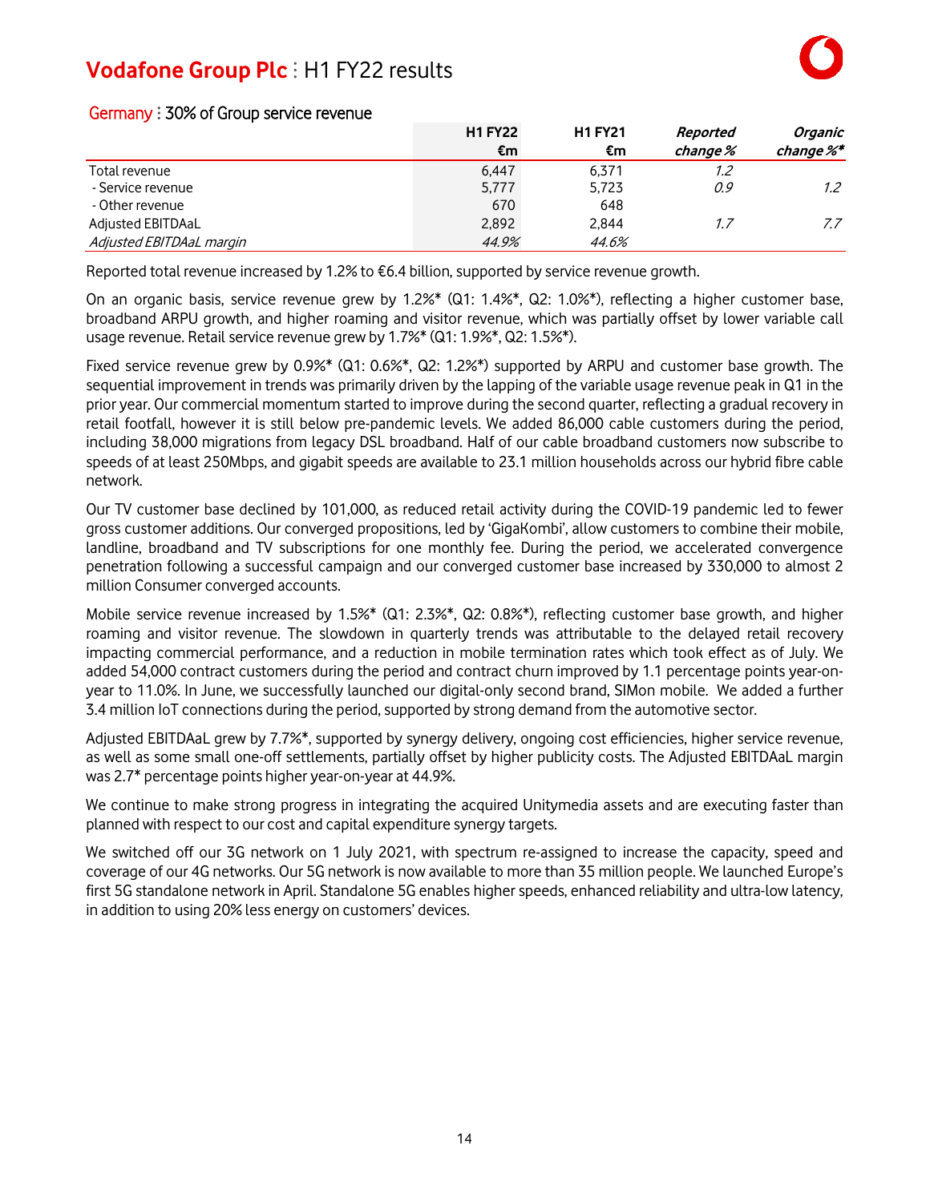## Germany : 30% of Group service revenue

| | H1 FY22 €m | H1 FY21 €m | *Reported change %* | *Organic change %** |
|---|---|---|---|---|
| Total revenue | 6,447 | 6,371 | *1.2* | |
| - Service revenue | 5,777 | 5,723 | *0.9* | *1.2* |
| - Other revenue | 670 | 648 | | |
| Adjusted EBITDAaL | 2,892 | 2,844 | *1.7* | *7.7* |
| *Adjusted EBITDAaL margin* | *44.9%* | *44.6%* | | |

Reported total revenue increased by 1.2% to €6.4 billion, supported by service revenue growth.

On an organic basis, service revenue grew by 1.2%* (Q1: 1.4%*, Q2: 1.0%*), reflecting a higher customer base, broadband ARPU growth, and higher roaming and visitor revenue, which was partially offset by lower variable call usage revenue. Retail service revenue grew by 1.7%* (Q1: 1.9%*, Q2: 1.5%*).

Fixed service revenue grew by 0.9%* (Q1: 0.6%*, Q2: 1.2%*) supported by ARPU and customer base growth. The sequential improvement in trends was primarily driven by the lapping of the variable usage revenue peak in Q1 in the prior year. Our commercial momentum started to improve during the second quarter, reflecting a gradual recovery in retail footfall, however it is still below pre-pandemic levels. We added 86,000 cable customers during the period, including 38,000 migrations from legacy DSL broadband. Half of our cable broadband customers now subscribe to speeds of at least 250Mbps, and gigabit speeds are available to 23.1 million households across our hybrid fibre cable network.

Our TV customer base declined by 101,000, as reduced retail activity during the COVID-19 pandemic led to fewer gross customer additions. Our converged propositions, led by 'GigaKombi', allow customers to combine their mobile, landline, broadband and TV subscriptions for one monthly fee. During the period, we accelerated convergence penetration following a successful campaign and our converged customer base increased by 330,000 to almost 2 million Consumer converged accounts.

Mobile service revenue increased by 1.5%* (Q1: 2.3%*, Q2: 0.8%*), reflecting customer base growth, and higher roaming and visitor revenue. The slowdown in quarterly trends was attributable to the delayed retail recovery impacting commercial performance, and a reduction in mobile termination rates which took effect as of July. We added 54,000 contract customers during the period and contract churn improved by 1.1 percentage points year-on-year to 11.0%. In June, we successfully launched our digital-only second brand, SIMon mobile. We added a further 3.4 million IoT connections during the period, supported by strong demand from the automotive sector.

Adjusted EBITDAaL grew by 7.7%*, supported by synergy delivery, ongoing cost efficiencies, higher service revenue, as well as some small one-off settlements, partially offset by higher publicity costs. The Adjusted EBITDAaL margin was 2.7* percentage points higher year-on-year at 44.9%.

We continue to make strong progress in integrating the acquired Unitymedia assets and are executing faster than planned with respect to our cost and capital expenditure synergy targets.

We switched off our 3G network on 1 July 2021, with spectrum re-assigned to increase the capacity, speed and coverage of our 4G networks. Our 5G network is now available to more than 35 million people. We launched Europe's first 5G standalone network in April. Standalone 5G enables higher speeds, enhanced reliability and ultra-low latency, in addition to using 20% less energy on customers' devices.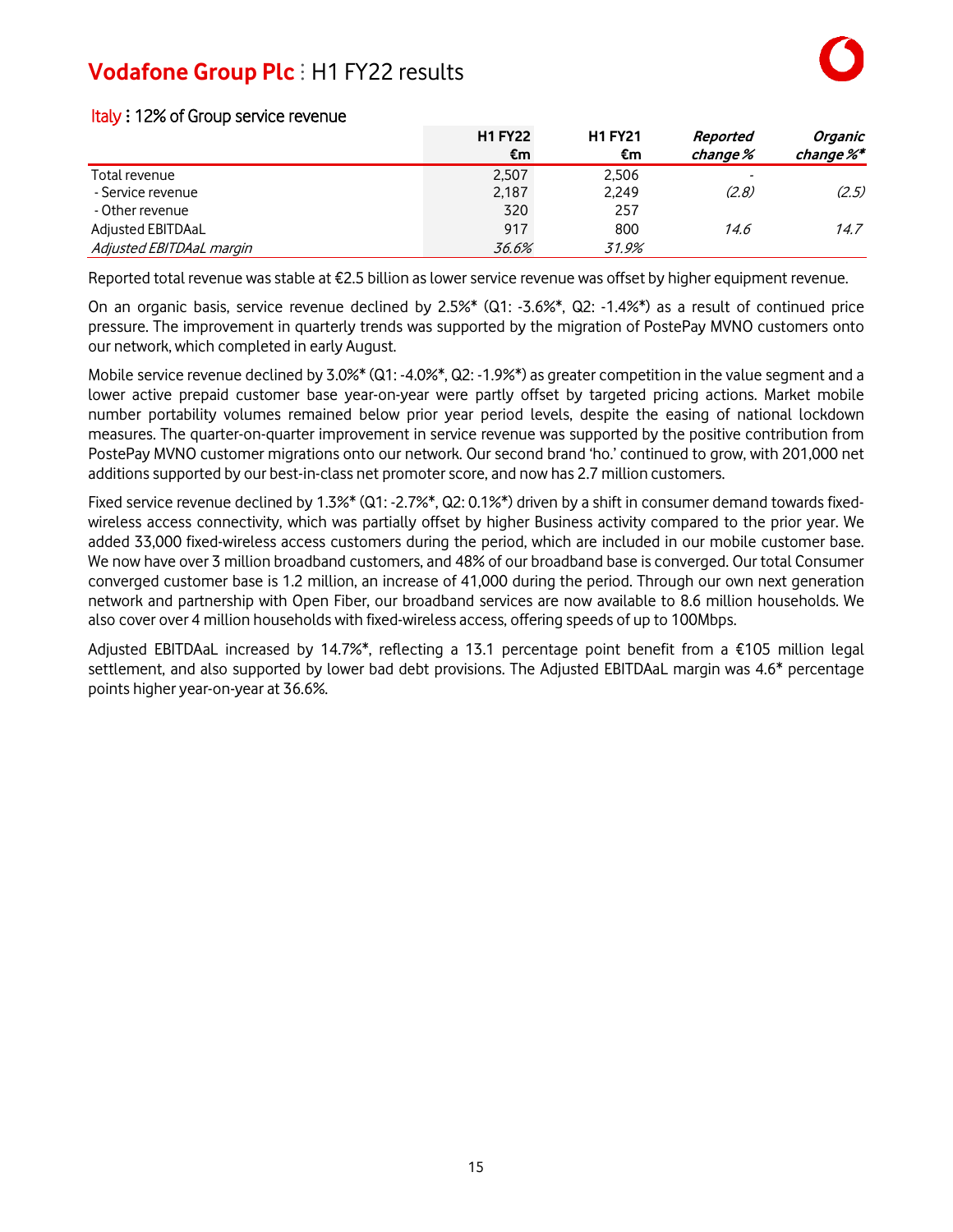## Italy : 12% of Group service revenue

| | H1 FY22 €m | H1 FY21 €m | *Reported change %* | *Organic change %** |
|---|---|---|---|---|
| Total revenue | 2,507 | 2,506 | - | |
| - Service revenue | 2,187 | 2,249 | *(2.8)* | *(2.5)* |
| - Other revenue | 320 | 257 | | |
| Adjusted EBITDAaL | 917 | 800 | *14.6* | *14.7* |
| *Adjusted EBITDAaL margin* | *36.6%* | *31.9%* | | |

Reported total revenue was stable at €2.5 billion as lower service revenue was offset by higher equipment revenue.

On an organic basis, service revenue declined by 2.5%* (Q1: -3.6%*, Q2: -1.4%*) as a result of continued price pressure. The improvement in quarterly trends was supported by the migration of PostePay MVNO customers onto our network, which completed in early August.

Mobile service revenue declined by 3.0%* (Q1: -4.0%*, Q2: -1.9%*) as greater competition in the value segment and a lower active prepaid customer base year-on-year were partly offset by targeted pricing actions. Market mobile number portability volumes remained below prior year period levels, despite the easing of national lockdown measures. The quarter-on-quarter improvement in service revenue was supported by the positive contribution from PostePay MVNO customer migrations onto our network. Our second brand 'ho.' continued to grow, with 201,000 net additions supported by our best-in-class net promoter score, and now has 2.7 million customers.

Fixed service revenue declined by 1.3%* (Q1: -2.7%*, Q2: 0.1%*) driven by a shift in consumer demand towards fixed-wireless access connectivity, which was partially offset by higher Business activity compared to the prior year. We added 33,000 fixed-wireless access customers during the period, which are included in our mobile customer base. We now have over 3 million broadband customers, and 48% of our broadband base is converged. Our total Consumer converged customer base is 1.2 million, an increase of 41,000 during the period. Through our own next generation network and partnership with Open Fiber, our broadband services are now available to 8.6 million households. We also cover over 4 million households with fixed-wireless access, offering speeds of up to 100Mbps.

Adjusted EBITDAaL increased by 14.7%*, reflecting a 13.1 percentage point benefit from a €105 million legal settlement, and also supported by lower bad debt provisions. The Adjusted EBITDAaL margin was 4.6* percentage points higher year-on-year at 36.6%.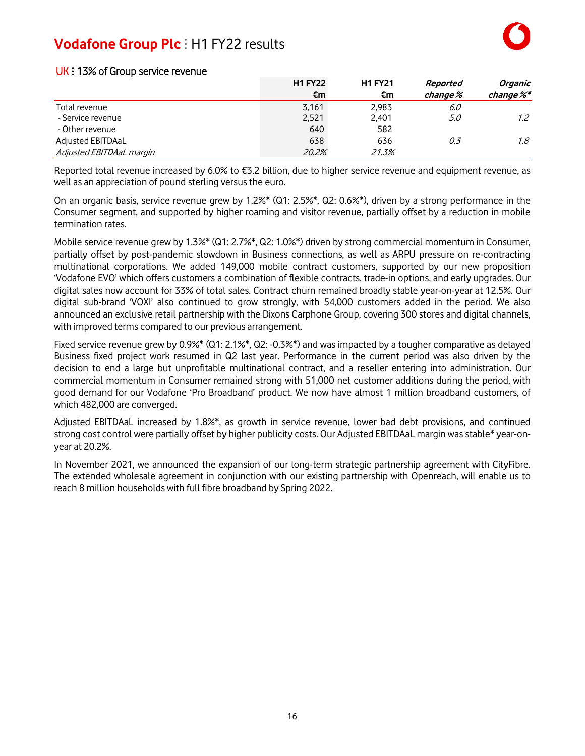## UK : 13% of Group service revenue

| | H1 FY22 €m | H1 FY21 €m | *Reported change %* | *Organic change %** |
|---|---|---|---|---|
| Total revenue | 3,161 | 2,983 | *6.0* | |
| - Service revenue | 2,521 | 2,401 | *5.0* | *1.2* |
| - Other revenue | 640 | 582 | | |
| Adjusted EBITDAaL | 638 | 636 | *0.3* | *1.8* |
| *Adjusted EBITDAaL margin* | *20.2%* | *21.3%* | | |

Reported total revenue increased by 6.0% to €3.2 billion, due to higher service revenue and equipment revenue, as well as an appreciation of pound sterling versus the euro.

On an organic basis, service revenue grew by 1.2%* (Q1: 2.5%*, Q2: 0.6%*), driven by a strong performance in the Consumer segment, and supported by higher roaming and visitor revenue, partially offset by a reduction in mobile termination rates.

Mobile service revenue grew by 1.3%* (Q1: 2.7%*, Q2: 1.0%*) driven by strong commercial momentum in Consumer, partially offset by post-pandemic slowdown in Business connections, as well as ARPU pressure on re-contracting multinational corporations. We added 149,000 mobile contract customers, supported by our new proposition 'Vodafone EVO' which offers customers a combination of flexible contracts, trade-in options, and early upgrades. Our digital sales now account for 33% of total sales. Contract churn remained broadly stable year-on-year at 12.5%. Our digital sub-brand 'VOXI' also continued to grow strongly, with 54,000 customers added in the period. We also announced an exclusive retail partnership with the Dixons Carphone Group, covering 300 stores and digital channels, with improved terms compared to our previous arrangement.

Fixed service revenue grew by 0.9%* (Q1: 2.1%*, Q2: -0.3%*) and was impacted by a tougher comparative as delayed Business fixed project work resumed in Q2 last year. Performance in the current period was also driven by the decision to end a large but unprofitable multinational contract, and a reseller entering into administration. Our commercial momentum in Consumer remained strong with 51,000 net customer additions during the period, with good demand for our Vodafone 'Pro Broadband' product. We now have almost 1 million broadband customers, of which 482,000 are converged.

Adjusted EBITDAaL increased by 1.8%*, as growth in service revenue, lower bad debt provisions, and continued strong cost control were partially offset by higher publicity costs. Our Adjusted EBITDAaL margin was stable* year-on-year at 20.2%.

In November 2021, we announced the expansion of our long-term strategic partnership agreement with CityFibre. The extended wholesale agreement in conjunction with our existing partnership with Openreach, will enable us to reach 8 million households with full fibre broadband by Spring 2022.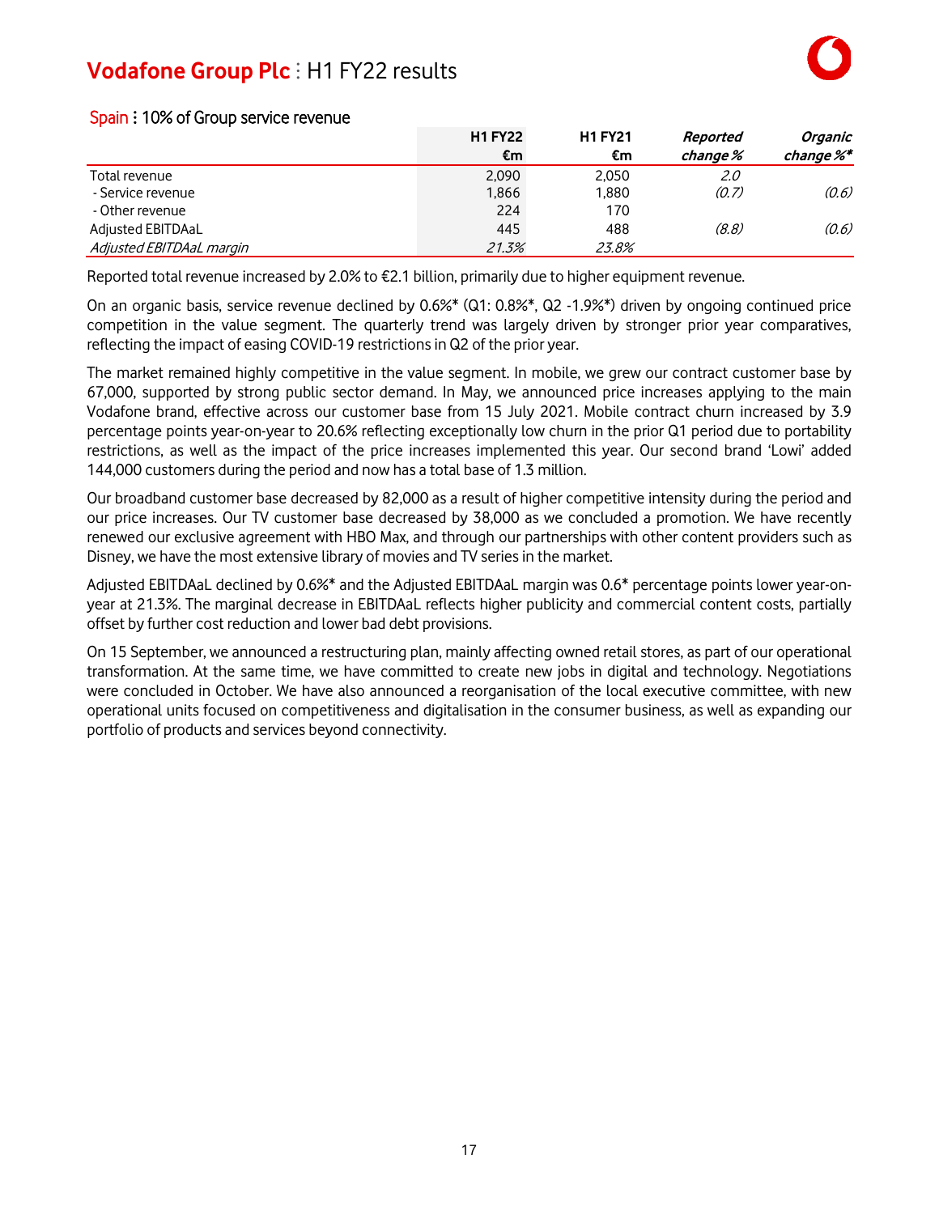## Spain : 10% of Group service revenue

| | H1 FY22 €m | H1 FY21 €m | *Reported change %* | *Organic change %** |
|---|---|---|---|---|
| Total revenue | 2,090 | 2,050 | *2.0* | |
| - Service revenue | 1,866 | 1,880 | *(0.7)* | *(0.6)* |
| - Other revenue | 224 | 170 | | |
| Adjusted EBITDAaL | 445 | 488 | *(8.8)* | *(0.6)* |
| *Adjusted EBITDAaL margin* | *21.3%* | *23.8%* | | |

Reported total revenue increased by 2.0% to €2.1 billion, primarily due to higher equipment revenue.

On an organic basis, service revenue declined by 0.6%* (Q1: 0.8%*, Q2 -1.9%*) driven by ongoing continued price competition in the value segment. The quarterly trend was largely driven by stronger prior year comparatives, reflecting the impact of easing COVID-19 restrictions in Q2 of the prior year.

The market remained highly competitive in the value segment. In mobile, we grew our contract customer base by 67,000, supported by strong public sector demand. In May, we announced price increases applying to the main Vodafone brand, effective across our customer base from 15 July 2021. Mobile contract churn increased by 3.9 percentage points year-on-year to 20.6% reflecting exceptionally low churn in the prior Q1 period due to portability restrictions, as well as the impact of the price increases implemented this year. Our second brand 'Lowi' added 144,000 customers during the period and now has a total base of 1.3 million.

Our broadband customer base decreased by 82,000 as a result of higher competitive intensity during the period and our price increases. Our TV customer base decreased by 38,000 as we concluded a promotion. We have recently renewed our exclusive agreement with HBO Max, and through our partnerships with other content providers such as Disney, we have the most extensive library of movies and TV series in the market.

Adjusted EBITDAaL declined by 0.6%* and the Adjusted EBITDAaL margin was 0.6* percentage points lower year-on-year at 21.3%. The marginal decrease in EBITDAaL reflects higher publicity and commercial content costs, partially offset by further cost reduction and lower bad debt provisions.

On 15 September, we announced a restructuring plan, mainly affecting owned retail stores, as part of our operational transformation. At the same time, we have committed to create new jobs in digital and technology. Negotiations were concluded in October. We have also announced a reorganisation of the local executive committee, with new operational units focused on competitiveness and digitalisation in the consumer business, as well as expanding our portfolio of products and services beyond connectivity.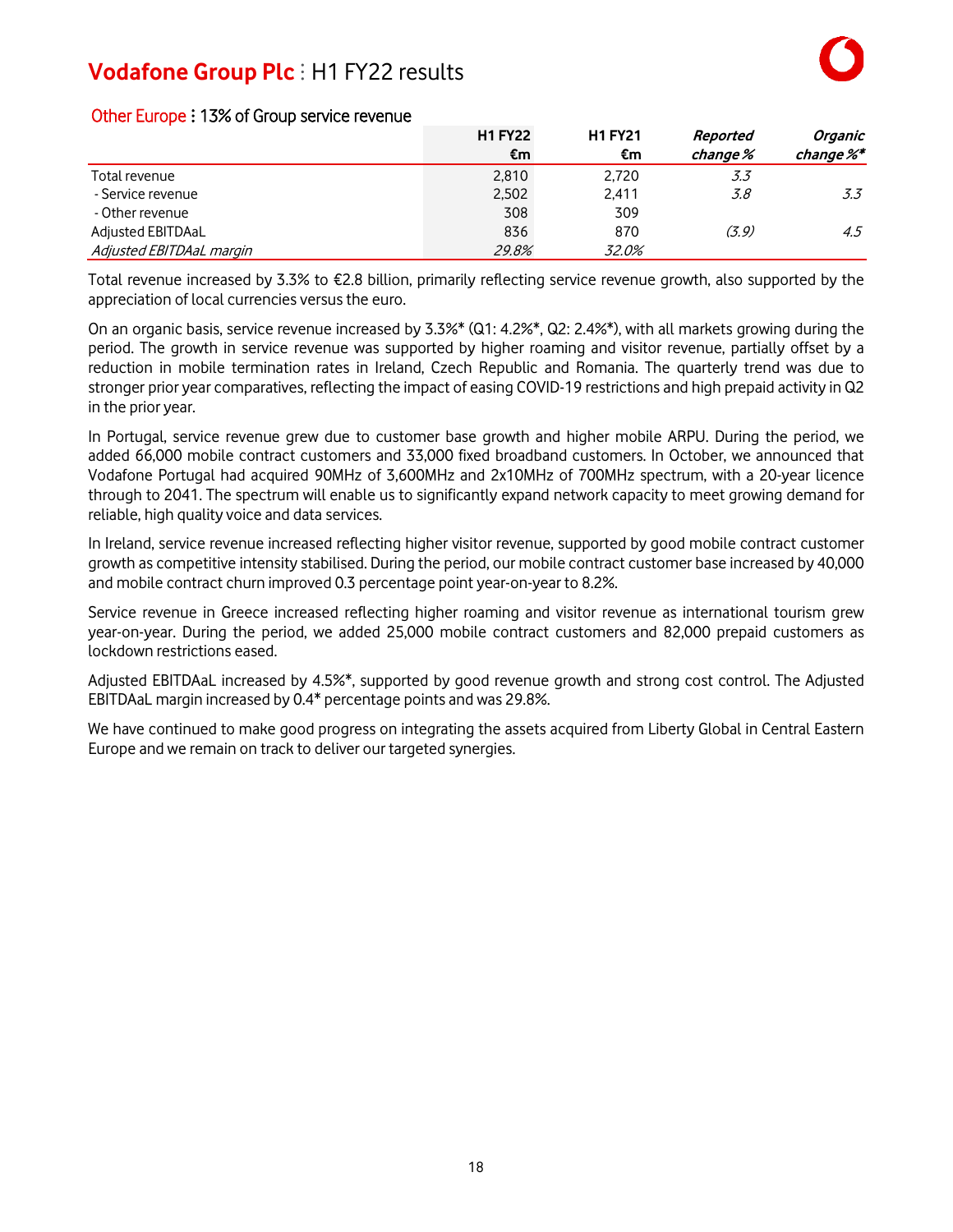## Other Europe : 13% of Group service revenue

| | H1 FY22 €m | H1 FY21 €m | *Reported change %* | *Organic change %** |
|---|---|---|---|---|
| Total revenue | 2,810 | 2,720 | *3.3* | |
| - Service revenue | 2,502 | 2,411 | *3.8* | *3.3* |
| - Other revenue | 308 | 309 | | |
| Adjusted EBITDAaL | 836 | 870 | *(3.9)* | *4.5* |
| *Adjusted EBITDAaL margin* | *29.8%* | *32.0%* | | |

Total revenue increased by 3.3% to €2.8 billion, primarily reflecting service revenue growth, also supported by the appreciation of local currencies versus the euro.

On an organic basis, service revenue increased by 3.3%* (Q1: 4.2%*, Q2: 2.4%*), with all markets growing during the period. The growth in service revenue was supported by higher roaming and visitor revenue, partially offset by a reduction in mobile termination rates in Ireland, Czech Republic and Romania. The quarterly trend was due to stronger prior year comparatives, reflecting the impact of easing COVID-19 restrictions and high prepaid activity in Q2 in the prior year.

In Portugal, service revenue grew due to customer base growth and higher mobile ARPU. During the period, we added 66,000 mobile contract customers and 33,000 fixed broadband customers. In October, we announced that Vodafone Portugal had acquired 90MHz of 3,600MHz and 2x10MHz of 700MHz spectrum, with a 20-year licence through to 2041. The spectrum will enable us to significantly expand network capacity to meet growing demand for reliable, high quality voice and data services.

In Ireland, service revenue increased reflecting higher visitor revenue, supported by good mobile contract customer growth as competitive intensity stabilised. During the period, our mobile contract customer base increased by 40,000 and mobile contract churn improved 0.3 percentage point year-on-year to 8.2%.

Service revenue in Greece increased reflecting higher roaming and visitor revenue as international tourism grew year-on-year. During the period, we added 25,000 mobile contract customers and 82,000 prepaid customers as lockdown restrictions eased.

Adjusted EBITDAaL increased by 4.5%*, supported by good revenue growth and strong cost control. The Adjusted EBITDAaL margin increased by 0.4* percentage points and was 29.8%.

We have continued to make good progress on integrating the assets acquired from Liberty Global in Central Eastern Europe and we remain on track to deliver our targeted synergies.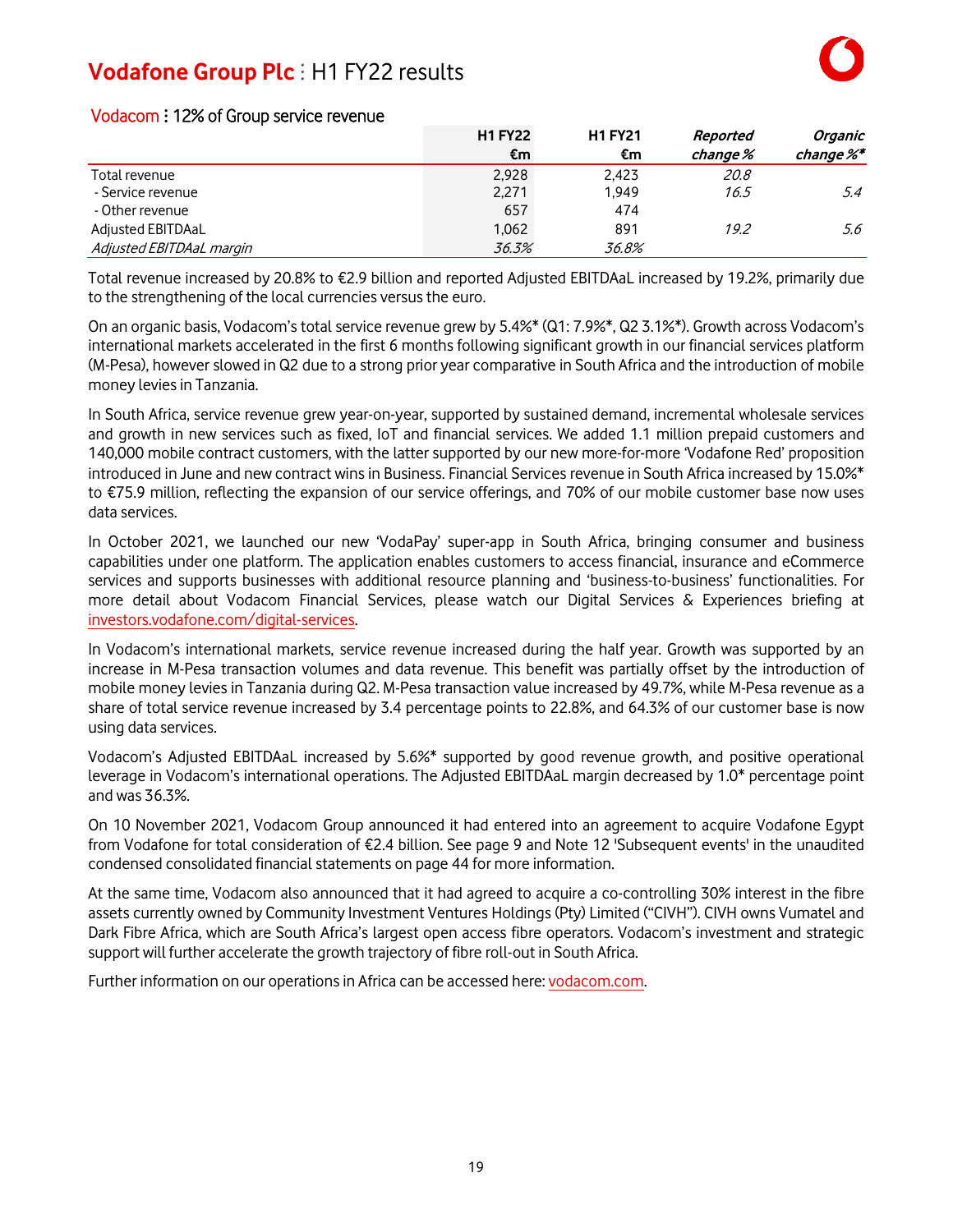## Vodacom : 12% of Group service revenue

| | H1 FY22 €m | H1 FY21 €m | *Reported change %* | *Organic change %** |
|---|---|---|---|---|
| Total revenue | 2,928 | 2,423 | *20.8* | |
| - Service revenue | 2,271 | 1,949 | *16.5* | *5.4* |
| - Other revenue | 657 | 474 | | |
| Adjusted EBITDAaL | 1,062 | 891 | *19.2* | *5.6* |
| *Adjusted EBITDAaL margin* | *36.3%* | *36.8%* | | |

Total revenue increased by 20.8% to €2.9 billion and reported Adjusted EBITDAaL increased by 19.2%, primarily due to the strengthening of the local currencies versus the euro.

On an organic basis, Vodacom's total service revenue grew by 5.4%* (Q1: 7.9%*, Q2 3.1%*). Growth across Vodacom's international markets accelerated in the first 6 months following significant growth in our financial services platform (M-Pesa), however slowed in Q2 due to a strong prior year comparative in South Africa and the introduction of mobile money levies in Tanzania.

In South Africa, service revenue grew year-on-year, supported by sustained demand, incremental wholesale services and growth in new services such as fixed, IoT and financial services. We added 1.1 million prepaid customers and 140,000 mobile contract customers, with the latter supported by our new more-for-more 'Vodafone Red' proposition introduced in June and new contract wins in Business. Financial Services revenue in South Africa increased by 15.0%* to €75.9 million, reflecting the expansion of our service offerings, and 70% of our mobile customer base now uses data services.

In October 2021, we launched our new 'VodaPay' super-app in South Africa, bringing consumer and business capabilities under one platform. The application enables customers to access financial, insurance and eCommerce services and supports businesses with additional resource planning and 'business-to-business' functionalities. For more detail about Vodacom Financial Services, please watch our Digital Services & Experiences briefing at investors.vodafone.com/digital-services.

In Vodacom's international markets, service revenue increased during the half year. Growth was supported by an increase in M-Pesa transaction volumes and data revenue. This benefit was partially offset by the introduction of mobile money levies in Tanzania during Q2. M-Pesa transaction value increased by 49.7%, while M-Pesa revenue as a share of total service revenue increased by 3.4 percentage points to 22.8%, and 64.3% of our customer base is now using data services.

Vodacom's Adjusted EBITDAaL increased by 5.6%* supported by good revenue growth, and positive operational leverage in Vodacom's international operations. The Adjusted EBITDAaL margin decreased by 1.0* percentage point and was 36.3%.

On 10 November 2021, Vodacom Group announced it had entered into an agreement to acquire Vodafone Egypt from Vodafone for total consideration of €2.4 billion. See page 9 and Note 12 'Subsequent events' in the unaudited condensed consolidated financial statements on page 44 for more information.

At the same time, Vodacom also announced that it had agreed to acquire a co-controlling 30% interest in the fibre assets currently owned by Community Investment Ventures Holdings (Pty) Limited ("CIVH"). CIVH owns Vumatel and Dark Fibre Africa, which are South Africa's largest open access fibre operators. Vodacom's investment and strategic support will further accelerate the growth trajectory of fibre roll-out in South Africa.

Further information on our operations in Africa can be accessed here: vodacom.com.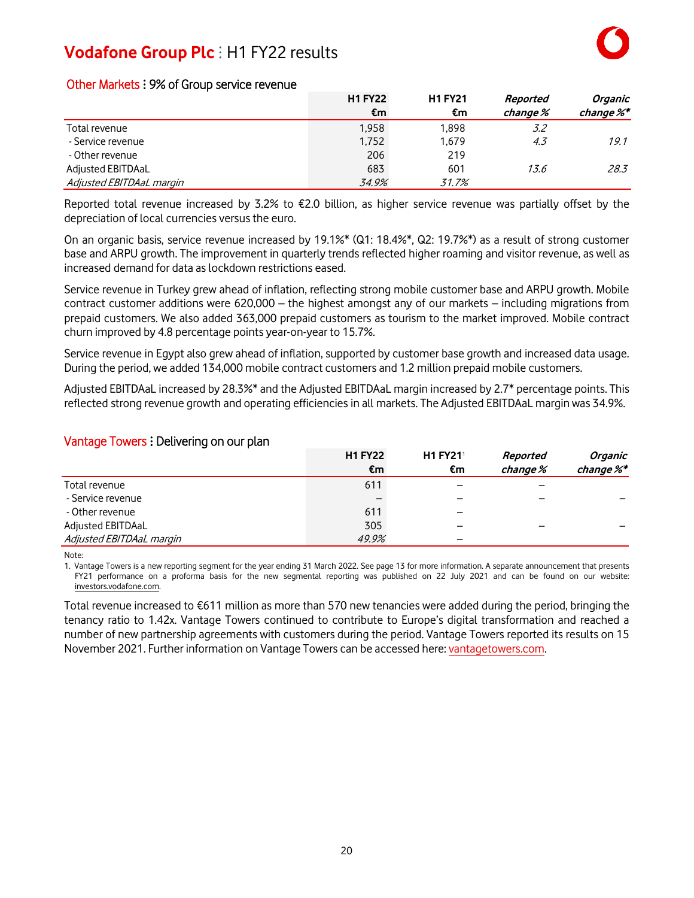## Other Markets : 9% of Group service revenue

| | H1 FY22 €m | H1 FY21 €m | Reported change % | Organic change %* |
|---|---|---|---|---|
| Total revenue | 1,958 | 1,898 | *3.2* | |
| - Service revenue | 1,752 | 1,679 | *4.3* | *19.1* |
| - Other revenue | 206 | 219 | | |
| Adjusted EBITDAaL | 683 | 601 | *13.6* | *28.3* |
| *Adjusted EBITDAaL margin* | *34.9%* | *31.7%* | | |

Reported total revenue increased by 3.2% to €2.0 billion, as higher service revenue was partially offset by the depreciation of local currencies versus the euro.

On an organic basis, service revenue increased by 19.1%* (Q1: 18.4%*, Q2: 19.7%*) as a result of strong customer base and ARPU growth. The improvement in quarterly trends reflected higher roaming and visitor revenue, as well as increased demand for data as lockdown restrictions eased.

Service revenue in Turkey grew ahead of inflation, reflecting strong mobile customer base and ARPU growth. Mobile contract customer additions were 620,000 – the highest amongst any of our markets – including migrations from prepaid customers. We also added 363,000 prepaid customers as tourism to the market improved. Mobile contract churn improved by 4.8 percentage points year-on-year to 15.7%.

Service revenue in Egypt also grew ahead of inflation, supported by customer base growth and increased data usage. During the period, we added 134,000 mobile contract customers and 1.2 million prepaid mobile customers.

Adjusted EBITDAaL increased by 28.3%* and the Adjusted EBITDAaL margin increased by 2.7* percentage points. This reflected strong revenue growth and operating efficiencies in all markets. The Adjusted EBITDAaL margin was 34.9%.

## Vantage Towers : Delivering on our plan

| | H1 FY22 €m | H1 FY21[1] €m | Reported change % | Organic change %* |
|---|---|---|---|---|
| Total revenue | 611 | – | – | |
| - Service revenue | – | – | – | – |
| - Other revenue | 611 | – | | |
| Adjusted EBITDAaL | 305 | – | – | – |
| *Adjusted EBITDAaL margin* | *49.9%* | – | | |

Note:
1. Vantage Towers is a new reporting segment for the year ending 31 March 2022. See page 13 for more information. A separate announcement that presents FY21 performance on a proforma basis for the new segmental reporting was published on 22 July 2021 and can be found on our website: investors.vodafone.com.

Total revenue increased to €611 million as more than 570 new tenancies were added during the period, bringing the tenancy ratio to 1.42x. Vantage Towers continued to contribute to Europe's digital transformation and reached a number of new partnership agreements with customers during the period. Vantage Towers reported its results on 15 November 2021. Further information on Vantage Towers can be accessed here: vantagetowers.com.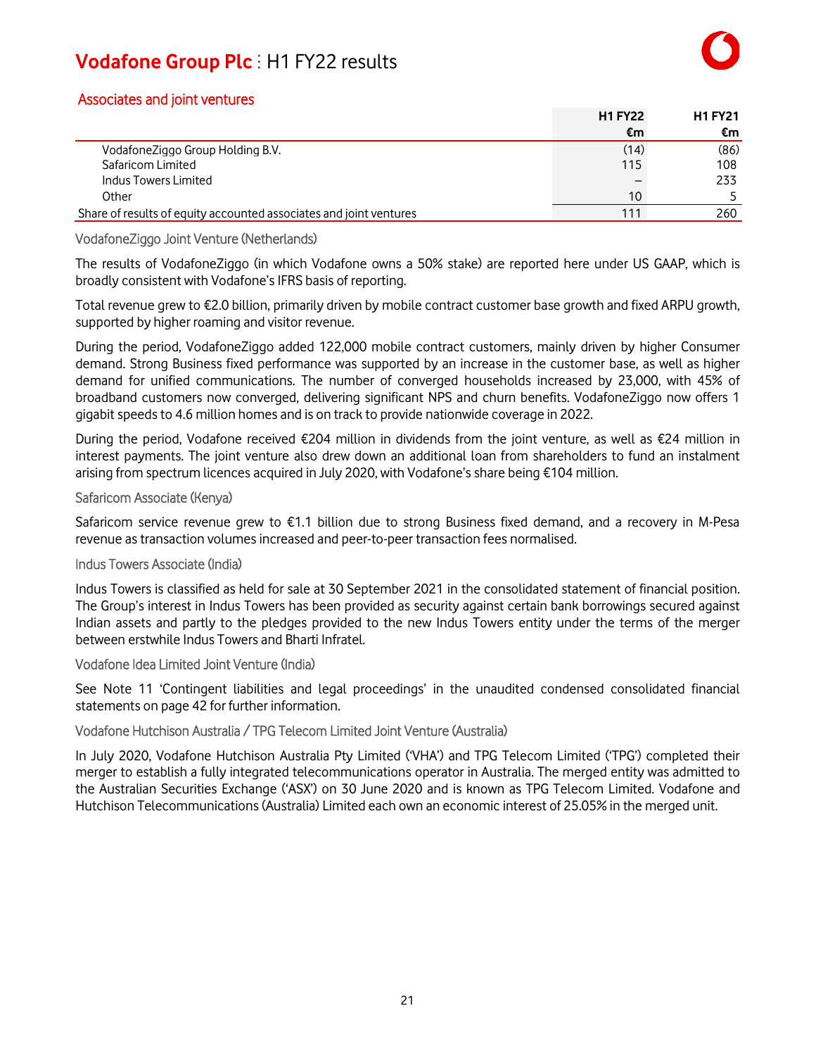## Associates and joint ventures

| | H1 FY22 €m | H1 FY21 €m |
|---|---|---|
| VodafoneZiggo Group Holding B.V. | (14) | (86) |
| Safaricom Limited | 115 | 108 |
| Indus Towers Limited | – | 233 |
| Other | 10 | 5 |
| Share of results of equity accounted associates and joint ventures | 111 | 260 |

### VodafoneZiggo Joint Venture (Netherlands)

The results of VodafoneZiggo (in which Vodafone owns a 50% stake) are reported here under US GAAP, which is broadly consistent with Vodafone's IFRS basis of reporting.

Total revenue grew to €2.0 billion, primarily driven by mobile contract customer base growth and fixed ARPU growth, supported by higher roaming and visitor revenue.

During the period, VodafoneZiggo added 122,000 mobile contract customers, mainly driven by higher Consumer demand. Strong Business fixed performance was supported by an increase in the customer base, as well as higher demand for unified communications. The number of converged households increased by 23,000, with 45% of broadband customers now converged, delivering significant NPS and churn benefits. VodafoneZiggo now offers 1 gigabit speeds to 4.6 million homes and is on track to provide nationwide coverage in 2022.

During the period, Vodafone received €204 million in dividends from the joint venture, as well as €24 million in interest payments. The joint venture also drew down an additional loan from shareholders to fund an instalment arising from spectrum licences acquired in July 2020, with Vodafone's share being €104 million.

### Safaricom Associate (Kenya)

Safaricom service revenue grew to €1.1 billion due to strong Business fixed demand, and a recovery in M-Pesa revenue as transaction volumes increased and peer-to-peer transaction fees normalised.

### Indus Towers Associate (India)

Indus Towers is classified as held for sale at 30 September 2021 in the consolidated statement of financial position. The Group's interest in Indus Towers has been provided as security against certain bank borrowings secured against Indian assets and partly to the pledges provided to the new Indus Towers entity under the terms of the merger between erstwhile Indus Towers and Bharti Infratel.

### Vodafone Idea Limited Joint Venture (India)

See Note 11 'Contingent liabilities and legal proceedings' in the unaudited condensed consolidated financial statements on page 42 for further information.

### Vodafone Hutchison Australia / TPG Telecom Limited Joint Venture (Australia)

In July 2020, Vodafone Hutchison Australia Pty Limited ('VHA') and TPG Telecom Limited ('TPG') completed their merger to establish a fully integrated telecommunications operator in Australia. The merged entity was admitted to the Australian Securities Exchange ('ASX') on 30 June 2020 and is known as TPG Telecom Limited. Vodafone and Hutchison Telecommunications (Australia) Limited each own an economic interest of 25.05% in the merged unit.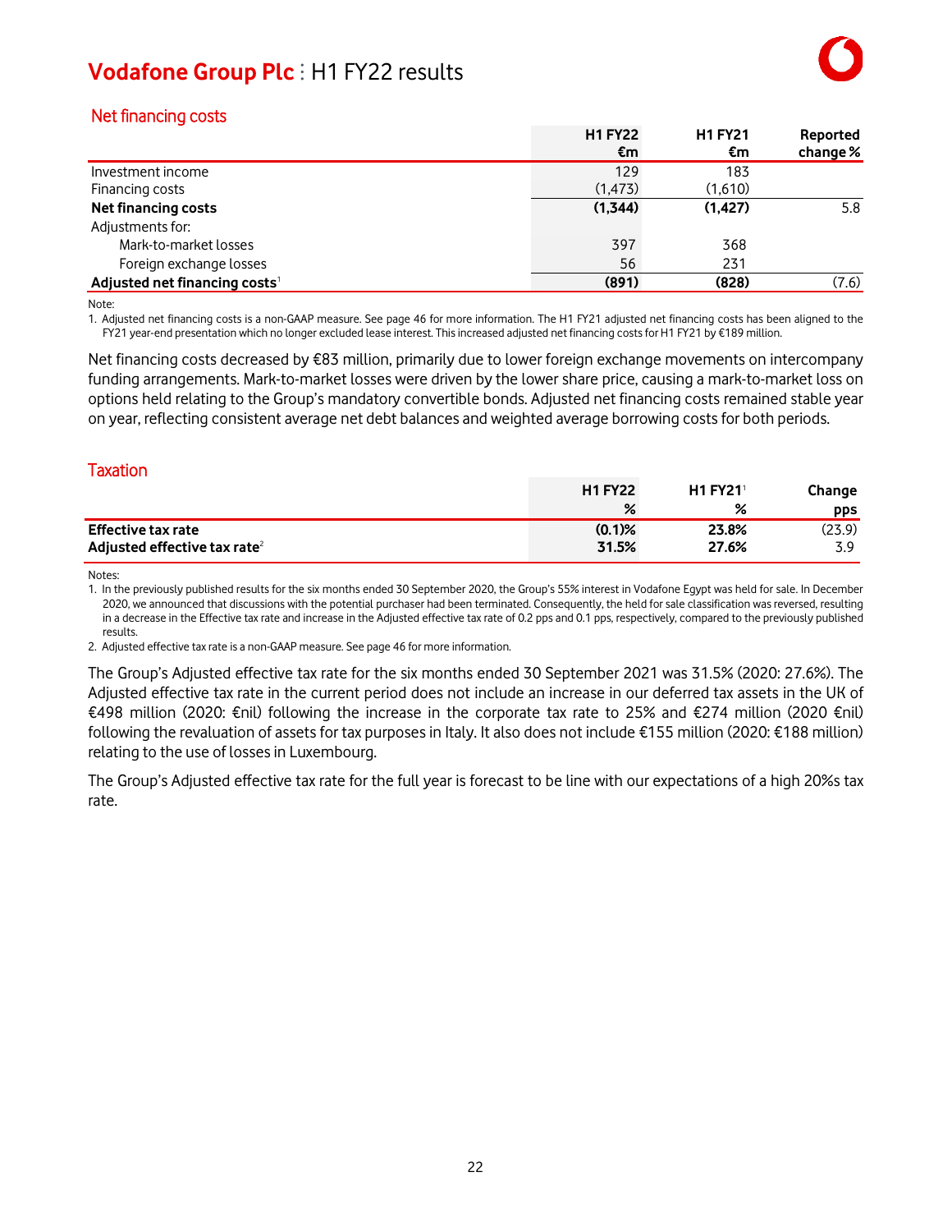## Net financing costs

| | H1 FY22 €m | H1 FY21 €m | Reported change % |
|---|---|---|---|
| Investment income | 129 | 183 | |
| Financing costs | (1,473) | (1,610) | |
| **Net financing costs** | **(1,344)** | **(1,427)** | 5.8 |
| Adjustments for: | | | |
| Mark-to-market losses | 397 | 368 | |
| Foreign exchange losses | 56 | 231 | |
| **Adjusted net financing costs**[1] | **(891)** | **(828)** | (7.6) |

Note:
1. Adjusted net financing costs is a non-GAAP measure. See page 46 for more information. The H1 FY21 adjusted net financing costs has been aligned to the FY21 year-end presentation which no longer excluded lease interest. This increased adjusted net financing costs for H1 FY21 by €189 million.

Net financing costs decreased by €83 million, primarily due to lower foreign exchange movements on intercompany funding arrangements. Mark-to-market losses were driven by the lower share price, causing a mark-to-market loss on options held relating to the Group's mandatory convertible bonds. Adjusted net financing costs remained stable year on year, reflecting consistent average net debt balances and weighted average borrowing costs for both periods.

## Taxation

| | H1 FY22 % | H1 FY21[1] % | Change pps |
|---|---|---|---|
| **Effective tax rate** | **(0.1)%** | **23.8%** | (23.9) |
| **Adjusted effective tax rate**[2] | **31.5%** | **27.6%** | 3.9 |

Notes:
1. In the previously published results for the six months ended 30 September 2020, the Group's 55% interest in Vodafone Egypt was held for sale. In December 2020, we announced that discussions with the potential purchaser had been terminated. Consequently, the held for sale classification was reversed, resulting in a decrease in the Effective tax rate and increase in the Adjusted effective tax rate of 0.2 pps and 0.1 pps, respectively, compared to the previously published results.
2. Adjusted effective tax rate is a non-GAAP measure. See page 46 for more information.

The Group's Adjusted effective tax rate for the six months ended 30 September 2021 was 31.5% (2020: 27.6%). The Adjusted effective tax rate in the current period does not include an increase in our deferred tax assets in the UK of €498 million (2020: €nil) following the increase in the corporate tax rate to 25% and €274 million (2020 €nil) following the revaluation of assets for tax purposes in Italy. It also does not include €155 million (2020: €188 million) relating to the use of losses in Luxembourg.

The Group's Adjusted effective tax rate for the full year is forecast to be line with our expectations of a high 20%s tax rate.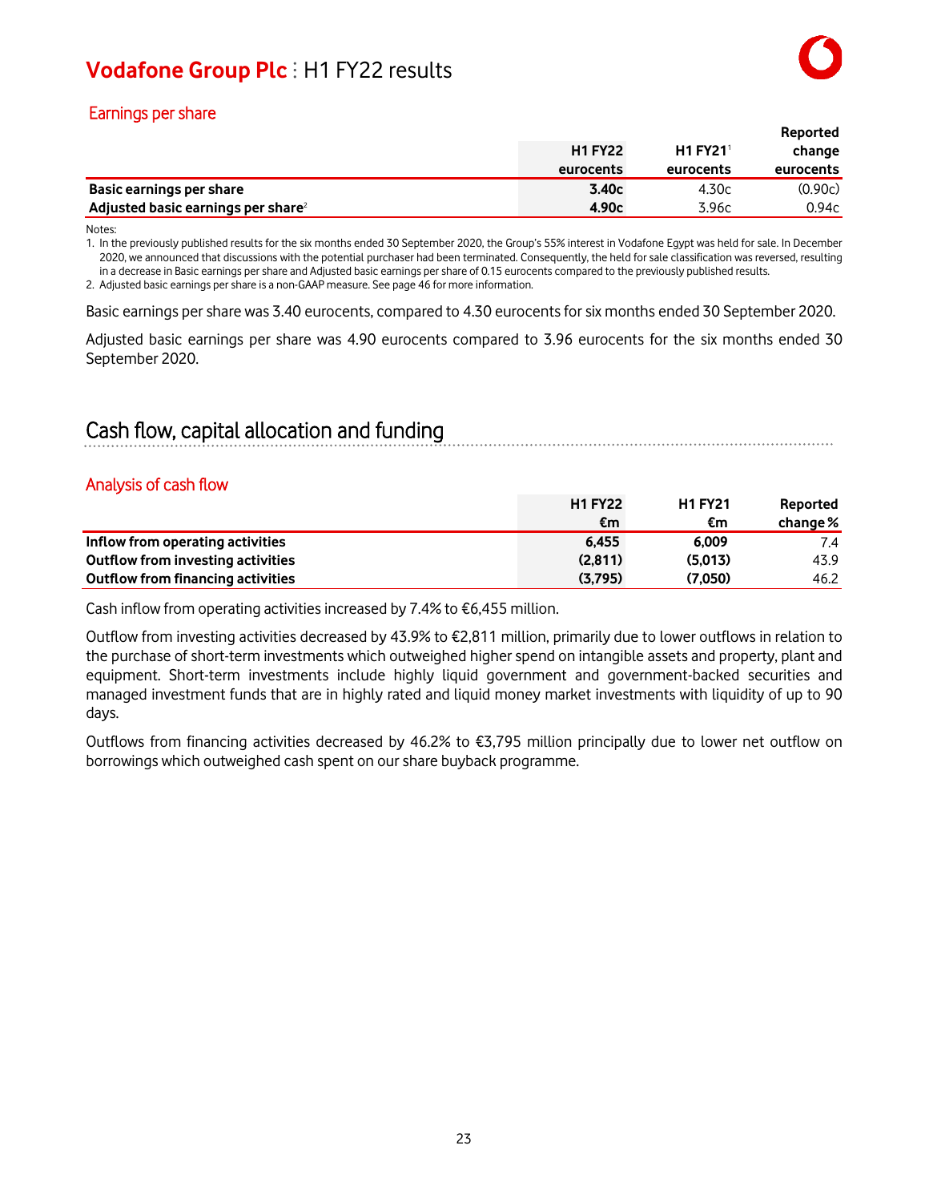## Earnings per share

| | H1 FY22 eurocents | H1 FY21[1] eurocents | Reported change eurocents |
|---|---|---|---|
| **Basic earnings per share** | **3.40c** | 4.30c | (0.90c) |
| **Adjusted basic earnings per share[2]** | **4.90c** | 3.96c | 0.94c |

Notes:
1. In the previously published results for the six months ended 30 September 2020, the Group's 55% interest in Vodafone Egypt was held for sale. In December 2020, we announced that discussions with the potential purchaser had been terminated. Consequently, the held for sale classification was reversed, resulting in a decrease in Basic earnings per share and Adjusted basic earnings per share of 0.15 eurocents compared to the previously published results.
2. Adjusted basic earnings per share is a non-GAAP measure. See page 46 for more information.

Basic earnings per share was 3.40 eurocents, compared to 4.30 eurocents for six months ended 30 September 2020.

Adjusted basic earnings per share was 4.90 eurocents compared to 3.96 eurocents for the six months ended 30 September 2020.

# Cash flow, capital allocation and funding

## Analysis of cash flow

| | H1 FY22 €m | H1 FY21 €m | Reported change % |
|---|---|---|---|
| **Inflow from operating activities** | **6,455** | **6,009** | 7.4 |
| **Outflow from investing activities** | **(2,811)** | **(5,013)** | 43.9 |
| **Outflow from financing activities** | **(3,795)** | **(7,050)** | 46.2 |

Cash inflow from operating activities increased by 7.4% to €6,455 million.

Outflow from investing activities decreased by 43.9% to €2,811 million, primarily due to lower outflows in relation to the purchase of short-term investments which outweighed higher spend on intangible assets and property, plant and equipment. Short-term investments include highly liquid government and government-backed securities and managed investment funds that are in highly rated and liquid money market investments with liquidity of up to 90 days.

Outflows from financing activities decreased by 46.2% to €3,795 million principally due to lower net outflow on borrowings which outweighed cash spent on our share buyback programme.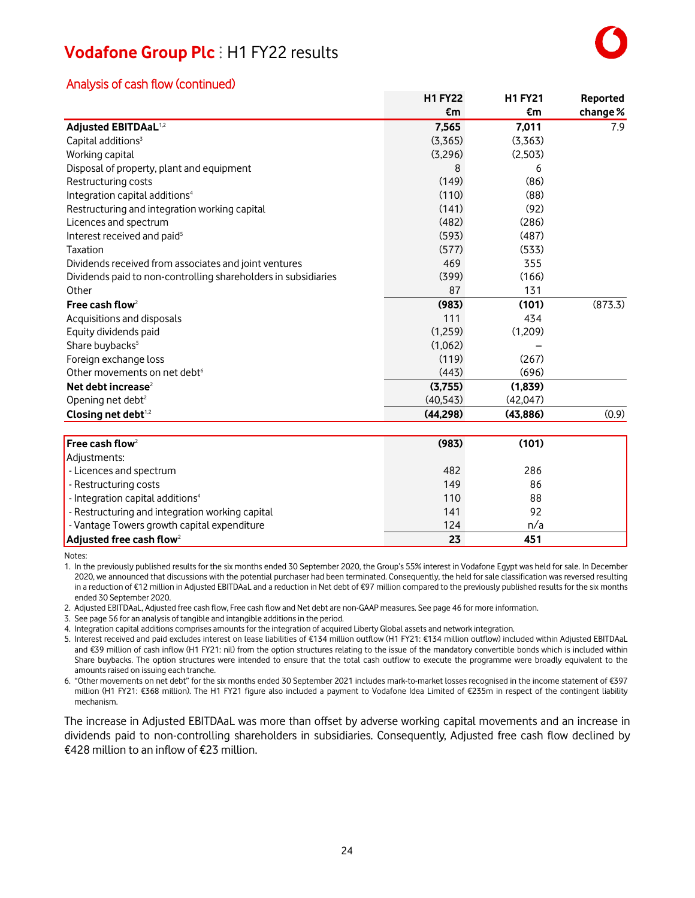## Analysis of cash flow (continued)

| | H1 FY22 €m | H1 FY21 €m | Reported change % |
|---|---|---|---|
| **Adjusted EBITDAaL**[1,2] | **7,565** | **7,011** | 7.9 |
| Capital additions[3] | (3,365) | (3,363) | |
| Working capital | (3,296) | (2,503) | |
| Disposal of property, plant and equipment | 8 | 6 | |
| Restructuring costs | (149) | (86) | |
| Integration capital additions[4] | (110) | (88) | |
| Restructuring and integration working capital | (141) | (92) | |
| Licences and spectrum | (482) | (286) | |
| Interest received and paid[5] | (593) | (487) | |
| Taxation | (577) | (533) | |
| Dividends received from associates and joint ventures | 469 | 355 | |
| Dividends paid to non-controlling shareholders in subsidiaries | (399) | (166) | |
| Other | 87 | 131 | |
| **Free cash flow**[2] | **(983)** | **(101)** | (873.3) |
| Acquisitions and disposals | 111 | 434 | |
| Equity dividends paid | (1,259) | (1,209) | |
| Share buybacks[5] | (1,062) | – | |
| Foreign exchange loss | (119) | (267) | |
| Other movements on net debt[6] | (443) | (696) | |
| **Net debt increase**[2] | **(3,755)** | **(1,839)** | |
| Opening net debt[2] | (40,543) | (42,047) | |
| **Closing net debt**[1,2] | **(44,298)** | **(43,886)** | (0.9) |

| | H1 FY22 | H1 FY21 |
|---|---|---|
| **Free cash flow**[2] | **(983)** | **(101)** |
| Adjustments: | | |
| - Licences and spectrum | 482 | 286 |
| - Restructuring costs | 149 | 86 |
| - Integration capital additions[4] | 110 | 88 |
| - Restructuring and integration working capital | 141 | 92 |
| - Vantage Towers growth capital expenditure | 124 | n/a |
| **Adjusted free cash flow**[2] | **23** | **451** |

Notes:

1. In the previously published results for the six months ended 30 September 2020, the Group's 55% interest in Vodafone Egypt was held for sale. In December 2020, we announced that discussions with the potential purchaser had been terminated. Consequently, the held for sale classification was reversed resulting in a reduction of €12 million in Adjusted EBITDAaL and a reduction in Net debt of €97 million compared to the previously published results for the six months ended 30 September 2020.
2. Adjusted EBITDAaL, Adjusted free cash flow, Free cash flow and Net debt are non-GAAP measures. See page 46 for more information.
3. See page 56 for an analysis of tangible and intangible additions in the period.
4. Integration capital additions comprises amounts for the integration of acquired Liberty Global assets and network integration.
5. Interest received and paid excludes interest on lease liabilities of €134 million outflow (H1 FY21: €134 million outflow) included within Adjusted EBITDAaL and €39 million of cash inflow (H1 FY21: nil) from the option structures relating to the issue of the mandatory convertible bonds which is included within Share buybacks. The option structures were intended to ensure that the total cash outflow to execute the programme were broadly equivalent to the amounts raised on issuing each tranche.
6. "Other movements on net debt" for the six months ended 30 September 2021 includes mark-to-market losses recognised in the income statement of €397 million (H1 FY21: €368 million). The H1 FY21 figure also included a payment to Vodafone Idea Limited of €235m in respect of the contingent liability mechanism.

The increase in Adjusted EBITDAaL was more than offset by adverse working capital movements and an increase in dividends paid to non-controlling shareholders in subsidiaries. Consequently, Adjusted free cash flow declined by €428 million to an inflow of €23 million.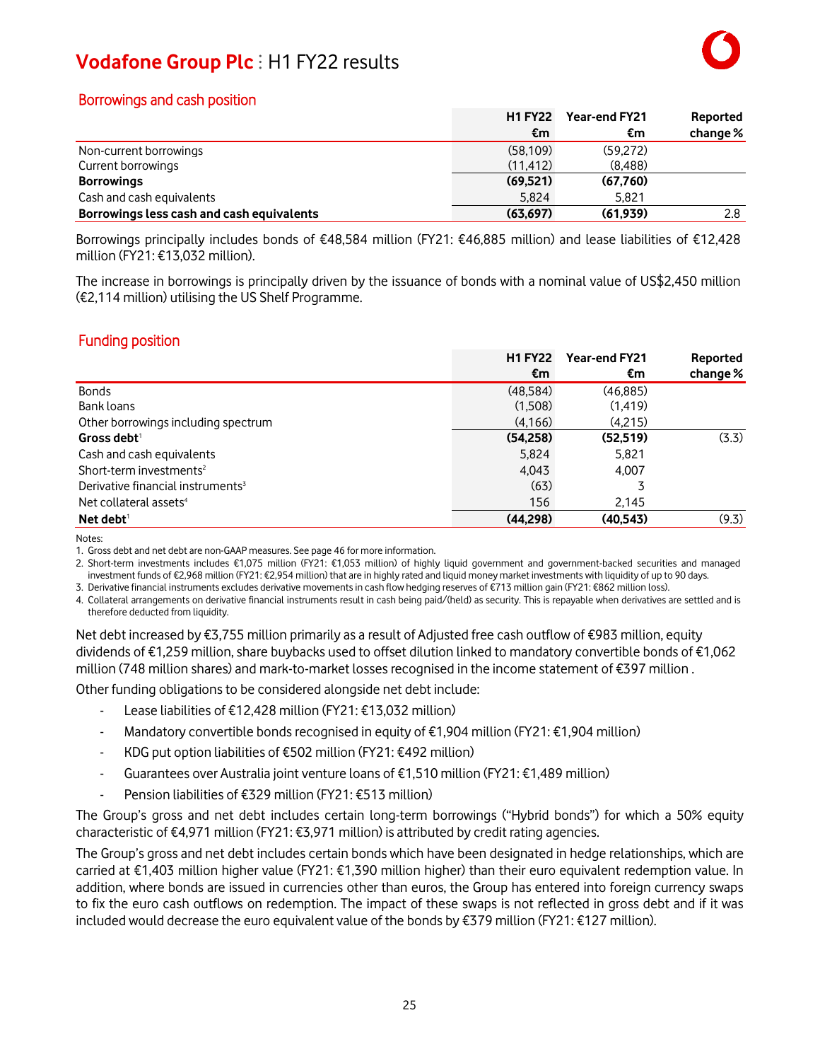## Borrowings and cash position

| | H1 FY22 €m | Year-end FY21 €m | Reported change % |
|---|---|---|---|
| Non-current borrowings | (58,109) | (59,272) | |
| Current borrowings | (11,412) | (8,488) | |
| **Borrowings** | **(69,521)** | **(67,760)** | |
| Cash and cash equivalents | 5,824 | 5,821 | |
| **Borrowings less cash and cash equivalents** | **(63,697)** | **(61,939)** | 2.8 |

Borrowings principally includes bonds of €48,584 million (FY21: €46,885 million) and lease liabilities of €12,428 million (FY21: €13,032 million).

The increase in borrowings is principally driven by the issuance of bonds with a nominal value of US$2,450 million (€2,114 million) utilising the US Shelf Programme.

## Funding position

| | H1 FY22 €m | Year-end FY21 €m | Reported change % |
|---|---|---|---|
| Bonds | (48,584) | (46,885) | |
| Bank loans | (1,508) | (1,419) | |
| Other borrowings including spectrum | (4,166) | (4,215) | |
| **Gross debt**[1] | **(54,258)** | **(52,519)** | (3.3) |
| Cash and cash equivalents | 5,824 | 5,821 | |
| Short-term investments[2] | 4,043 | 4,007 | |
| Derivative financial instruments[3] | (63) | 3 | |
| Net collateral assets[4] | 156 | 2,145 | |
| **Net debt**[1] | **(44,298)** | **(40,543)** | (9.3) |

Notes:

1. Gross debt and net debt are non-GAAP measures. See page 46 for more information.
2. Short-term investments includes €1,075 million (FY21: €1,053 million) of highly liquid government and government-backed securities and managed investment funds of €2,968 million (FY21: €2,954 million) that are in highly rated and liquid money market investments with liquidity of up to 90 days.
3. Derivative financial instruments excludes derivative movements in cash flow hedging reserves of €713 million gain (FY21: €862 million loss).
4. Collateral arrangements on derivative financial instruments result in cash being paid/(held) as security. This is repayable when derivatives are settled and is therefore deducted from liquidity.

Net debt increased by €3,755 million primarily as a result of Adjusted free cash outflow of €983 million, equity dividends of €1,259 million, share buybacks used to offset dilution linked to mandatory convertible bonds of €1,062 million (748 million shares) and mark-to-market losses recognised in the income statement of €397 million .

Other funding obligations to be considered alongside net debt include:

- Lease liabilities of €12,428 million (FY21: €13,032 million)
- Mandatory convertible bonds recognised in equity of €1,904 million (FY21: €1,904 million)
- KDG put option liabilities of €502 million (FY21: €492 million)
- Guarantees over Australia joint venture loans of €1,510 million (FY21: €1,489 million)
- Pension liabilities of €329 million (FY21: €513 million)

The Group's gross and net debt includes certain long-term borrowings ("Hybrid bonds") for which a 50% equity characteristic of €4,971 million (FY21: €3,971 million) is attributed by credit rating agencies.

The Group's gross and net debt includes certain bonds which have been designated in hedge relationships, which are carried at €1,403 million higher value (FY21: €1,390 million higher) than their euro equivalent redemption value. In addition, where bonds are issued in currencies other than euros, the Group has entered into foreign currency swaps to fix the euro cash outflows on redemption. The impact of these swaps is not reflected in gross debt and if it was included would decrease the euro equivalent value of the bonds by €379 million (FY21: €127 million).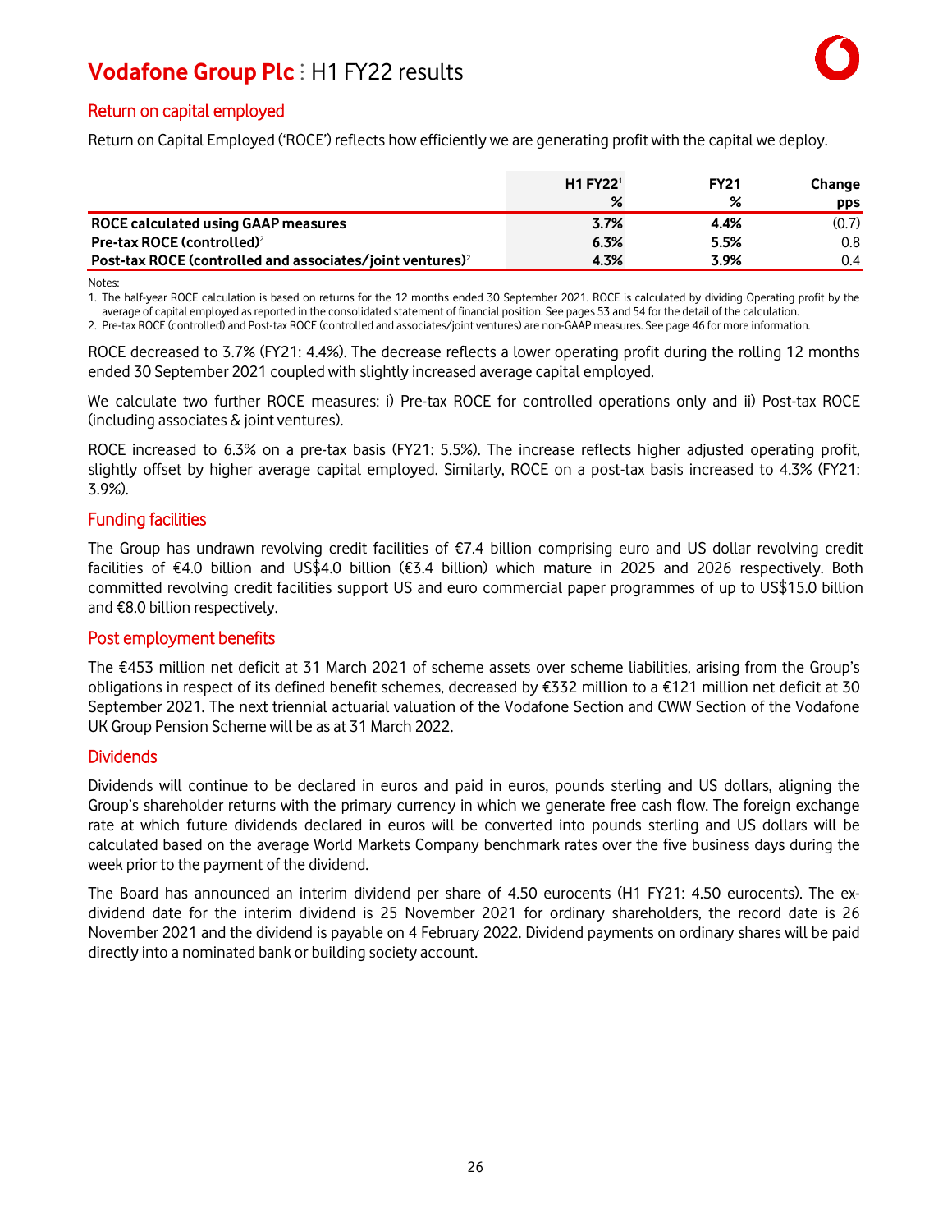## Return on capital employed

Return on Capital Employed ('ROCE') reflects how efficiently we are generating profit with the capital we deploy.

| | H1 FY22[1] % | FY21 % | Change pps |
|---|---|---|---|
| **ROCE calculated using GAAP measures** | **3.7%** | **4.4%** | (0.7) |
| **Pre-tax ROCE (controlled)**[2] | **6.3%** | **5.5%** | 0.8 |
| **Post-tax ROCE (controlled and associates/joint ventures)**[2] | **4.3%** | **3.9%** | 0.4 |

Notes:
1. The half-year ROCE calculation is based on returns for the 12 months ended 30 September 2021. ROCE is calculated by dividing Operating profit by the average of capital employed as reported in the consolidated statement of financial position. See pages 53 and 54 for the detail of the calculation.
2. Pre-tax ROCE (controlled) and Post-tax ROCE (controlled and associates/joint ventures) are non-GAAP measures. See page 46 for more information.

ROCE decreased to 3.7% (FY21: 4.4%). The decrease reflects a lower operating profit during the rolling 12 months ended 30 September 2021 coupled with slightly increased average capital employed.

We calculate two further ROCE measures: i) Pre-tax ROCE for controlled operations only and ii) Post-tax ROCE (including associates & joint ventures).

ROCE increased to 6.3% on a pre-tax basis (FY21: 5.5%). The increase reflects higher adjusted operating profit, slightly offset by higher average capital employed. Similarly, ROCE on a post-tax basis increased to 4.3% (FY21: 3.9%).

## Funding facilities

The Group has undrawn revolving credit facilities of €7.4 billion comprising euro and US dollar revolving credit facilities of €4.0 billion and US$4.0 billion (€3.4 billion) which mature in 2025 and 2026 respectively. Both committed revolving credit facilities support US and euro commercial paper programmes of up to US$15.0 billion and €8.0 billion respectively.

## Post employment benefits

The €453 million net deficit at 31 March 2021 of scheme assets over scheme liabilities, arising from the Group's obligations in respect of its defined benefit schemes, decreased by €332 million to a €121 million net deficit at 30 September 2021. The next triennial actuarial valuation of the Vodafone Section and CWW Section of the Vodafone UK Group Pension Scheme will be as at 31 March 2022.

## Dividends

Dividends will continue to be declared in euros and paid in euros, pounds sterling and US dollars, aligning the Group's shareholder returns with the primary currency in which we generate free cash flow. The foreign exchange rate at which future dividends declared in euros will be converted into pounds sterling and US dollars will be calculated based on the average World Markets Company benchmark rates over the five business days during the week prior to the payment of the dividend.

The Board has announced an interim dividend per share of 4.50 eurocents (H1 FY21: 4.50 eurocents). The ex-dividend date for the interim dividend is 25 November 2021 for ordinary shareholders, the record date is 26 November 2021 and the dividend is payable on 4 February 2022. Dividend payments on ordinary shares will be paid directly into a nominated bank or building society account.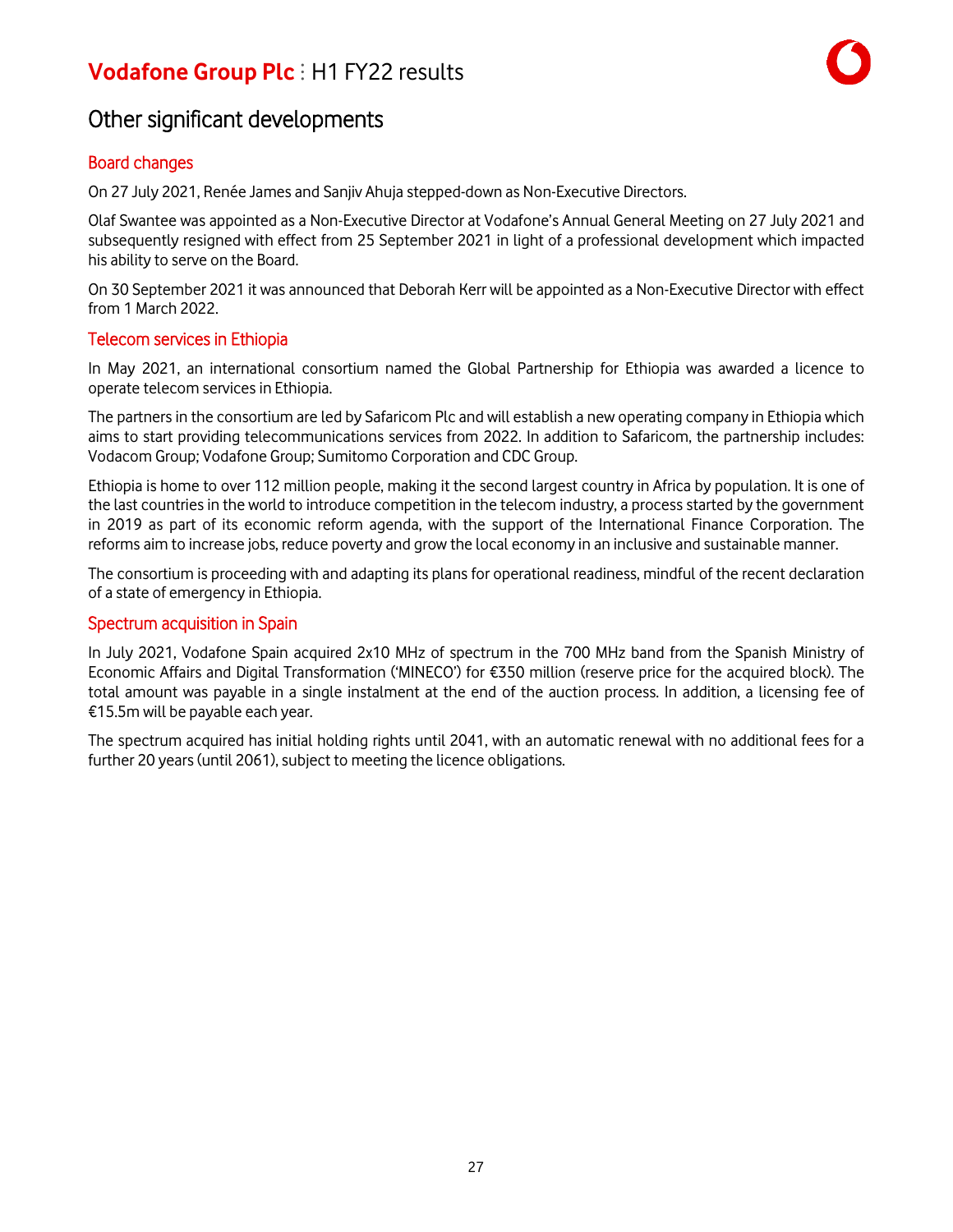# Other significant developments

## Board changes

On 27 July 2021, Renée James and Sanjiv Ahuja stepped-down as Non-Executive Directors.

Olaf Swantee was appointed as a Non-Executive Director at Vodafone's Annual General Meeting on 27 July 2021 and subsequently resigned with effect from 25 September 2021 in light of a professional development which impacted his ability to serve on the Board.

On 30 September 2021 it was announced that Deborah Kerr will be appointed as a Non-Executive Director with effect from 1 March 2022.

## Telecom services in Ethiopia

In May 2021, an international consortium named the Global Partnership for Ethiopia was awarded a licence to operate telecom services in Ethiopia.

The partners in the consortium are led by Safaricom Plc and will establish a new operating company in Ethiopia which aims to start providing telecommunications services from 2022. In addition to Safaricom, the partnership includes: Vodacom Group; Vodafone Group; Sumitomo Corporation and CDC Group.

Ethiopia is home to over 112 million people, making it the second largest country in Africa by population. It is one of the last countries in the world to introduce competition in the telecom industry, a process started by the government in 2019 as part of its economic reform agenda, with the support of the International Finance Corporation. The reforms aim to increase jobs, reduce poverty and grow the local economy in an inclusive and sustainable manner.

The consortium is proceeding with and adapting its plans for operational readiness, mindful of the recent declaration of a state of emergency in Ethiopia.

## Spectrum acquisition in Spain

In July 2021, Vodafone Spain acquired 2x10 MHz of spectrum in the 700 MHz band from the Spanish Ministry of Economic Affairs and Digital Transformation ('MINECO') for €350 million (reserve price for the acquired block). The total amount was payable in a single instalment at the end of the auction process. In addition, a licensing fee of €15.5m will be payable each year.

The spectrum acquired has initial holding rights until 2041, with an automatic renewal with no additional fees for a further 20 years (until 2061), subject to meeting the licence obligations.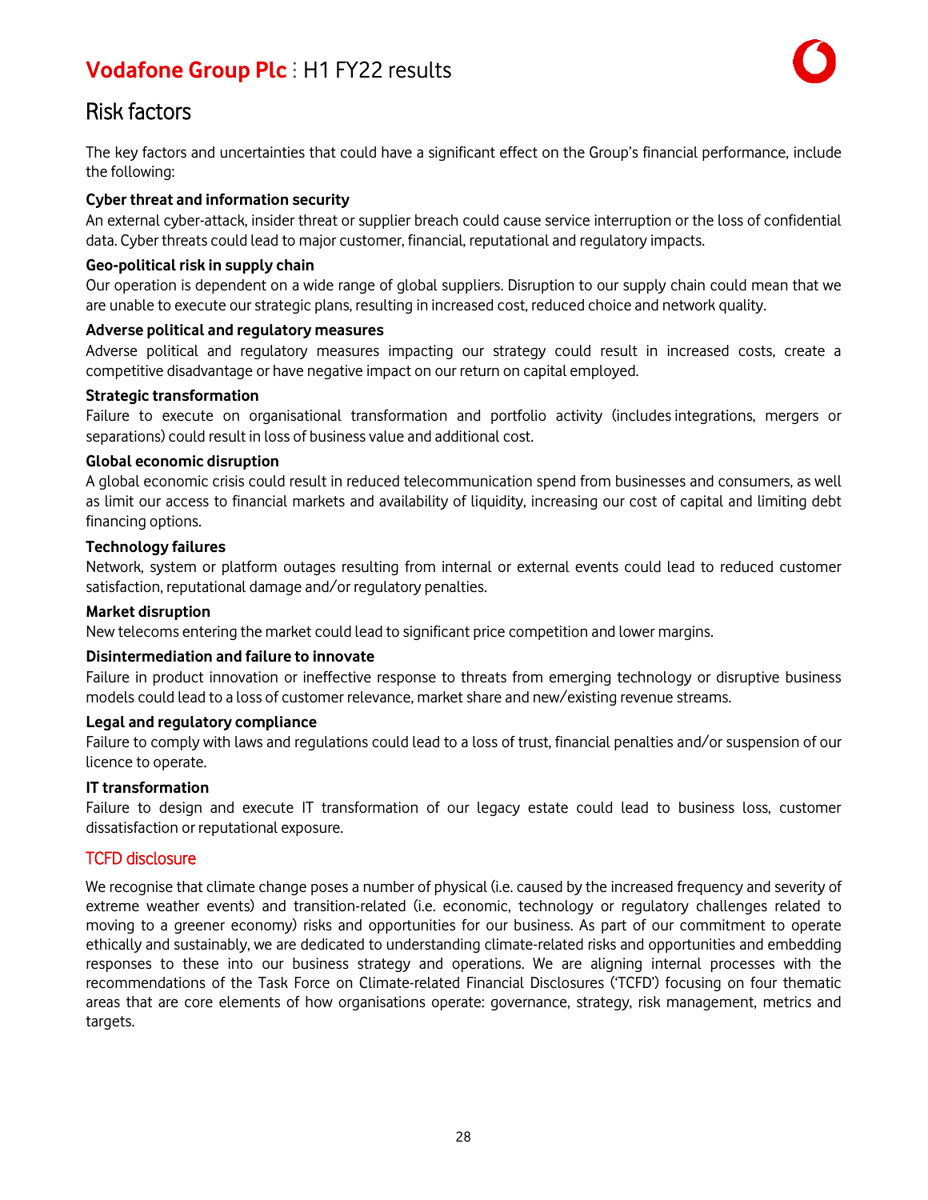# Risk factors

The key factors and uncertainties that could have a significant effect on the Group's financial performance, include the following:

**Cyber threat and information security**

An external cyber-attack, insider threat or supplier breach could cause service interruption or the loss of confidential data. Cyber threats could lead to major customer, financial, reputational and regulatory impacts.

**Geo-political risk in supply chain**

Our operation is dependent on a wide range of global suppliers. Disruption to our supply chain could mean that we are unable to execute our strategic plans, resulting in increased cost, reduced choice and network quality.

**Adverse political and regulatory measures**

Adverse political and regulatory measures impacting our strategy could result in increased costs, create a competitive disadvantage or have negative impact on our return on capital employed.

**Strategic transformation**

Failure to execute on organisational transformation and portfolio activity (includes integrations, mergers or separations) could result in loss of business value and additional cost.

**Global economic disruption**

A global economic crisis could result in reduced telecommunication spend from businesses and consumers, as well as limit our access to financial markets and availability of liquidity, increasing our cost of capital and limiting debt financing options.

**Technology failures**

Network, system or platform outages resulting from internal or external events could lead to reduced customer satisfaction, reputational damage and/or regulatory penalties.

**Market disruption**

New telecoms entering the market could lead to significant price competition and lower margins.

**Disintermediation and failure to innovate**

Failure in product innovation or ineffective response to threats from emerging technology or disruptive business models could lead to a loss of customer relevance, market share and new/existing revenue streams.

**Legal and regulatory compliance**

Failure to comply with laws and regulations could lead to a loss of trust, financial penalties and/or suspension of our licence to operate.

**IT transformation**

Failure to design and execute IT transformation of our legacy estate could lead to business loss, customer dissatisfaction or reputational exposure.

## TCFD disclosure

We recognise that climate change poses a number of physical (i.e. caused by the increased frequency and severity of extreme weather events) and transition-related (i.e. economic, technology or regulatory challenges related to moving to a greener economy) risks and opportunities for our business. As part of our commitment to operate ethically and sustainably, we are dedicated to understanding climate-related risks and opportunities and embedding responses to these into our business strategy and operations. We are aligning internal processes with the recommendations of the Task Force on Climate-related Financial Disclosures ('TCFD') focusing on four thematic areas that are core elements of how organisations operate: governance, strategy, risk management, metrics and targets.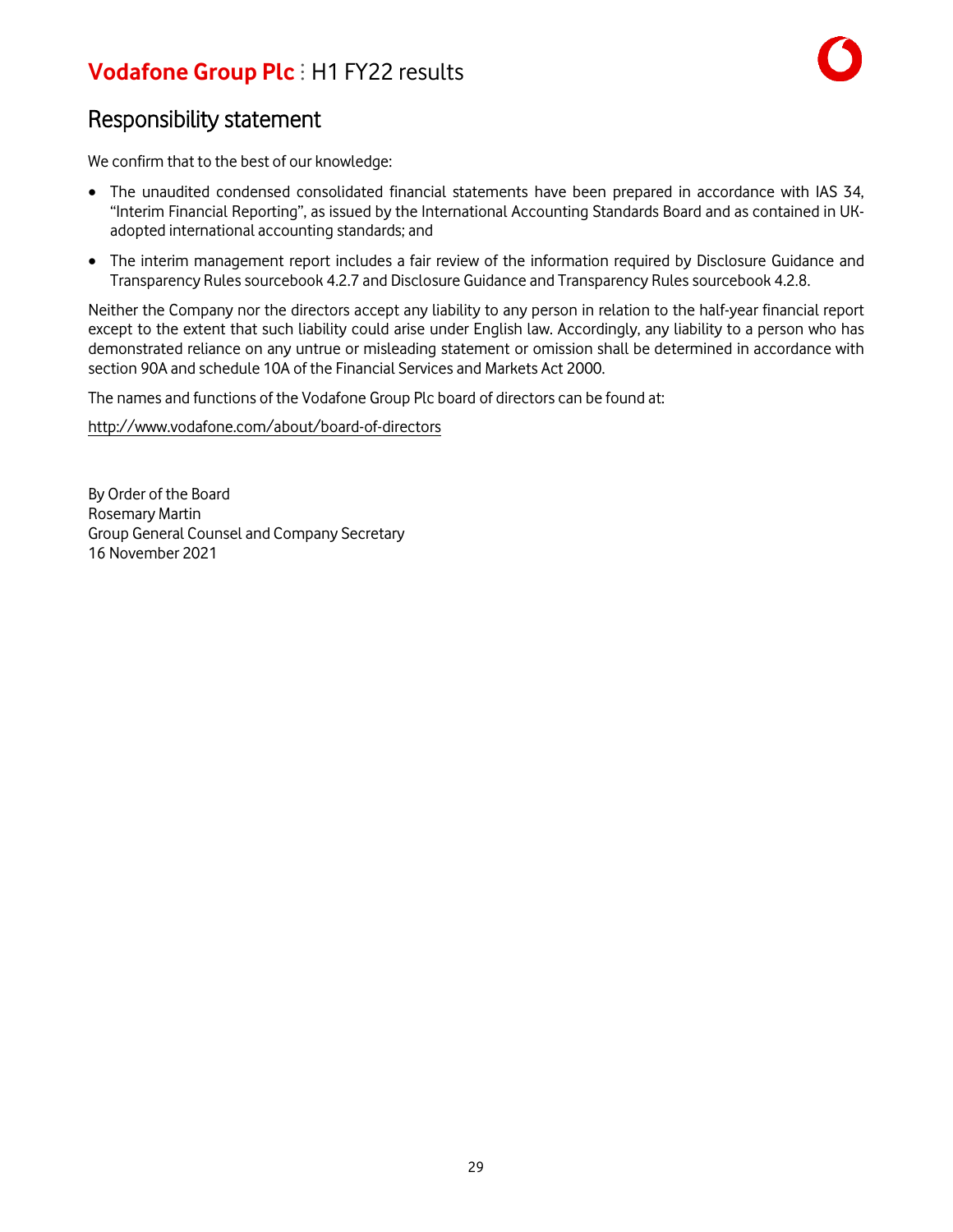## Responsibility statement

We confirm that to the best of our knowledge:

- The unaudited condensed consolidated financial statements have been prepared in accordance with IAS 34, "Interim Financial Reporting", as issued by the International Accounting Standards Board and as contained in UK-adopted international accounting standards; and
- The interim management report includes a fair review of the information required by Disclosure Guidance and Transparency Rules sourcebook 4.2.7 and Disclosure Guidance and Transparency Rules sourcebook 4.2.8.

Neither the Company nor the directors accept any liability to any person in relation to the half-year financial report except to the extent that such liability could arise under English law. Accordingly, any liability to a person who has demonstrated reliance on any untrue or misleading statement or omission shall be determined in accordance with section 90A and schedule 10A of the Financial Services and Markets Act 2000.

The names and functions of the Vodafone Group Plc board of directors can be found at:

http://www.vodafone.com/about/board-of-directors

By Order of the Board
Rosemary Martin
Group General Counsel and Company Secretary
16 November 2021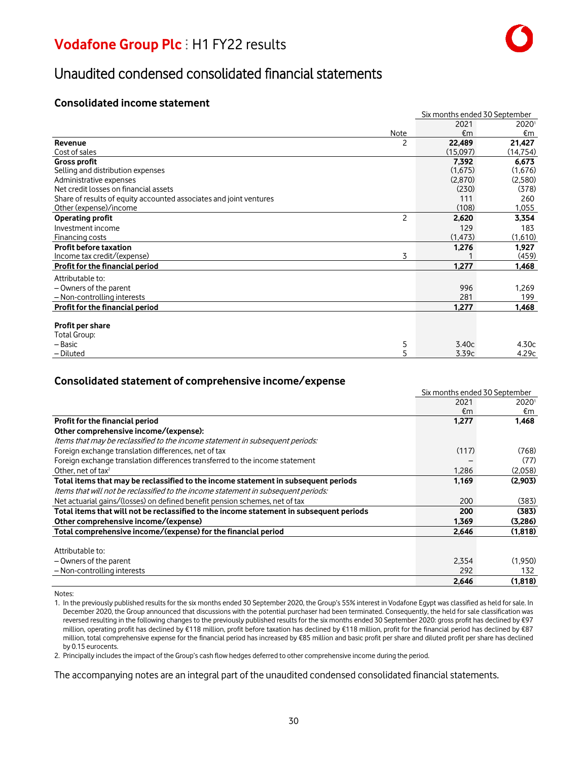# Vodafone Group Plc : H1 FY22 results

## Unaudited condensed consolidated financial statements

### Consolidated income statement

| | Note | Six months ended 30 September 2021 €m | 2020[1] €m |
|---|---|---|---|
| **Revenue** | 2 | **22,489** | **21,427** |
| Cost of sales | | (15,097) | (14,754) |
| **Gross profit** | | **7,392** | **6,673** |
| Selling and distribution expenses | | (1,675) | (1,676) |
| Administrative expenses | | (2,870) | (2,580) |
| Net credit losses on financial assets | | (230) | (378) |
| Share of results of equity accounted associates and joint ventures | | 111 | 260 |
| Other (expense)/income | | (108) | 1,055 |
| **Operating profit** | 2 | **2,620** | **3,354** |
| Investment income | | 129 | 183 |
| Financing costs | | (1,473) | (1,610) |
| **Profit before taxation** | | **1,276** | **1,927** |
| Income tax credit/(expense) | 3 | 1 | (459) |
| **Profit for the financial period** | | **1,277** | **1,468** |
| Attributable to: | | | |
| – Owners of the parent | | 996 | 1,269 |
| – Non-controlling interests | | 281 | 199 |
| **Profit for the financial period** | | **1,277** | **1,468** |
| **Profit per share** | | | |
| Total Group: | | | |
| – Basic | 5 | 3.40c | 4.30c |
| – Diluted | 5 | 3.39c | 4.29c |

### Consolidated statement of comprehensive income/expense

| | Six months ended 30 September 2021 €m | 2020[1] €m |
|---|---|---|
| **Profit for the financial period** | **1,277** | **1,468** |
| **Other comprehensive income/(expense):** | | |
| *Items that may be reclassified to the income statement in subsequent periods:* | | |
| Foreign exchange translation differences, net of tax | (117) | (768) |
| Foreign exchange translation differences transferred to the income statement | – | (77) |
| Other, net of tax[2] | 1,286 | (2,058) |
| **Total items that may be reclassified to the income statement in subsequent periods** | **1,169** | **(2,903)** |
| *Items that will not be reclassified to the income statement in subsequent periods:* | | |
| Net actuarial gains/(losses) on defined benefit pension schemes, net of tax | 200 | (383) |
| **Total items that will not be reclassified to the income statement in subsequent periods** | **200** | **(383)** |
| **Other comprehensive income/(expense)** | **1,369** | **(3,286)** |
| **Total comprehensive income/(expense) for the financial period** | **2,646** | **(1,818)** |
| Attributable to: | | |
| – Owners of the parent | 2,354 | (1,950) |
| – Non-controlling interests | 292 | 132 |
| | **2,646** | **(1,818)** |

Notes:

1. In the previously published results for the six months ended 30 September 2020, the Group's 55% interest in Vodafone Egypt was classified as held for sale. In December 2020, the Group announced that discussions with the potential purchaser had been terminated. Consequently, the held for sale classification was reversed resulting in the following changes to the previously published results for the six months ended 30 September 2020: gross profit has declined by €97 million, operating profit has declined by €118 million, profit before taxation has declined by €118 million, profit for the financial period has declined by €87 million, total comprehensive expense for the financial period has increased by €85 million and basic profit per share and diluted profit per share has declined by 0.15 eurocents.
2. Principally includes the impact of the Group's cash flow hedges deferred to other comprehensive income during the period.

The accompanying notes are an integral part of the unaudited condensed consolidated financial statements.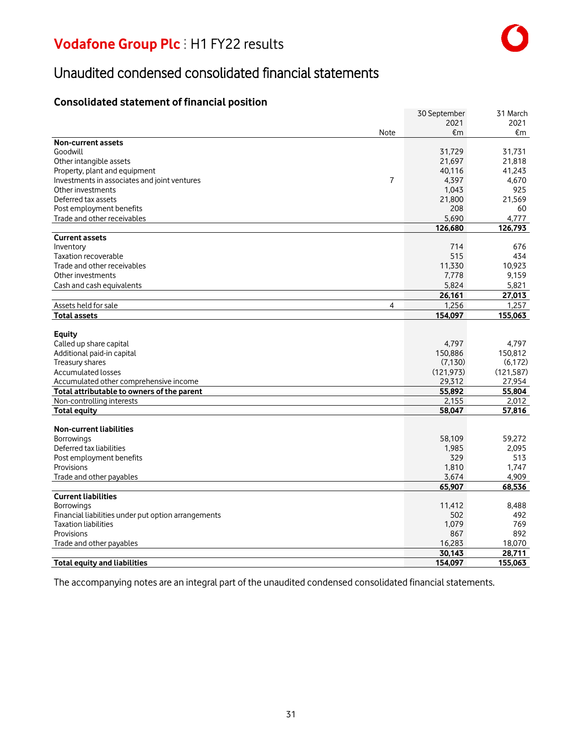# Unaudited condensed consolidated financial statements

## Consolidated statement of financial position

| | Note | 30 September 2021 €m | 31 March 2021 €m |
|---|---|---|---|
| **Non-current assets** | | | |
| Goodwill | | 31,729 | 31,731 |
| Other intangible assets | | 21,697 | 21,818 |
| Property, plant and equipment | | 40,116 | 41,243 |
| Investments in associates and joint ventures | 7 | 4,397 | 4,670 |
| Other investments | | 1,043 | 925 |
| Deferred tax assets | | 21,800 | 21,569 |
| Post employment benefits | | 208 | 60 |
| Trade and other receivables | | 5,690 | 4,777 |
| | | **126,680** | **126,793** |
| **Current assets** | | | |
| Inventory | | 714 | 676 |
| Taxation recoverable | | 515 | 434 |
| Trade and other receivables | | 11,330 | 10,923 |
| Other investments | | 7,778 | 9,159 |
| Cash and cash equivalents | | 5,824 | 5,821 |
| | | **26,161** | **27,013** |
| Assets held for sale | 4 | 1,256 | 1,257 |
| **Total assets** | | **154,097** | **155,063** |
| | | | |
| **Equity** | | | |
| Called up share capital | | 4,797 | 4,797 |
| Additional paid-in capital | | 150,886 | 150,812 |
| Treasury shares | | (7,130) | (6,172) |
| Accumulated losses | | (121,973) | (121,587) |
| Accumulated other comprehensive income | | 29,312 | 27,954 |
| **Total attributable to owners of the parent** | | **55,892** | **55,804** |
| Non-controlling interests | | 2,155 | 2,012 |
| **Total equity** | | **58,047** | **57,816** |
| | | | |
| **Non-current liabilities** | | | |
| Borrowings | | 58,109 | 59,272 |
| Deferred tax liabilities | | 1,985 | 2,095 |
| Post employment benefits | | 329 | 513 |
| Provisions | | 1,810 | 1,747 |
| Trade and other payables | | 3,674 | 4,909 |
| | | **65,907** | **68,536** |
| **Current liabilities** | | | |
| Borrowings | | 11,412 | 8,488 |
| Financial liabilities under put option arrangements | | 502 | 492 |
| Taxation liabilities | | 1,079 | 769 |
| Provisions | | 867 | 892 |
| Trade and other payables | | 16,283 | 18,070 |
| | | **30,143** | **28,711** |
| **Total equity and liabilities** | | **154,097** | **155,063** |

The accompanying notes are an integral part of the unaudited condensed consolidated financial statements.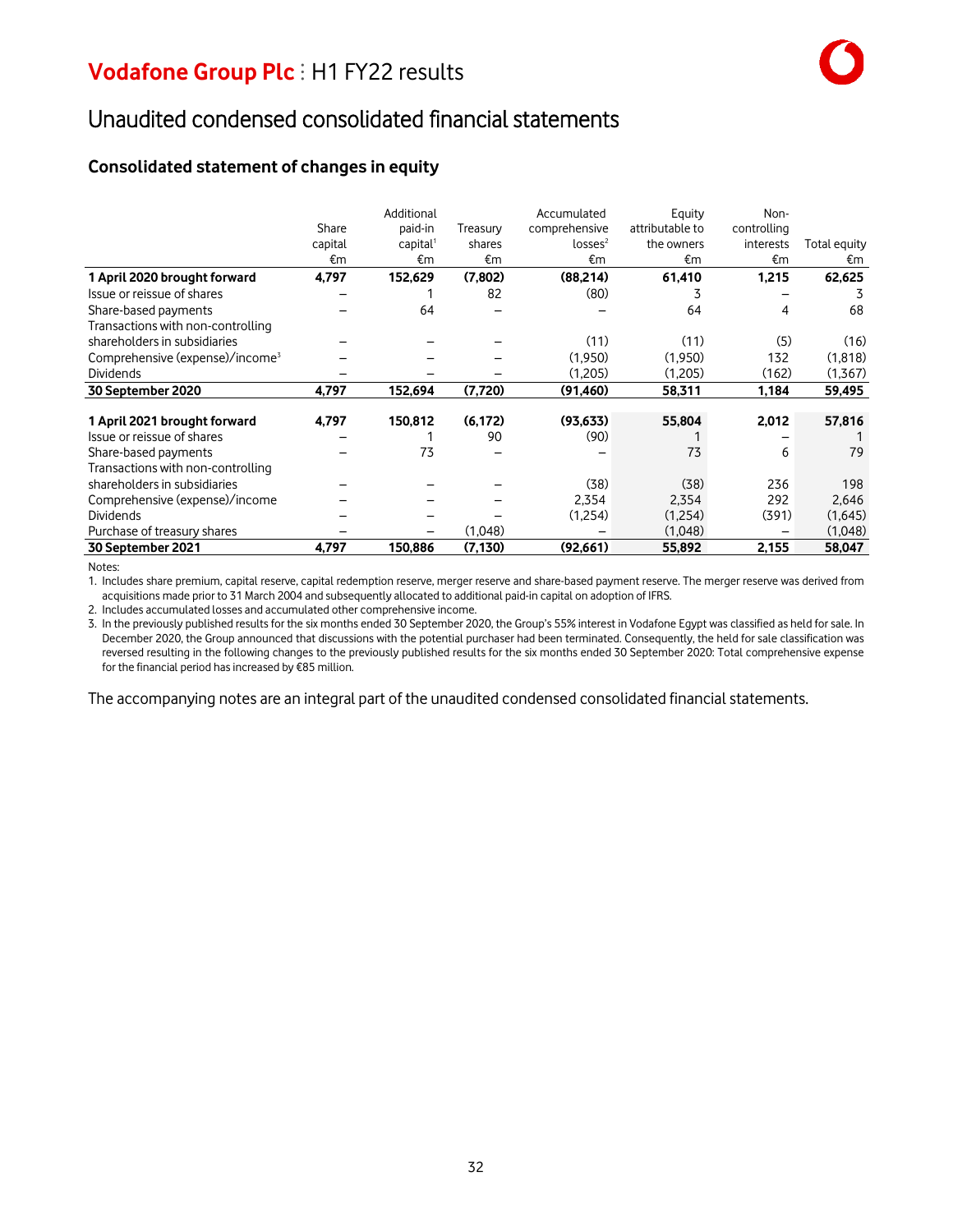# Unaudited condensed consolidated financial statements

## Consolidated statement of changes in equity

| | Share capital €m | Additional paid-in capital[1] €m | Treasury shares €m | Accumulated comprehensive losses[2] €m | Equity attributable to the owners €m | Non-controlling interests €m | Total equity €m |
|---|---|---|---|---|---|---|---|
| **1 April 2020 brought forward** | **4,797** | **152,629** | **(7,802)** | **(88,214)** | **61,410** | **1,215** | **62,625** |
| Issue or reissue of shares | – | 1 | 82 | (80) | 3 | – | 3 |
| Share-based payments | – | 64 | – | – | 64 | 4 | 68 |
| Transactions with non-controlling shareholders in subsidiaries | – | – | – | (11) | (11) | (5) | (16) |
| Comprehensive (expense)/income[3] | – | – | – | (1,950) | (1,950) | 132 | (1,818) |
| Dividends | – | – | – | (1,205) | (1,205) | (162) | (1,367) |
| **30 September 2020** | **4,797** | **152,694** | **(7,720)** | **(91,460)** | **58,311** | **1,184** | **59,495** |
| | | | | | | | |
| **1 April 2021 brought forward** | **4,797** | **150,812** | **(6,172)** | **(93,633)** | **55,804** | **2,012** | **57,816** |
| Issue or reissue of shares | – | 1 | 90 | (90) | 1 | – | 1 |
| Share-based payments | – | 73 | – | – | 73 | 6 | 79 |
| Transactions with non-controlling shareholders in subsidiaries | – | – | – | (38) | (38) | 236 | 198 |
| Comprehensive (expense)/income | – | – | – | 2,354 | 2,354 | 292 | 2,646 |
| Dividends | – | – | – | (1,254) | (1,254) | (391) | (1,645) |
| Purchase of treasury shares | – | – | (1,048) | – | (1,048) | – | (1,048) |
| **30 September 2021** | **4,797** | **150,886** | **(7,130)** | **(92,661)** | **55,892** | **2,155** | **58,047** |

Notes:

1. Includes share premium, capital reserve, capital redemption reserve, merger reserve and share-based payment reserve. The merger reserve was derived from acquisitions made prior to 31 March 2004 and subsequently allocated to additional paid-in capital on adoption of IFRS.
2. Includes accumulated losses and accumulated other comprehensive income.
3. In the previously published results for the six months ended 30 September 2020, the Group's 55% interest in Vodafone Egypt was classified as held for sale. In December 2020, the Group announced that discussions with the potential purchaser had been terminated. Consequently, the held for sale classification was reversed resulting in the following changes to the previously published results for the six months ended 30 September 2020: Total comprehensive expense for the financial period has increased by €85 million.

The accompanying notes are an integral part of the unaudited condensed consolidated financial statements.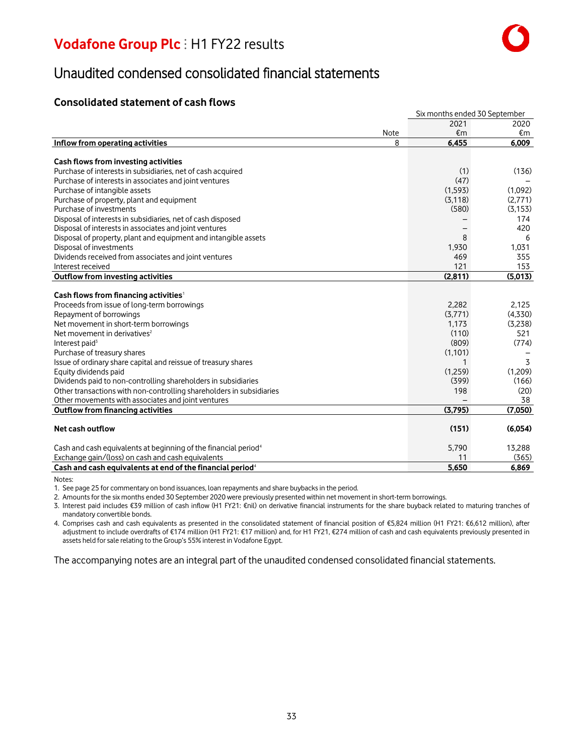# Unaudited condensed consolidated financial statements

## Consolidated statement of cash flows

| | Note | Six months ended 30 September 2021 €m | 2020 €m |
|---|---|---|---|
| **Inflow from operating activities** | 8 | **6,455** | **6,009** |
| | | | |
| **Cash flows from investing activities** | | | |
| Purchase of interests in subsidiaries, net of cash acquired | | (1) | (136) |
| Purchase of interests in associates and joint ventures | | (47) | – |
| Purchase of intangible assets | | (1,593) | (1,092) |
| Purchase of property, plant and equipment | | (3,118) | (2,771) |
| Purchase of investments | | (580) | (3,153) |
| Disposal of interests in subsidiaries, net of cash disposed | | – | 174 |
| Disposal of interests in associates and joint ventures | | – | 420 |
| Disposal of property, plant and equipment and intangible assets | | 8 | 6 |
| Disposal of investments | | 1,930 | 1,031 |
| Dividends received from associates and joint ventures | | 469 | 355 |
| Interest received | | 121 | 153 |
| **Outflow from investing activities** | | **(2,811)** | **(5,013)** |
| | | | |
| **Cash flows from financing activities**[1] | | | |
| Proceeds from issue of long-term borrowings | | 2,282 | 2,125 |
| Repayment of borrowings | | (3,771) | (4,330) |
| Net movement in short-term borrowings | | 1,173 | (3,238) |
| Net movement in derivatives[2] | | (110) | 521 |
| Interest paid[3] | | (809) | (774) |
| Purchase of treasury shares | | (1,101) | – |
| Issue of ordinary share capital and reissue of treasury shares | | 1 | 3 |
| Equity dividends paid | | (1,259) | (1,209) |
| Dividends paid to non-controlling shareholders in subsidiaries | | (399) | (166) |
| Other transactions with non-controlling shareholders in subsidiaries | | 198 | (20) |
| Other movements with associates and joint ventures | | – | 38 |
| **Outflow from financing activities** | | **(3,795)** | **(7,050)** |
| | | | |
| **Net cash outflow** | | **(151)** | **(6,054)** |
| | | | |
| Cash and cash equivalents at beginning of the financial period[4] | | 5,790 | 13,288 |
| Exchange gain/(loss) on cash and cash equivalents | | 11 | (365) |
| **Cash and cash equivalents at end of the financial period**[4] | | **5,650** | **6,869** |

Notes:

1. See page 25 for commentary on bond issuances, loan repayments and share buybacks in the period.
2. Amounts for the six months ended 30 September 2020 were previously presented within net movement in short-term borrowings.
3. Interest paid includes €39 million of cash inflow (H1 FY21: €nil) on derivative financial instruments for the share buyback related to maturing tranches of mandatory convertible bonds.
4. Comprises cash and cash equivalents as presented in the consolidated statement of financial position of €5,824 million (H1 FY21: €6,612 million), after adjustment to include overdrafts of €174 million (H1 FY21: €17 million) and, for H1 FY21, €274 million of cash and cash equivalents previously presented in assets held for sale relating to the Group's 55% interest in Vodafone Egypt.

The accompanying notes are an integral part of the unaudited condensed consolidated financial statements.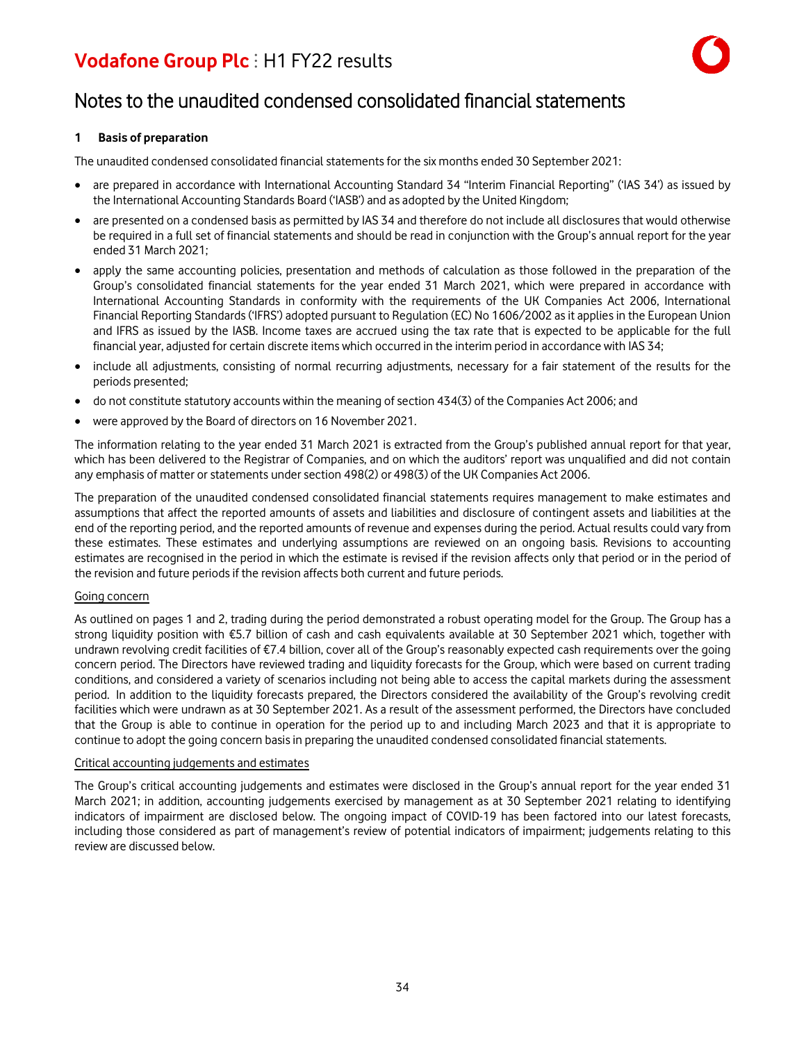# Notes to the unaudited condensed consolidated financial statements

## 1 Basis of preparation

The unaudited condensed consolidated financial statements for the six months ended 30 September 2021:

- are prepared in accordance with International Accounting Standard 34 "Interim Financial Reporting" ('IAS 34') as issued by the International Accounting Standards Board ('IASB') and as adopted by the United Kingdom;
- are presented on a condensed basis as permitted by IAS 34 and therefore do not include all disclosures that would otherwise be required in a full set of financial statements and should be read in conjunction with the Group's annual report for the year ended 31 March 2021;
- apply the same accounting policies, presentation and methods of calculation as those followed in the preparation of the Group's consolidated financial statements for the year ended 31 March 2021, which were prepared in accordance with International Accounting Standards in conformity with the requirements of the UK Companies Act 2006, International Financial Reporting Standards ('IFRS') adopted pursuant to Regulation (EC) No 1606/2002 as it applies in the European Union and IFRS as issued by the IASB. Income taxes are accrued using the tax rate that is expected to be applicable for the full financial year, adjusted for certain discrete items which occurred in the interim period in accordance with IAS 34;
- include all adjustments, consisting of normal recurring adjustments, necessary for a fair statement of the results for the periods presented;
- do not constitute statutory accounts within the meaning of section 434(3) of the Companies Act 2006; and
- were approved by the Board of directors on 16 November 2021.

The information relating to the year ended 31 March 2021 is extracted from the Group's published annual report for that year, which has been delivered to the Registrar of Companies, and on which the auditors' report was unqualified and did not contain any emphasis of matter or statements under section 498(2) or 498(3) of the UK Companies Act 2006.

The preparation of the unaudited condensed consolidated financial statements requires management to make estimates and assumptions that affect the reported amounts of assets and liabilities and disclosure of contingent assets and liabilities at the end of the reporting period, and the reported amounts of revenue and expenses during the period. Actual results could vary from these estimates. These estimates and underlying assumptions are reviewed on an ongoing basis. Revisions to accounting estimates are recognised in the period in which the estimate is revised if the revision affects only that period or in the period of the revision and future periods if the revision affects both current and future periods.

### Going concern

As outlined on pages 1 and 2, trading during the period demonstrated a robust operating model for the Group. The Group has a strong liquidity position with €5.7 billion of cash and cash equivalents available at 30 September 2021 which, together with undrawn revolving credit facilities of €7.4 billion, cover all of the Group's reasonably expected cash requirements over the going concern period. The Directors have reviewed trading and liquidity forecasts for the Group, which were based on current trading conditions, and considered a variety of scenarios including not being able to access the capital markets during the assessment period. In addition to the liquidity forecasts prepared, the Directors considered the availability of the Group's revolving credit facilities which were undrawn as at 30 September 2021. As a result of the assessment performed, the Directors have concluded that the Group is able to continue in operation for the period up to and including March 2023 and that it is appropriate to continue to adopt the going concern basis in preparing the unaudited condensed consolidated financial statements.

### Critical accounting judgements and estimates

The Group's critical accounting judgements and estimates were disclosed in the Group's annual report for the year ended 31 March 2021; in addition, accounting judgements exercised by management as at 30 September 2021 relating to identifying indicators of impairment are disclosed below. The ongoing impact of COVID-19 has been factored into our latest forecasts, including those considered as part of management's review of potential indicators of impairment; judgements relating to this review are discussed below.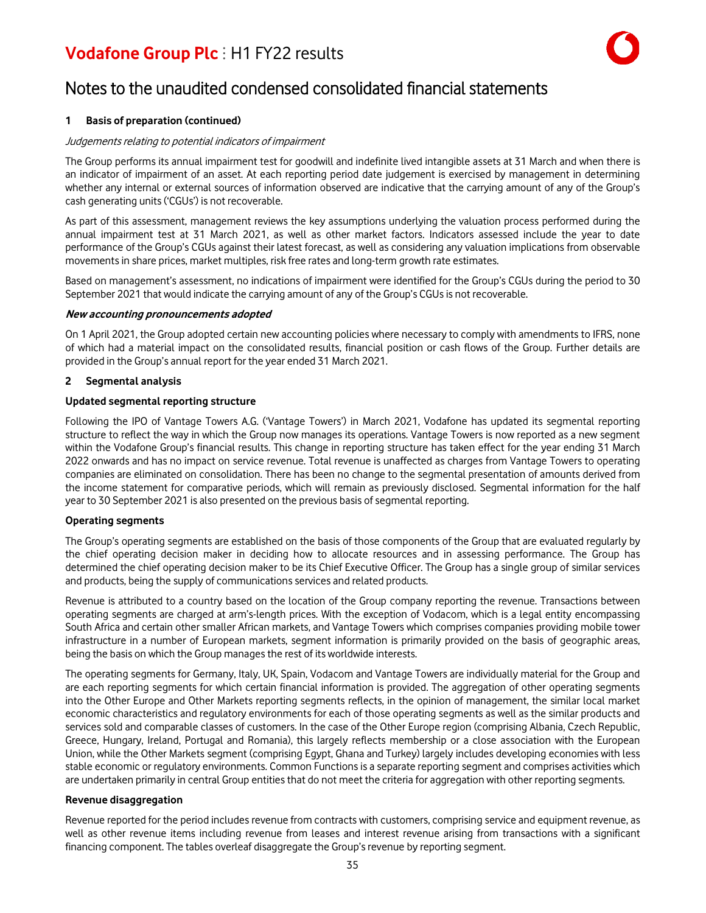# Notes to the unaudited condensed consolidated financial statements

**1 Basis of preparation (continued)**

*Judgements relating to potential indicators of impairment*

The Group performs its annual impairment test for goodwill and indefinite lived intangible assets at 31 March and when there is an indicator of impairment of an asset. At each reporting period date judgement is exercised by management in determining whether any internal or external sources of information observed are indicative that the carrying amount of any of the Group's cash generating units ('CGUs') is not recoverable.

As part of this assessment, management reviews the key assumptions underlying the valuation process performed during the annual impairment test at 31 March 2021, as well as other market factors. Indicators assessed include the year to date performance of the Group's CGUs against their latest forecast, as well as considering any valuation implications from observable movements in share prices, market multiples, risk free rates and long-term growth rate estimates.

Based on management's assessment, no indications of impairment were identified for the Group's CGUs during the period to 30 September 2021 that would indicate the carrying amount of any of the Group's CGUs is not recoverable.

***New accounting pronouncements adopted***

On 1 April 2021, the Group adopted certain new accounting policies where necessary to comply with amendments to IFRS, none of which had a material impact on the consolidated results, financial position or cash flows of the Group. Further details are provided in the Group's annual report for the year ended 31 March 2021.

**2 Segmental analysis**

**Updated segmental reporting structure**

Following the IPO of Vantage Towers A.G. ('Vantage Towers') in March 2021, Vodafone has updated its segmental reporting structure to reflect the way in which the Group now manages its operations. Vantage Towers is now reported as a new segment within the Vodafone Group's financial results. This change in reporting structure has taken effect for the year ending 31 March 2022 onwards and has no impact on service revenue. Total revenue is unaffected as charges from Vantage Towers to operating companies are eliminated on consolidation. There has been no change to the segmental presentation of amounts derived from the income statement for comparative periods, which will remain as previously disclosed. Segmental information for the half year to 30 September 2021 is also presented on the previous basis of segmental reporting.

**Operating segments**

The Group's operating segments are established on the basis of those components of the Group that are evaluated regularly by the chief operating decision maker in deciding how to allocate resources and in assessing performance. The Group has determined the chief operating decision maker to be its Chief Executive Officer. The Group has a single group of similar services and products, being the supply of communications services and related products.

Revenue is attributed to a country based on the location of the Group company reporting the revenue. Transactions between operating segments are charged at arm's-length prices. With the exception of Vodacom, which is a legal entity encompassing South Africa and certain other smaller African markets, and Vantage Towers which comprises companies providing mobile tower infrastructure in a number of European markets, segment information is primarily provided on the basis of geographic areas, being the basis on which the Group manages the rest of its worldwide interests.

The operating segments for Germany, Italy, UK, Spain, Vodacom and Vantage Towers are individually material for the Group and are each reporting segments for which certain financial information is provided. The aggregation of other operating segments into the Other Europe and Other Markets reporting segments reflects, in the opinion of management, the similar local market economic characteristics and regulatory environments for each of those operating segments as well as the similar products and services sold and comparable classes of customers. In the case of the Other Europe region (comprising Albania, Czech Republic, Greece, Hungary, Ireland, Portugal and Romania), this largely reflects membership or a close association with the European Union, while the Other Markets segment (comprising Egypt, Ghana and Turkey) largely includes developing economies with less stable economic or regulatory environments. Common Functions is a separate reporting segment and comprises activities which are undertaken primarily in central Group entities that do not meet the criteria for aggregation with other reporting segments.

**Revenue disaggregation**

Revenue reported for the period includes revenue from contracts with customers, comprising service and equipment revenue, as well as other revenue items including revenue from leases and interest revenue arising from transactions with a significant financing component. The tables overleaf disaggregate the Group's revenue by reporting segment.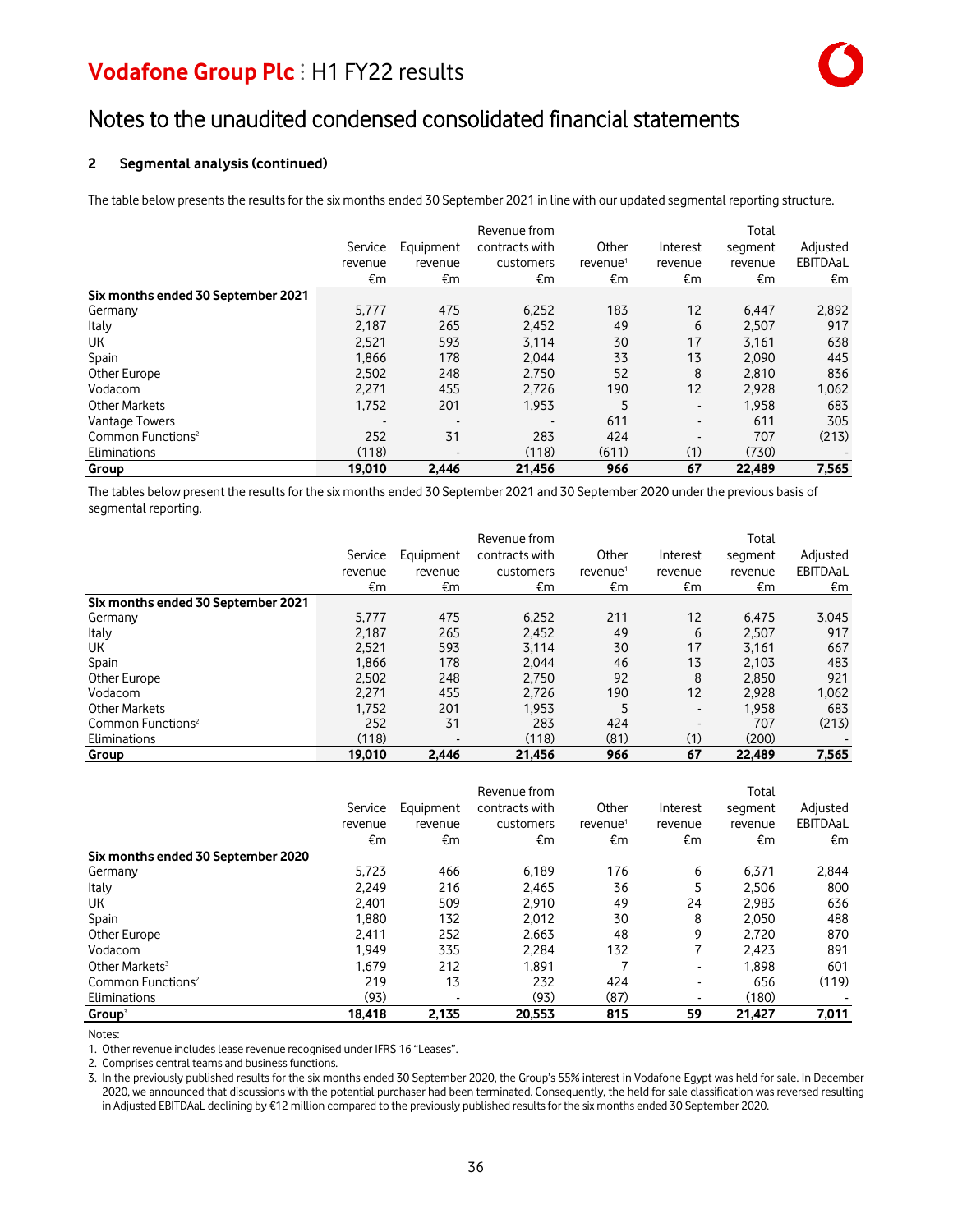# Notes to the unaudited condensed consolidated financial statements

## 2 Segmental analysis (continued)

The table below presents the results for the six months ended 30 September 2021 in line with our updated segmental reporting structure.

| | Service revenue €m | Equipment revenue €m | Revenue from contracts with customers €m | Other revenue[1] €m | Interest revenue €m | Total segment revenue €m | Adjusted EBITDAaL €m |
|---|---|---|---|---|---|---|---|
| **Six months ended 30 September 2021** | | | | | | | |
| Germany | 5,777 | 475 | 6,252 | 183 | 12 | 6,447 | 2,892 |
| Italy | 2,187 | 265 | 2,452 | 49 | 6 | 2,507 | 917 |
| UK | 2,521 | 593 | 3,114 | 30 | 17 | 3,161 | 638 |
| Spain | 1,866 | 178 | 2,044 | 33 | 13 | 2,090 | 445 |
| Other Europe | 2,502 | 248 | 2,750 | 52 | 8 | 2,810 | 836 |
| Vodacom | 2,271 | 455 | 2,726 | 190 | 12 | 2,928 | 1,062 |
| Other Markets | 1,752 | 201 | 1,953 | 5 | - | 1,958 | 683 |
| Vantage Towers | - | - | - | 611 | - | 611 | 305 |
| Common Functions[2] | 252 | 31 | 283 | 424 | - | 707 | (213) |
| Eliminations | (118) | - | (118) | (611) | (1) | (730) | - |
| **Group** | **19,010** | **2,446** | **21,456** | **966** | **67** | **22,489** | **7,565** |

The tables below present the results for the six months ended 30 September 2021 and 30 September 2020 under the previous basis of segmental reporting.

| | Service revenue €m | Equipment revenue €m | Revenue from contracts with customers €m | Other revenue[1] €m | Interest revenue €m | Total segment revenue €m | Adjusted EBITDAaL €m |
|---|---|---|---|---|---|---|---|
| **Six months ended 30 September 2021** | | | | | | | |
| Germany | 5,777 | 475 | 6,252 | 211 | 12 | 6,475 | 3,045 |
| Italy | 2,187 | 265 | 2,452 | 49 | 6 | 2,507 | 917 |
| UK | 2,521 | 593 | 3,114 | 30 | 17 | 3,161 | 667 |
| Spain | 1,866 | 178 | 2,044 | 46 | 13 | 2,103 | 483 |
| Other Europe | 2,502 | 248 | 2,750 | 92 | 8 | 2,850 | 921 |
| Vodacom | 2,271 | 455 | 2,726 | 190 | 12 | 2,928 | 1,062 |
| Other Markets | 1,752 | 201 | 1,953 | 5 | - | 1,958 | 683 |
| Common Functions[2] | 252 | 31 | 283 | 424 | - | 707 | (213) |
| Eliminations | (118) | - | (118) | (81) | (1) | (200) | - |
| **Group** | **19,010** | **2,446** | **21,456** | **966** | **67** | **22,489** | **7,565** |

| | Service revenue €m | Equipment revenue €m | Revenue from contracts with customers €m | Other revenue[1] €m | Interest revenue €m | Total segment revenue €m | Adjusted EBITDAaL €m |
|---|---|---|---|---|---|---|---|
| **Six months ended 30 September 2020** | | | | | | | |
| Germany | 5,723 | 466 | 6,189 | 176 | 6 | 6,371 | 2,844 |
| Italy | 2,249 | 216 | 2,465 | 36 | 5 | 2,506 | 800 |
| UK | 2,401 | 509 | 2,910 | 49 | 24 | 2,983 | 636 |
| Spain | 1,880 | 132 | 2,012 | 30 | 8 | 2,050 | 488 |
| Other Europe | 2,411 | 252 | 2,663 | 48 | 9 | 2,720 | 870 |
| Vodacom | 1,949 | 335 | 2,284 | 132 | 7 | 2,423 | 891 |
| Other Markets[3] | 1,679 | 212 | 1,891 | 7 | - | 1,898 | 601 |
| Common Functions[2] | 219 | 13 | 232 | 424 | - | 656 | (119) |
| Eliminations | (93) | - | (93) | (87) | - | (180) | - |
| **Group[3]** | **18,418** | **2,135** | **20,553** | **815** | **59** | **21,427** | **7,011** |

Notes:
1. Other revenue includes lease revenue recognised under IFRS 16 "Leases".
2. Comprises central teams and business functions.
3. In the previously published results for the six months ended 30 September 2020, the Group's 55% interest in Vodafone Egypt was held for sale. In December 2020, we announced that discussions with the potential purchaser had been terminated. Consequently, the held for sale classification was reversed resulting in Adjusted EBITDAaL declining by €12 million compared to the previously published results for the six months ended 30 September 2020.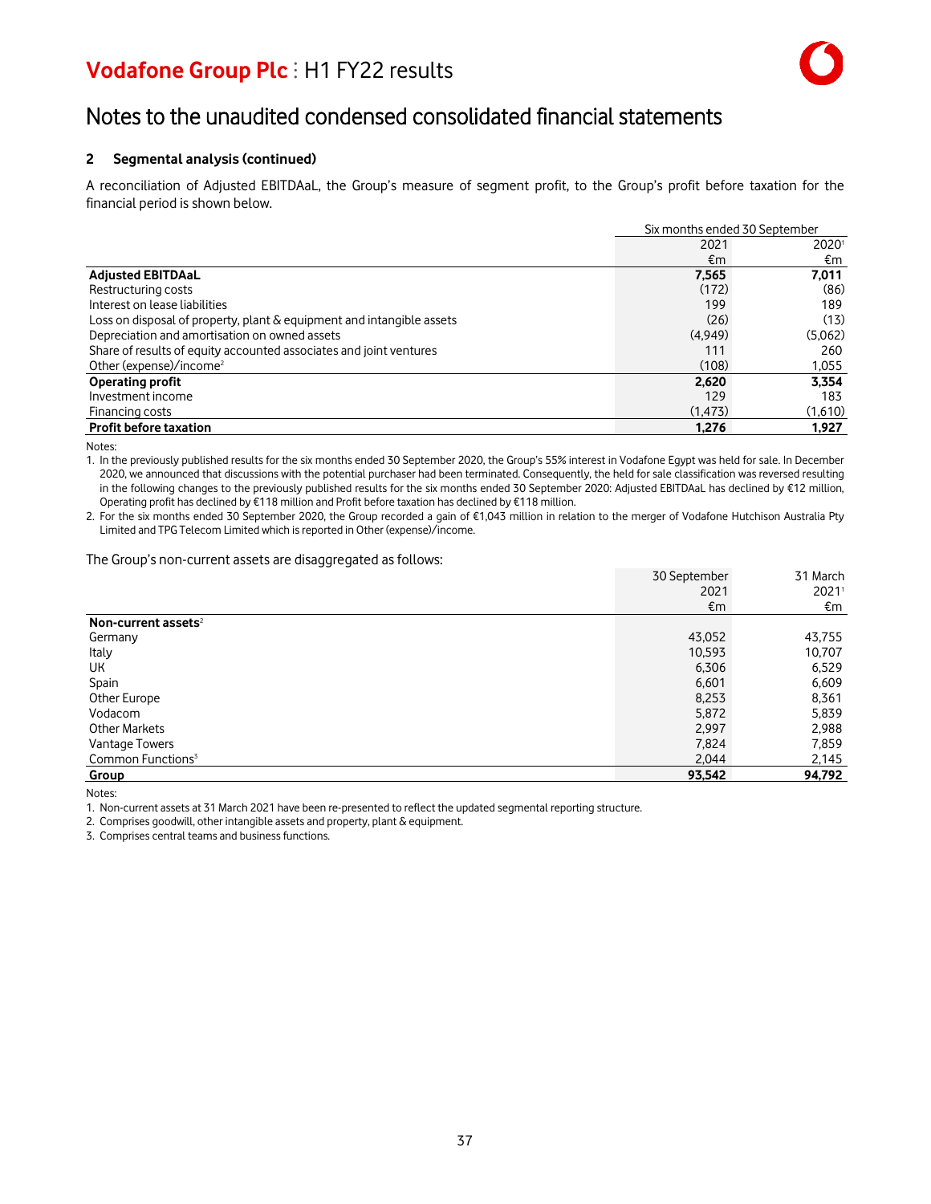# Notes to the unaudited condensed consolidated financial statements

### 2 Segmental analysis (continued)

A reconciliation of Adjusted EBITDAaL, the Group's measure of segment profit, to the Group's profit before taxation for the financial period is shown below.

| | Six months ended 30 September | |
|---|---|---|
| | 2021 | 2020[1] |
| | €m | €m |
| **Adjusted EBITDAaL** | **7,565** | **7,011** |
| Restructuring costs | (172) | (86) |
| Interest on lease liabilities | 199 | 189 |
| Loss on disposal of property, plant & equipment and intangible assets | (26) | (13) |
| Depreciation and amortisation on owned assets | (4,949) | (5,062) |
| Share of results of equity accounted associates and joint ventures | 111 | 260 |
| Other (expense)/income[2] | (108) | 1,055 |
| **Operating profit** | **2,620** | **3,354** |
| Investment income | 129 | 183 |
| Financing costs | (1,473) | (1,610) |
| **Profit before taxation** | **1,276** | **1,927** |

Notes:
1. In the previously published results for the six months ended 30 September 2020, the Group's 55% interest in Vodafone Egypt was held for sale. In December 2020, we announced that discussions with the potential purchaser had been terminated. Consequently, the held for sale classification was reversed resulting in the following changes to the previously published results for the six months ended 30 September 2020: Adjusted EBITDAaL has declined by €12 million, Operating profit has declined by €118 million and Profit before taxation has declined by €118 million.
2. For the six months ended 30 September 2020, the Group recorded a gain of €1,043 million in relation to the merger of Vodafone Hutchison Australia Pty Limited and TPG Telecom Limited which is reported in Other (expense)/income.

The Group's non-current assets are disaggregated as follows:

| | 30 September 2021 | 31 March 2021[1] |
|---|---|---|
| | €m | €m |
| **Non-current assets**[2] | | |
| Germany | 43,052 | 43,755 |
| Italy | 10,593 | 10,707 |
| UK | 6,306 | 6,529 |
| Spain | 6,601 | 6,609 |
| Other Europe | 8,253 | 8,361 |
| Vodacom | 5,872 | 5,839 |
| Other Markets | 2,997 | 2,988 |
| Vantage Towers | 7,824 | 7,859 |
| Common Functions[3] | 2,044 | 2,145 |
| **Group** | **93,542** | **94,792** |

Notes:
1. Non-current assets at 31 March 2021 have been re-presented to reflect the updated segmental reporting structure.
2. Comprises goodwill, other intangible assets and property, plant & equipment.
3. Comprises central teams and business functions.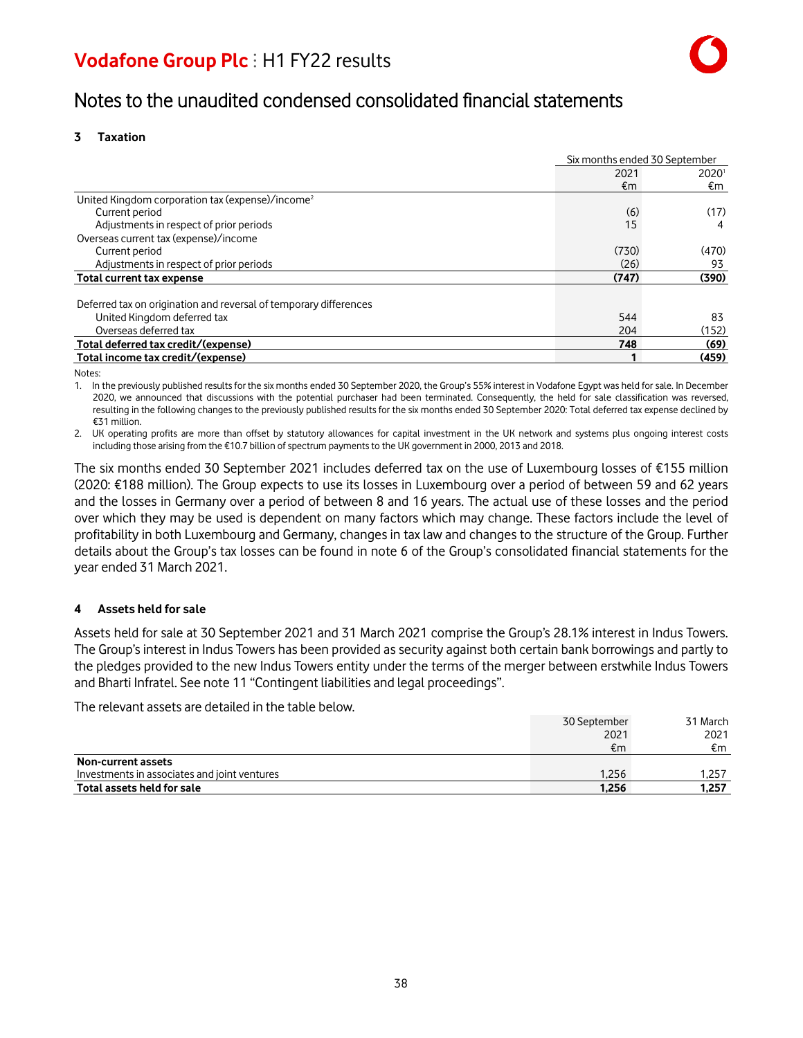# Notes to the unaudited condensed consolidated financial statements

## 3 Taxation

| | Six months ended 30 September | |
|---|---|---|
| | 2021 €m | 2020[1] €m |
| United Kingdom corporation tax (expense)/income[2] | | |
| Current period | (6) | (17) |
| Adjustments in respect of prior periods | 15 | 4 |
| Overseas current tax (expense)/income | | |
| Current period | (730) | (470) |
| Adjustments in respect of prior periods | (26) | 93 |
| **Total current tax expense** | **(747)** | **(390)** |
| | | |
| Deferred tax on origination and reversal of temporary differences | | |
| United Kingdom deferred tax | 544 | 83 |
| Overseas deferred tax | 204 | (152) |
| **Total deferred tax credit/(expense)** | **748** | **(69)** |
| **Total income tax credit/(expense)** | **1** | **(459)** |

Notes:

1. In the previously published results for the six months ended 30 September 2020, the Group's 55% interest in Vodafone Egypt was held for sale. In December 2020, we announced that discussions with the potential purchaser had been terminated. Consequently, the held for sale classification was reversed, resulting in the following changes to the previously published results for the six months ended 30 September 2020: Total deferred tax expense declined by €31 million.
2. UK operating profits are more than offset by statutory allowances for capital investment in the UK network and systems plus ongoing interest costs including those arising from the €10.7 billion of spectrum payments to the UK government in 2000, 2013 and 2018.

The six months ended 30 September 2021 includes deferred tax on the use of Luxembourg losses of €155 million (2020: €188 million). The Group expects to use its losses in Luxembourg over a period of between 59 and 62 years and the losses in Germany over a period of between 8 and 16 years. The actual use of these losses and the period over which they may be used is dependent on many factors which may change. These factors include the level of profitability in both Luxembourg and Germany, changes in tax law and changes to the structure of the Group. Further details about the Group's tax losses can be found in note 6 of the Group's consolidated financial statements for the year ended 31 March 2021.

## 4 Assets held for sale

Assets held for sale at 30 September 2021 and 31 March 2021 comprise the Group's 28.1% interest in Indus Towers. The Group's interest in Indus Towers has been provided as security against both certain bank borrowings and partly to the pledges provided to the new Indus Towers entity under the terms of the merger between erstwhile Indus Towers and Bharti Infratel. See note 11 "Contingent liabilities and legal proceedings".

The relevant assets are detailed in the table below.

| | 30 September 2021 €m | 31 March 2021 €m |
|---|---|---|
| **Non-current assets** | | |
| Investments in associates and joint ventures | 1,256 | 1,257 |
| **Total assets held for sale** | **1,256** | **1,257** |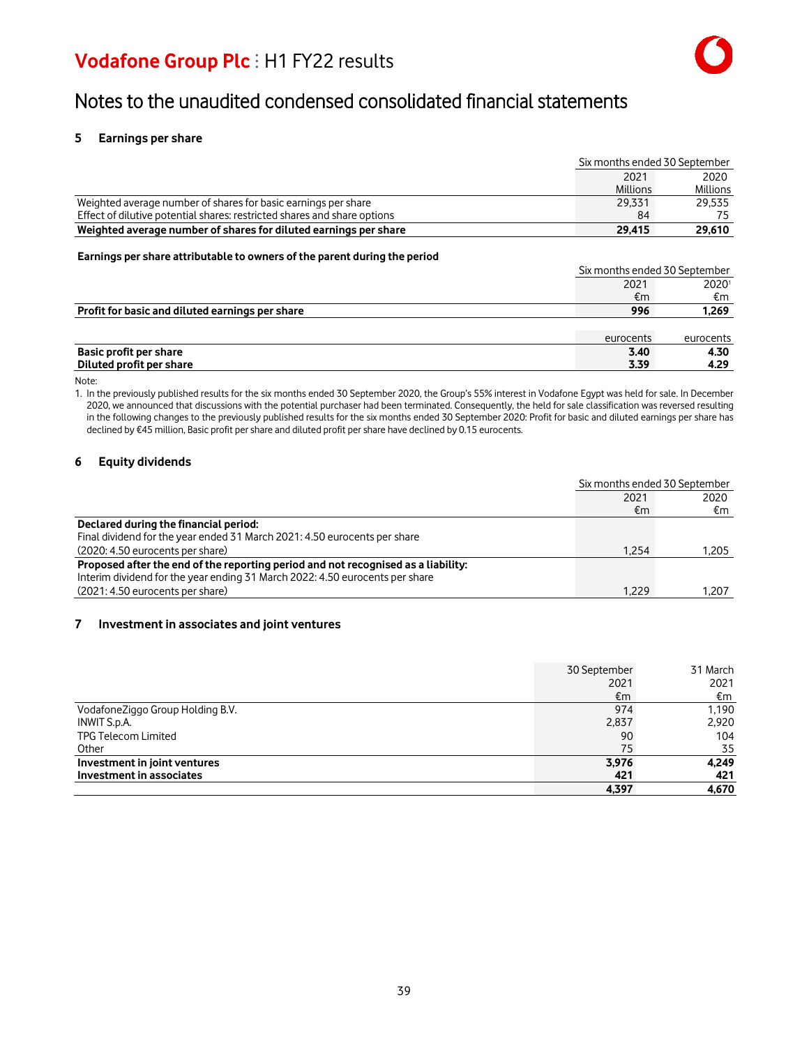# Notes to the unaudited condensed consolidated financial statements

## 5 Earnings per share

| | Six months ended 30 September | |
|---|---|---|
| | 2021 | 2020 |
| | Millions | Millions |
| Weighted average number of shares for basic earnings per share | 29,331 | 29,535 |
| Effect of dilutive potential shares: restricted shares and share options | 84 | 75 |
| **Weighted average number of shares for diluted earnings per share** | **29,415** | **29,610** |

**Earnings per share attributable to owners of the parent during the period**

| | Six months ended 30 September | |
|---|---|---|
| | 2021 | 2020[1] |
| | €m | €m |
| **Profit for basic and diluted earnings per share** | **996** | **1,269** |
| | eurocents | eurocents |
| **Basic profit per share** | **3.40** | **4.30** |
| **Diluted profit per share** | **3.39** | **4.29** |

Note:

1. In the previously published results for the six months ended 30 September 2020, the Group's 55% interest in Vodafone Egypt was held for sale. In December 2020, we announced that discussions with the potential purchaser had been terminated. Consequently, the held for sale classification was reversed resulting in the following changes to the previously published results for the six months ended 30 September 2020: Profit for basic and diluted earnings per share has declined by €45 million, Basic profit per share and diluted profit per share have declined by 0.15 eurocents.

## 6 Equity dividends

| | Six months ended 30 September | |
|---|---|---|
| | 2021 | 2020 |
| | €m | €m |
| **Declared during the financial period:** | | |
| Final dividend for the year ended 31 March 2021: 4.50 eurocents per share (2020: 4.50 eurocents per share) | 1,254 | 1,205 |
| **Proposed after the end of the reporting period and not recognised as a liability:** | | |
| Interim dividend for the year ending 31 March 2022: 4.50 eurocents per share (2021: 4.50 eurocents per share) | 1,229 | 1,207 |

## 7 Investment in associates and joint ventures

| | 30 September 2021 | 31 March 2021 |
|---|---|---|
| | €m | €m |
| VodafoneZiggo Group Holding B.V. | 974 | 1,190 |
| INWIT S.p.A. | 2,837 | 2,920 |
| TPG Telecom Limited | 90 | 104 |
| Other | 75 | 35 |
| **Investment in joint ventures** | **3,976** | **4,249** |
| **Investment in associates** | **421** | **421** |
| | **4,397** | **4,670** |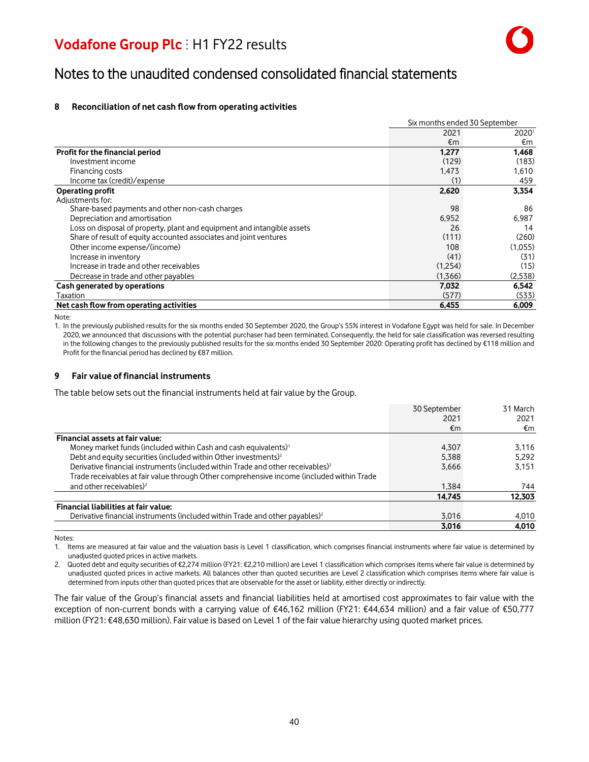# Notes to the unaudited condensed consolidated financial statements

## 8 Reconciliation of net cash flow from operating activities

| | Six months ended 30 September | |
|---|---|---|
| | 2021 | 2020[1] |
| | €m | €m |
| **Profit for the financial period** | **1,277** | **1,468** |
| Investment income | (129) | (183) |
| Financing costs | 1,473 | 1,610 |
| Income tax (credit)/expense | (1) | 459 |
| **Operating profit** | **2,620** | **3,354** |
| Adjustments for: | | |
| Share-based payments and other non-cash charges | 98 | 86 |
| Depreciation and amortisation | 6,952 | 6,987 |
| Loss on disposal of property, plant and equipment and intangible assets | 26 | 14 |
| Share of result of equity accounted associates and joint ventures | (111) | (260) |
| Other income expense/(income) | 108 | (1,055) |
| Increase in inventory | (41) | (31) |
| Increase in trade and other receivables | (1,254) | (15) |
| Decrease in trade and other payables | (1,366) | (2,538) |
| **Cash generated by operations** | **7,032** | **6,542** |
| Taxation | (577) | (533) |
| **Net cash flow from operating activities** | **6,455** | **6,009** |

Note:
1. In the previously published results for the six months ended 30 September 2020, the Group's 55% interest in Vodafone Egypt was held for sale. In December 2020, we announced that discussions with the potential purchaser had been terminated. Consequently, the held for sale classification was reversed resulting in the following changes to the previously published results for the six months ended 30 September 2020: Operating profit has declined by €118 million and Profit for the financial period has declined by €87 million.

## 9 Fair value of financial instruments

The table below sets out the financial instruments held at fair value by the Group.

| | 30 September 2021 | 31 March 2021 |
|---|---|---|
| | €m | €m |
| **Financial assets at fair value:** | | |
| Money market funds (included within Cash and cash equivalents)[1] | 4,307 | 3,116 |
| Debt and equity securities (included within Other investments)[2] | 5,388 | 5,292 |
| Derivative financial instruments (included within Trade and other receivables)[2] | 3,666 | 3,151 |
| Trade receivables at fair value through Other comprehensive income (included within Trade and other receivables)[2] | 1,384 | 744 |
| | **14,745** | **12,303** |
| **Financial liabilities at fair value:** | | |
| Derivative financial instruments (included within Trade and other payables)[2] | 3,016 | 4,010 |
| | **3,016** | **4,010** |

Notes:
1. Items are measured at fair value and the valuation basis is Level 1 classification, which comprises financial instruments where fair value is determined by unadjusted quoted prices in active markets.
2. Quoted debt and equity securities of €2,274 million (FY21: €2,210 million) are Level 1 classification which comprises items where fair value is determined by unadjusted quoted prices in active markets. All balances other than quoted securities are Level 2 classification which comprises items where fair value is determined from inputs other than quoted prices that are observable for the asset or liability, either directly or indirectly.

The fair value of the Group's financial assets and financial liabilities held at amortised cost approximates to fair value with the exception of non-current bonds with a carrying value of €46,162 million (FY21: €44,634 million) and a fair value of €50,777 million (FY21: €48,630 million). Fair value is based on Level 1 of the fair value hierarchy using quoted market prices.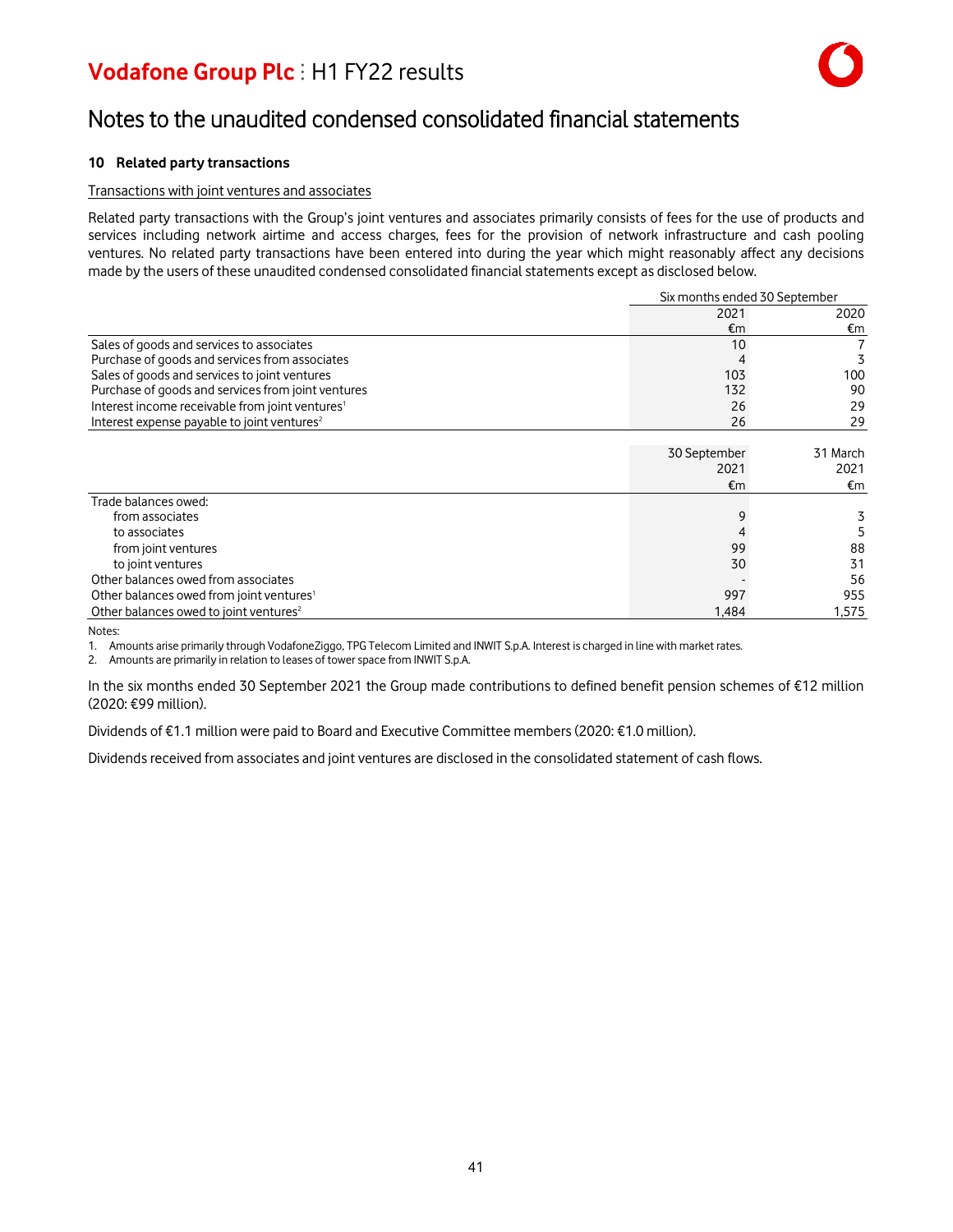# Notes to the unaudited condensed consolidated financial statements

## 10 Related party transactions

Transactions with joint ventures and associates

Related party transactions with the Group's joint ventures and associates primarily consists of fees for the use of products and services including network airtime and access charges, fees for the provision of network infrastructure and cash pooling ventures. No related party transactions have been entered into during the year which might reasonably affect any decisions made by the users of these unaudited condensed consolidated financial statements except as disclosed below.

| | Six months ended 30 September | |
|---|---|---|
| | 2021 | 2020 |
| | €m | €m |
| Sales of goods and services to associates | 10 | 7 |
| Purchase of goods and services from associates | 4 | 3 |
| Sales of goods and services to joint ventures | 103 | 100 |
| Purchase of goods and services from joint ventures | 132 | 90 |
| Interest income receivable from joint ventures[1] | 26 | 29 |
| Interest expense payable to joint ventures[2] | 26 | 29 |

| | 30 September 2021 | 31 March 2021 |
|---|---|---|
| | €m | €m |
| Trade balances owed: | | |
| from associates | 9 | 3 |
| to associates | 4 | 5 |
| from joint ventures | 99 | 88 |
| to joint ventures | 30 | 31 |
| Other balances owed from associates | - | 56 |
| Other balances owed from joint ventures[1] | 997 | 955 |
| Other balances owed to joint ventures[2] | 1,484 | 1,575 |

Notes:
1. Amounts arise primarily through VodafoneZiggo, TPG Telecom Limited and INWIT S.p.A. Interest is charged in line with market rates.
2. Amounts are primarily in relation to leases of tower space from INWIT S.p.A.

In the six months ended 30 September 2021 the Group made contributions to defined benefit pension schemes of €12 million (2020: €99 million).

Dividends of €1.1 million were paid to Board and Executive Committee members (2020: €1.0 million).

Dividends received from associates and joint ventures are disclosed in the consolidated statement of cash flows.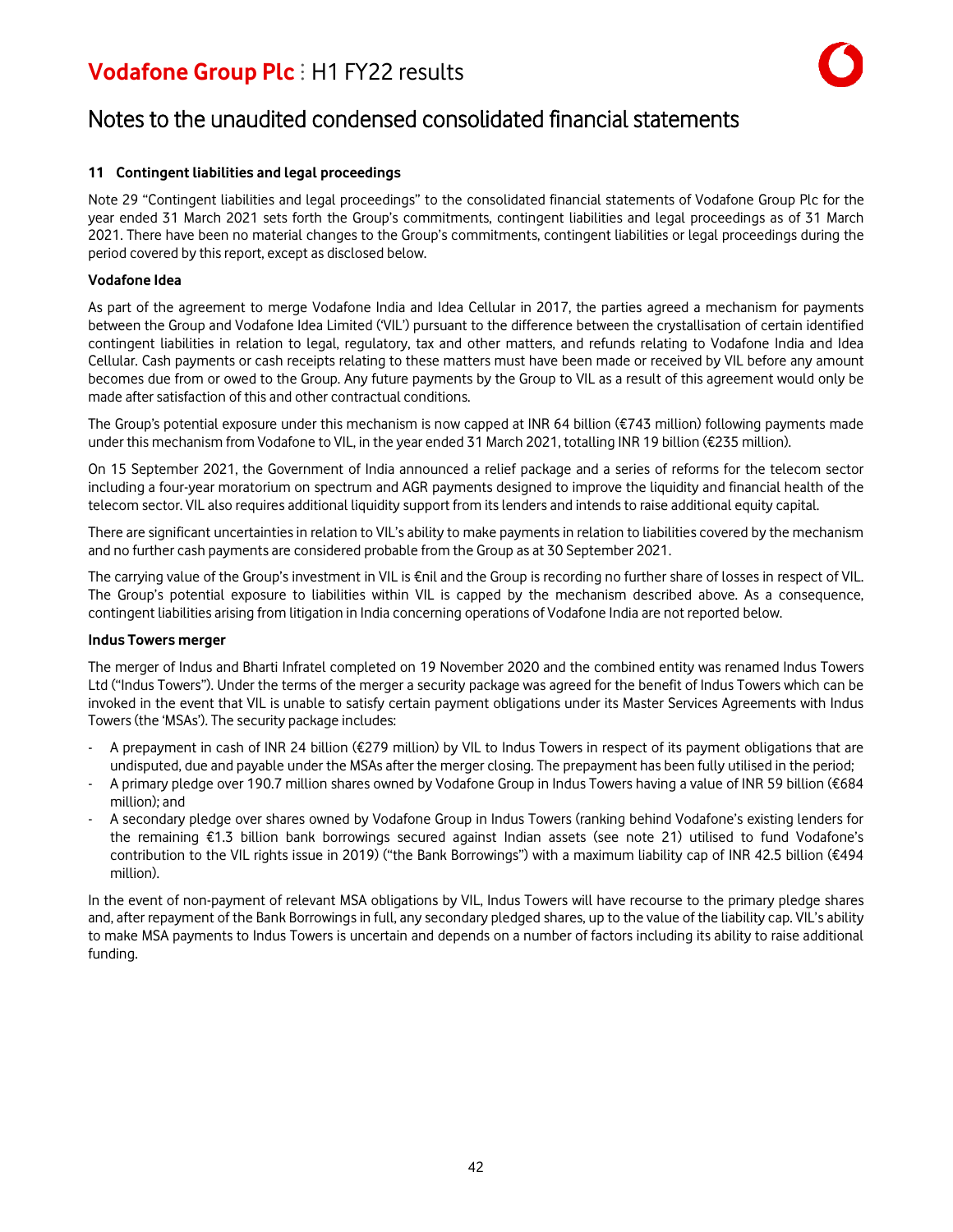# Notes to the unaudited condensed consolidated financial statements

### 11 Contingent liabilities and legal proceedings

Note 29 "Contingent liabilities and legal proceedings" to the consolidated financial statements of Vodafone Group Plc for the year ended 31 March 2021 sets forth the Group's commitments, contingent liabilities and legal proceedings as of 31 March 2021. There have been no material changes to the Group's commitments, contingent liabilities or legal proceedings during the period covered by this report, except as disclosed below.

**Vodafone Idea**

As part of the agreement to merge Vodafone India and Idea Cellular in 2017, the parties agreed a mechanism for payments between the Group and Vodafone Idea Limited ('VIL') pursuant to the difference between the crystallisation of certain identified contingent liabilities in relation to legal, regulatory, tax and other matters, and refunds relating to Vodafone India and Idea Cellular. Cash payments or cash receipts relating to these matters must have been made or received by VIL before any amount becomes due from or owed to the Group. Any future payments by the Group to VIL as a result of this agreement would only be made after satisfaction of this and other contractual conditions.

The Group's potential exposure under this mechanism is now capped at INR 64 billion (€743 million) following payments made under this mechanism from Vodafone to VIL, in the year ended 31 March 2021, totalling INR 19 billion (€235 million).

On 15 September 2021, the Government of India announced a relief package and a series of reforms for the telecom sector including a four-year moratorium on spectrum and AGR payments designed to improve the liquidity and financial health of the telecom sector. VIL also requires additional liquidity support from its lenders and intends to raise additional equity capital.

There are significant uncertainties in relation to VIL's ability to make payments in relation to liabilities covered by the mechanism and no further cash payments are considered probable from the Group as at 30 September 2021.

The carrying value of the Group's investment in VIL is €nil and the Group is recording no further share of losses in respect of VIL. The Group's potential exposure to liabilities within VIL is capped by the mechanism described above. As a consequence, contingent liabilities arising from litigation in India concerning operations of Vodafone India are not reported below.

**Indus Towers merger**

The merger of Indus and Bharti Infratel completed on 19 November 2020 and the combined entity was renamed Indus Towers Ltd ("Indus Towers"). Under the terms of the merger a security package was agreed for the benefit of Indus Towers which can be invoked in the event that VIL is unable to satisfy certain payment obligations under its Master Services Agreements with Indus Towers (the 'MSAs'). The security package includes:

- A prepayment in cash of INR 24 billion (€279 million) by VIL to Indus Towers in respect of its payment obligations that are undisputed, due and payable under the MSAs after the merger closing. The prepayment has been fully utilised in the period;
- A primary pledge over 190.7 million shares owned by Vodafone Group in Indus Towers having a value of INR 59 billion (€684 million); and
- A secondary pledge over shares owned by Vodafone Group in Indus Towers (ranking behind Vodafone's existing lenders for the remaining €1.3 billion bank borrowings secured against Indian assets (see note 21) utilised to fund Vodafone's contribution to the VIL rights issue in 2019) ("the Bank Borrowings") with a maximum liability cap of INR 42.5 billion (€494 million).

In the event of non-payment of relevant MSA obligations by VIL, Indus Towers will have recourse to the primary pledge shares and, after repayment of the Bank Borrowings in full, any secondary pledged shares, up to the value of the liability cap. VIL's ability to make MSA payments to Indus Towers is uncertain and depends on a number of factors including its ability to raise additional funding.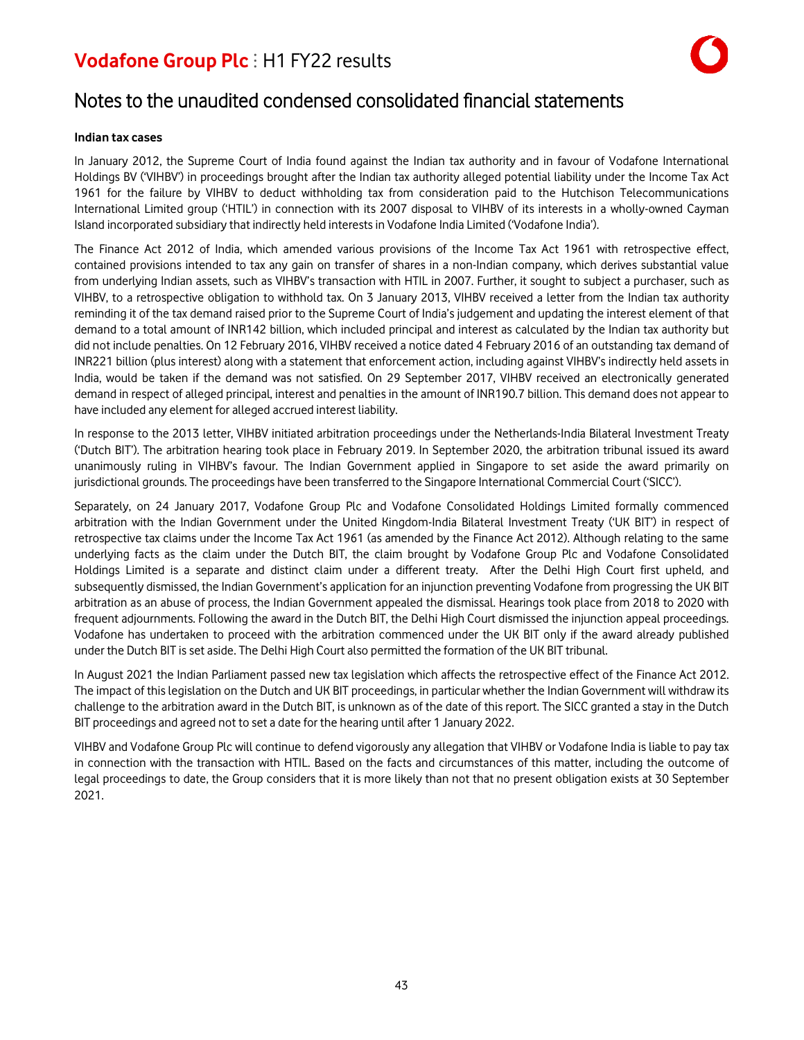## Notes to the unaudited condensed consolidated financial statements

**Indian tax cases**

In January 2012, the Supreme Court of India found against the Indian tax authority and in favour of Vodafone International Holdings BV ('VIHBV') in proceedings brought after the Indian tax authority alleged potential liability under the Income Tax Act 1961 for the failure by VIHBV to deduct withholding tax from consideration paid to the Hutchison Telecommunications International Limited group ('HTIL') in connection with its 2007 disposal to VIHBV of its interests in a wholly-owned Cayman Island incorporated subsidiary that indirectly held interests in Vodafone India Limited ('Vodafone India').

The Finance Act 2012 of India, which amended various provisions of the Income Tax Act 1961 with retrospective effect, contained provisions intended to tax any gain on transfer of shares in a non-Indian company, which derives substantial value from underlying Indian assets, such as VIHBV's transaction with HTIL in 2007. Further, it sought to subject a purchaser, such as VIHBV, to a retrospective obligation to withhold tax. On 3 January 2013, VIHBV received a letter from the Indian tax authority reminding it of the tax demand raised prior to the Supreme Court of India's judgement and updating the interest element of that demand to a total amount of INR142 billion, which included principal and interest as calculated by the Indian tax authority but did not include penalties. On 12 February 2016, VIHBV received a notice dated 4 February 2016 of an outstanding tax demand of INR221 billion (plus interest) along with a statement that enforcement action, including against VIHBV's indirectly held assets in India, would be taken if the demand was not satisfied. On 29 September 2017, VIHBV received an electronically generated demand in respect of alleged principal, interest and penalties in the amount of INR190.7 billion. This demand does not appear to have included any element for alleged accrued interest liability.

In response to the 2013 letter, VIHBV initiated arbitration proceedings under the Netherlands-India Bilateral Investment Treaty ('Dutch BIT'). The arbitration hearing took place in February 2019. In September 2020, the arbitration tribunal issued its award unanimously ruling in VIHBV's favour. The Indian Government applied in Singapore to set aside the award primarily on jurisdictional grounds. The proceedings have been transferred to the Singapore International Commercial Court ('SICC').

Separately, on 24 January 2017, Vodafone Group Plc and Vodafone Consolidated Holdings Limited formally commenced arbitration with the Indian Government under the United Kingdom-India Bilateral Investment Treaty ('UK BIT') in respect of retrospective tax claims under the Income Tax Act 1961 (as amended by the Finance Act 2012). Although relating to the same underlying facts as the claim under the Dutch BIT, the claim brought by Vodafone Group Plc and Vodafone Consolidated Holdings Limited is a separate and distinct claim under a different treaty. After the Delhi High Court first upheld, and subsequently dismissed, the Indian Government's application for an injunction preventing Vodafone from progressing the UK BIT arbitration as an abuse of process, the Indian Government appealed the dismissal. Hearings took place from 2018 to 2020 with frequent adjournments. Following the award in the Dutch BIT, the Delhi High Court dismissed the injunction appeal proceedings. Vodafone has undertaken to proceed with the arbitration commenced under the UK BIT only if the award already published under the Dutch BIT is set aside. The Delhi High Court also permitted the formation of the UK BIT tribunal.

In August 2021 the Indian Parliament passed new tax legislation which affects the retrospective effect of the Finance Act 2012. The impact of this legislation on the Dutch and UK BIT proceedings, in particular whether the Indian Government will withdraw its challenge to the arbitration award in the Dutch BIT, is unknown as of the date of this report. The SICC granted a stay in the Dutch BIT proceedings and agreed not to set a date for the hearing until after 1 January 2022.

VIHBV and Vodafone Group Plc will continue to defend vigorously any allegation that VIHBV or Vodafone India is liable to pay tax in connection with the transaction with HTIL. Based on the facts and circumstances of this matter, including the outcome of legal proceedings to date, the Group considers that it is more likely than not that no present obligation exists at 30 September 2021.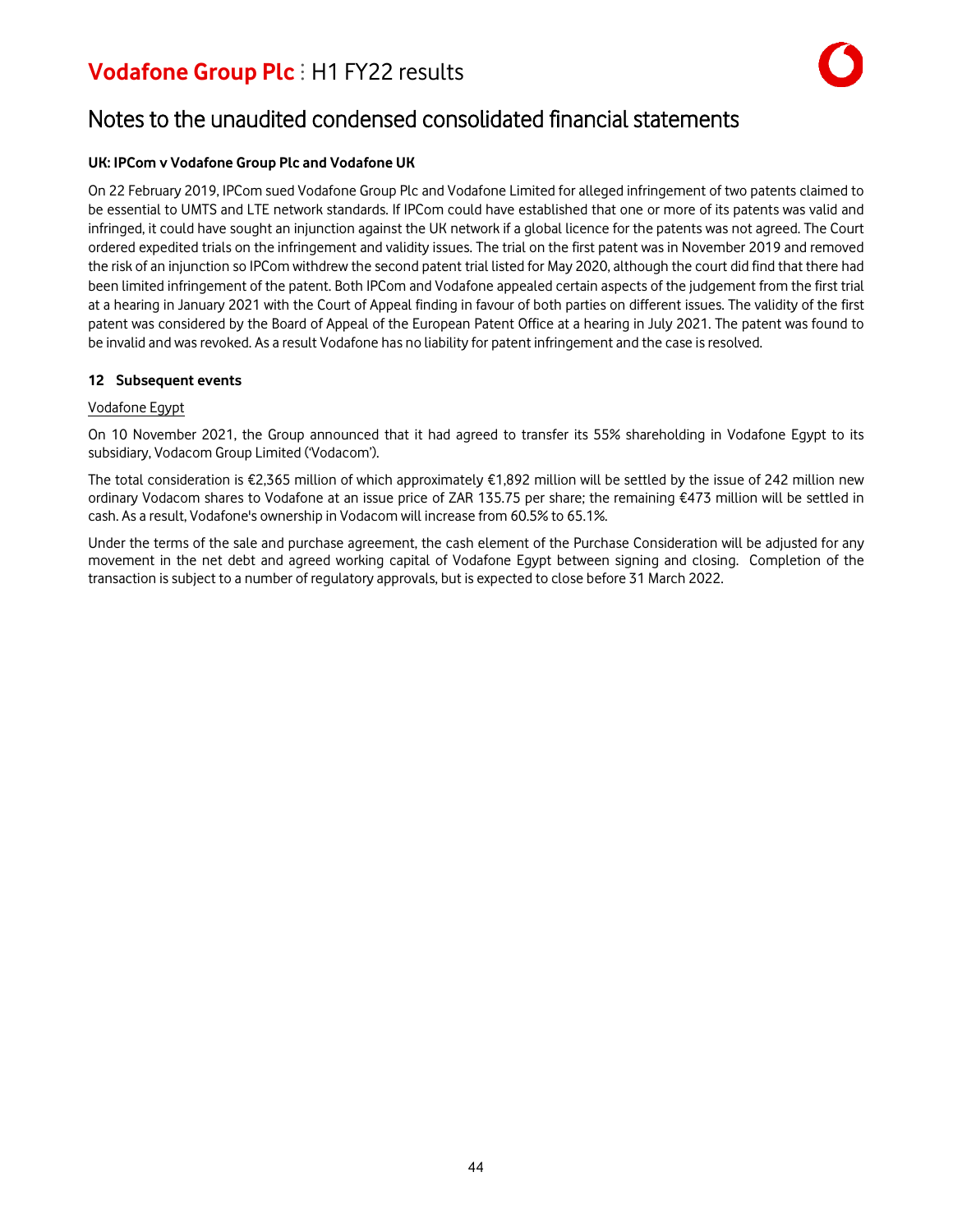# Notes to the unaudited condensed consolidated financial statements

**UK: IPCom v Vodafone Group Plc and Vodafone UK**

On 22 February 2019, IPCom sued Vodafone Group Plc and Vodafone Limited for alleged infringement of two patents claimed to be essential to UMTS and LTE network standards. If IPCom could have established that one or more of its patents was valid and infringed, it could have sought an injunction against the UK network if a global licence for the patents was not agreed. The Court ordered expedited trials on the infringement and validity issues. The trial on the first patent was in November 2019 and removed the risk of an injunction so IPCom withdrew the second patent trial listed for May 2020, although the court did find that there had been limited infringement of the patent. Both IPCom and Vodafone appealed certain aspects of the judgement from the first trial at a hearing in January 2021 with the Court of Appeal finding in favour of both parties on different issues. The validity of the first patent was considered by the Board of Appeal of the European Patent Office at a hearing in July 2021. The patent was found to be invalid and was revoked. As a result Vodafone has no liability for patent infringement and the case is resolved.

## 12 Subsequent events

Vodafone Egypt

On 10 November 2021, the Group announced that it had agreed to transfer its 55% shareholding in Vodafone Egypt to its subsidiary, Vodacom Group Limited ('Vodacom').

The total consideration is €2,365 million of which approximately €1,892 million will be settled by the issue of 242 million new ordinary Vodacom shares to Vodafone at an issue price of ZAR 135.75 per share; the remaining €473 million will be settled in cash. As a result, Vodafone's ownership in Vodacom will increase from 60.5% to 65.1%.

Under the terms of the sale and purchase agreement, the cash element of the Purchase Consideration will be adjusted for any movement in the net debt and agreed working capital of Vodafone Egypt between signing and closing. Completion of the transaction is subject to a number of regulatory approvals, but is expected to close before 31 March 2022.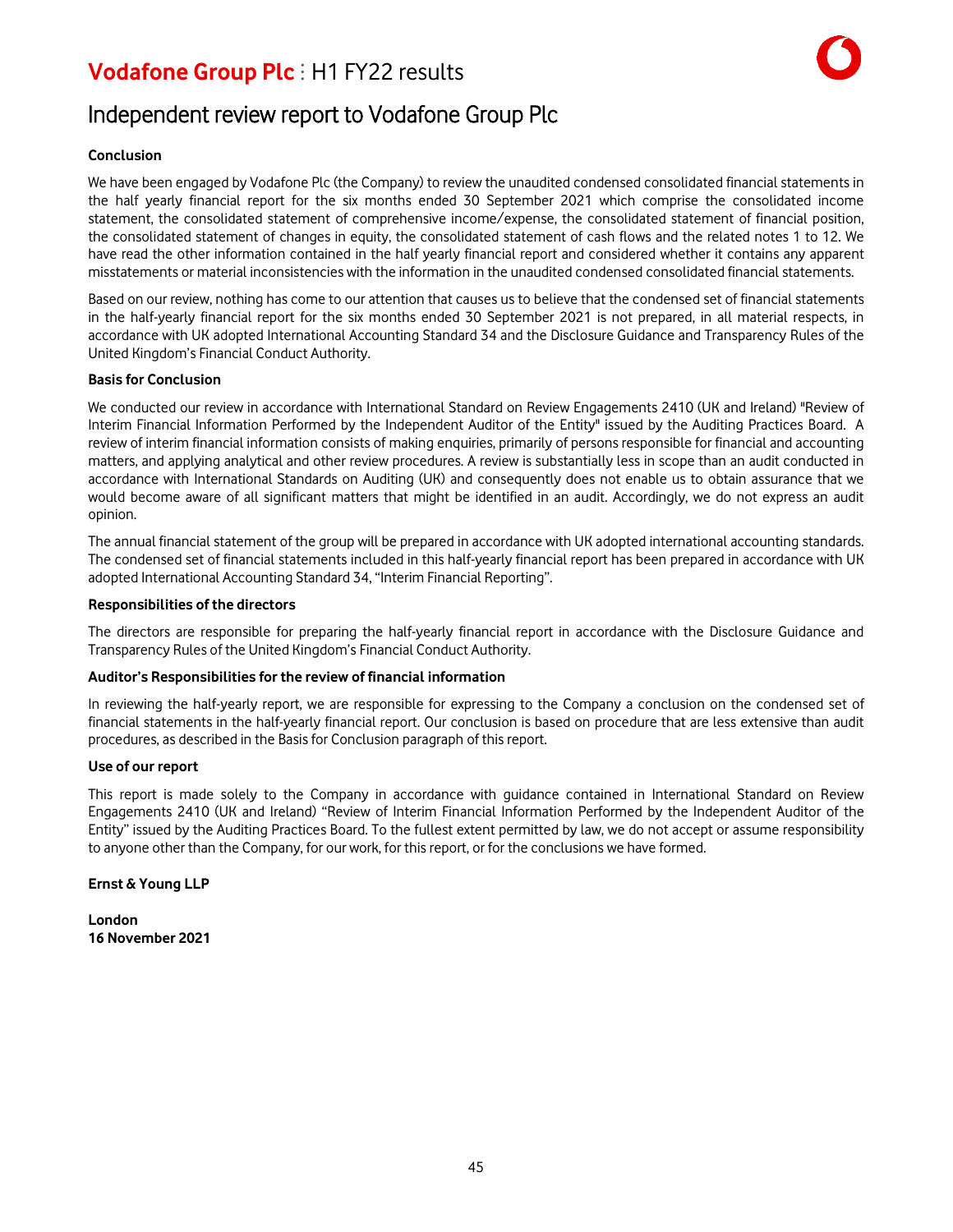# Independent review report to Vodafone Group Plc

**Conclusion**

We have been engaged by Vodafone Plc (the Company) to review the unaudited condensed consolidated financial statements in the half yearly financial report for the six months ended 30 September 2021 which comprise the consolidated income statement, the consolidated statement of comprehensive income/expense, the consolidated statement of financial position, the consolidated statement of changes in equity, the consolidated statement of cash flows and the related notes 1 to 12. We have read the other information contained in the half yearly financial report and considered whether it contains any apparent misstatements or material inconsistencies with the information in the unaudited condensed consolidated financial statements.

Based on our review, nothing has come to our attention that causes us to believe that the condensed set of financial statements in the half-yearly financial report for the six months ended 30 September 2021 is not prepared, in all material respects, in accordance with UK adopted International Accounting Standard 34 and the Disclosure Guidance and Transparency Rules of the United Kingdom's Financial Conduct Authority.

**Basis for Conclusion**

We conducted our review in accordance with International Standard on Review Engagements 2410 (UK and Ireland) "Review of Interim Financial Information Performed by the Independent Auditor of the Entity" issued by the Auditing Practices Board. A review of interim financial information consists of making enquiries, primarily of persons responsible for financial and accounting matters, and applying analytical and other review procedures. A review is substantially less in scope than an audit conducted in accordance with International Standards on Auditing (UK) and consequently does not enable us to obtain assurance that we would become aware of all significant matters that might be identified in an audit. Accordingly, we do not express an audit opinion.

The annual financial statement of the group will be prepared in accordance with UK adopted international accounting standards. The condensed set of financial statements included in this half-yearly financial report has been prepared in accordance with UK adopted International Accounting Standard 34, "Interim Financial Reporting".

**Responsibilities of the directors**

The directors are responsible for preparing the half-yearly financial report in accordance with the Disclosure Guidance and Transparency Rules of the United Kingdom's Financial Conduct Authority.

**Auditor's Responsibilities for the review of financial information**

In reviewing the half-yearly report, we are responsible for expressing to the Company a conclusion on the condensed set of financial statements in the half-yearly financial report. Our conclusion is based on procedure that are less extensive than audit procedures, as described in the Basis for Conclusion paragraph of this report.

**Use of our report**

This report is made solely to the Company in accordance with guidance contained in International Standard on Review Engagements 2410 (UK and Ireland) "Review of Interim Financial Information Performed by the Independent Auditor of the Entity" issued by the Auditing Practices Board. To the fullest extent permitted by law, we do not accept or assume responsibility to anyone other than the Company, for our work, for this report, or for the conclusions we have formed.

**Ernst & Young LLP**

**London**
**16 November 2021**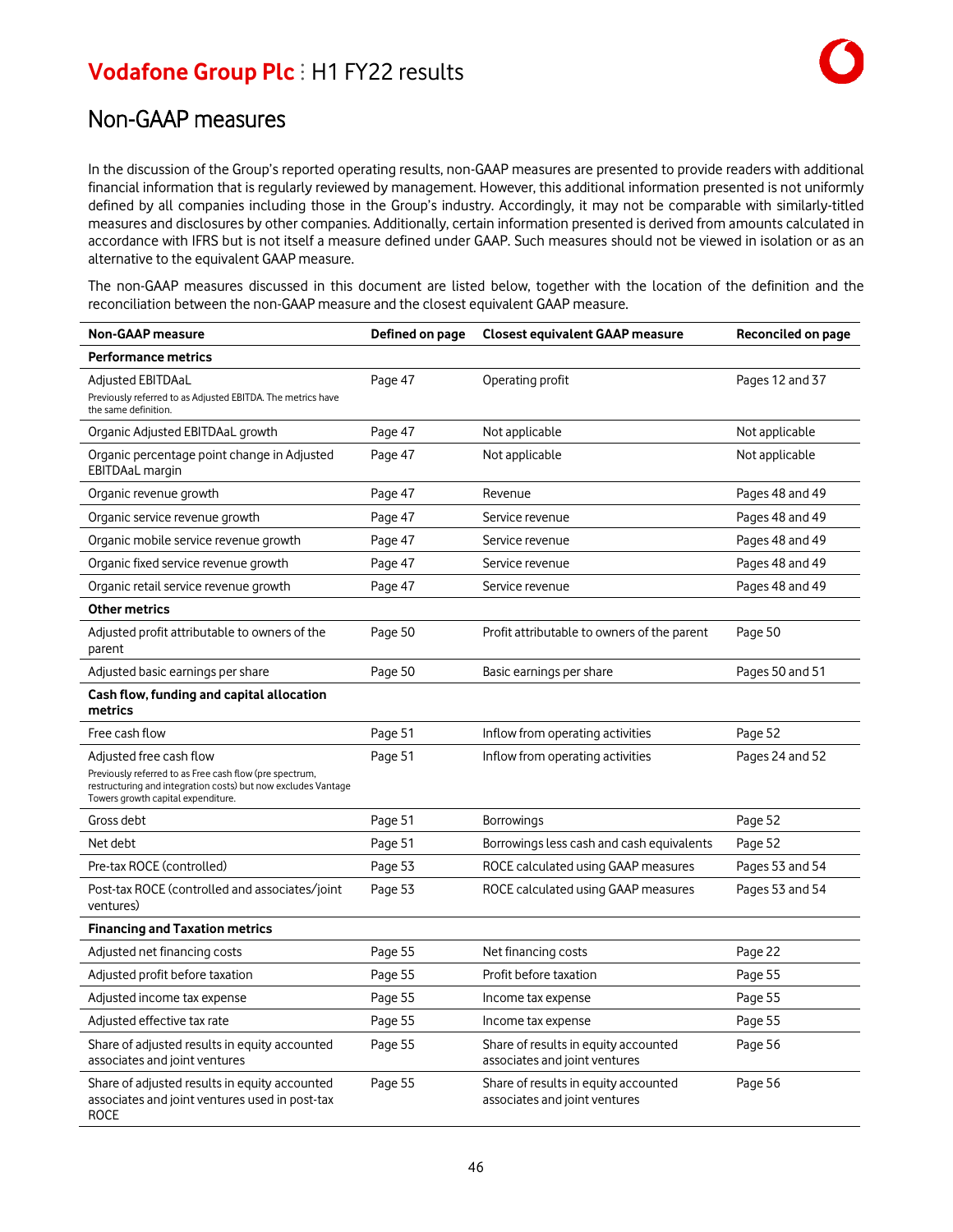## Non-GAAP measures

In the discussion of the Group's reported operating results, non-GAAP measures are presented to provide readers with additional financial information that is regularly reviewed by management. However, this additional information presented is not uniformly defined by all companies including those in the Group's industry. Accordingly, it may not be comparable with similarly-titled measures and disclosures by other companies. Additionally, certain information presented is derived from amounts calculated in accordance with IFRS but is not itself a measure defined under GAAP. Such measures should not be viewed in isolation or as an alternative to the equivalent GAAP measure.

The non-GAAP measures discussed in this document are listed below, together with the location of the definition and the reconciliation between the non-GAAP measure and the closest equivalent GAAP measure.

| Non-GAAP measure | Defined on page | Closest equivalent GAAP measure | Reconciled on page |
|---|---|---|---|
| **Performance metrics** | | | |
| Adjusted EBITDAaL<br>Previously referred to as Adjusted EBITDA. The metrics have the same definition. | Page 47 | Operating profit | Pages 12 and 37 |
| Organic Adjusted EBITDAaL growth | Page 47 | Not applicable | Not applicable |
| Organic percentage point change in Adjusted EBITDAaL margin | Page 47 | Not applicable | Not applicable |
| Organic revenue growth | Page 47 | Revenue | Pages 48 and 49 |
| Organic service revenue growth | Page 47 | Service revenue | Pages 48 and 49 |
| Organic mobile service revenue growth | Page 47 | Service revenue | Pages 48 and 49 |
| Organic fixed service revenue growth | Page 47 | Service revenue | Pages 48 and 49 |
| Organic retail service revenue growth | Page 47 | Service revenue | Pages 48 and 49 |
| **Other metrics** | | | |
| Adjusted profit attributable to owners of the parent | Page 50 | Profit attributable to owners of the parent | Page 50 |
| Adjusted basic earnings per share | Page 50 | Basic earnings per share | Pages 50 and 51 |
| **Cash flow, funding and capital allocation metrics** | | | |
| Free cash flow | Page 51 | Inflow from operating activities | Page 52 |
| Adjusted free cash flow<br>Previously referred to as Free cash flow (pre spectrum, restructuring and integration costs) but now excludes Vantage Towers growth capital expenditure. | Page 51 | Inflow from operating activities | Pages 24 and 52 |
| Gross debt | Page 51 | Borrowings | Page 52 |
| Net debt | Page 51 | Borrowings less cash and cash equivalents | Page 52 |
| Pre-tax ROCE (controlled) | Page 53 | ROCE calculated using GAAP measures | Pages 53 and 54 |
| Post-tax ROCE (controlled and associates/joint ventures) | Page 53 | ROCE calculated using GAAP measures | Pages 53 and 54 |
| **Financing and Taxation metrics** | | | |
| Adjusted net financing costs | Page 55 | Net financing costs | Page 22 |
| Adjusted profit before taxation | Page 55 | Profit before taxation | Page 55 |
| Adjusted income tax expense | Page 55 | Income tax expense | Page 55 |
| Adjusted effective tax rate | Page 55 | Income tax expense | Page 55 |
| Share of adjusted results in equity accounted associates and joint ventures | Page 55 | Share of results in equity accounted associates and joint ventures | Page 56 |
| Share of adjusted results in equity accounted associates and joint ventures used in post-tax ROCE | Page 55 | Share of results in equity accounted associates and joint ventures | Page 56 |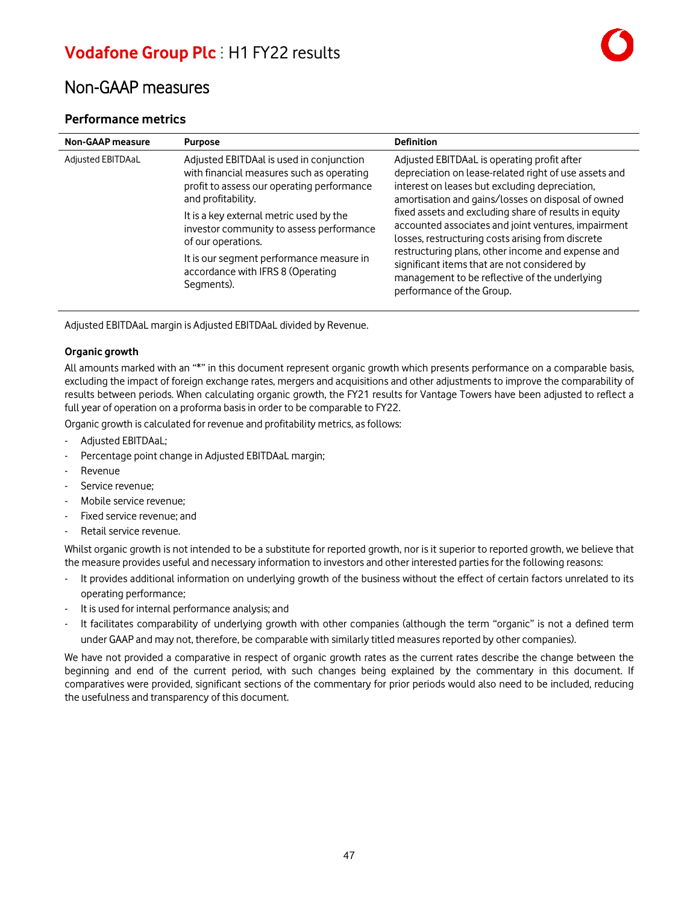# Non-GAAP measures

## Performance metrics

| Non-GAAP measure | Purpose | Definition |
|---|---|---|
| Adjusted EBITDAaL | Adjusted EBITDAal is used in conjunction with financial measures such as operating profit to assess our operating performance and profitability.<br><br>It is a key external metric used by the investor community to assess performance of our operations.<br><br>It is our segment performance measure in accordance with IFRS 8 (Operating Segments). | Adjusted EBITDAaL is operating profit after depreciation on lease-related right of use assets and interest on leases but excluding depreciation, amortisation and gains/losses on disposal of owned fixed assets and excluding share of results in equity accounted associates and joint ventures, impairment losses, restructuring costs arising from discrete restructuring plans, other income and expense and significant items that are not considered by management to be reflective of the underlying performance of the Group. |

Adjusted EBITDAaL margin is Adjusted EBITDAaL divided by Revenue.

**Organic growth**

All amounts marked with an "*" in this document represent organic growth which presents performance on a comparable basis, excluding the impact of foreign exchange rates, mergers and acquisitions and other adjustments to improve the comparability of results between periods. When calculating organic growth, the FY21 results for Vantage Towers have been adjusted to reflect a full year of operation on a proforma basis in order to be comparable to FY22.

Organic growth is calculated for revenue and profitability metrics, as follows:

- Adjusted EBITDAaL;
- Percentage point change in Adjusted EBITDAaL margin;
- Revenue
- Service revenue;
- Mobile service revenue;
- Fixed service revenue; and
- Retail service revenue.

Whilst organic growth is not intended to be a substitute for reported growth, nor is it superior to reported growth, we believe that the measure provides useful and necessary information to investors and other interested parties for the following reasons:

- It provides additional information on underlying growth of the business without the effect of certain factors unrelated to its operating performance;
- It is used for internal performance analysis; and
- It facilitates comparability of underlying growth with other companies (although the term "organic" is not a defined term under GAAP and may not, therefore, be comparable with similarly titled measures reported by other companies).

We have not provided a comparative in respect of organic growth rates as the current rates describe the change between the beginning and end of the current period, with such changes being explained by the commentary in this document. If comparatives were provided, significant sections of the commentary for prior periods would also need to be included, reducing the usefulness and transparency of this document.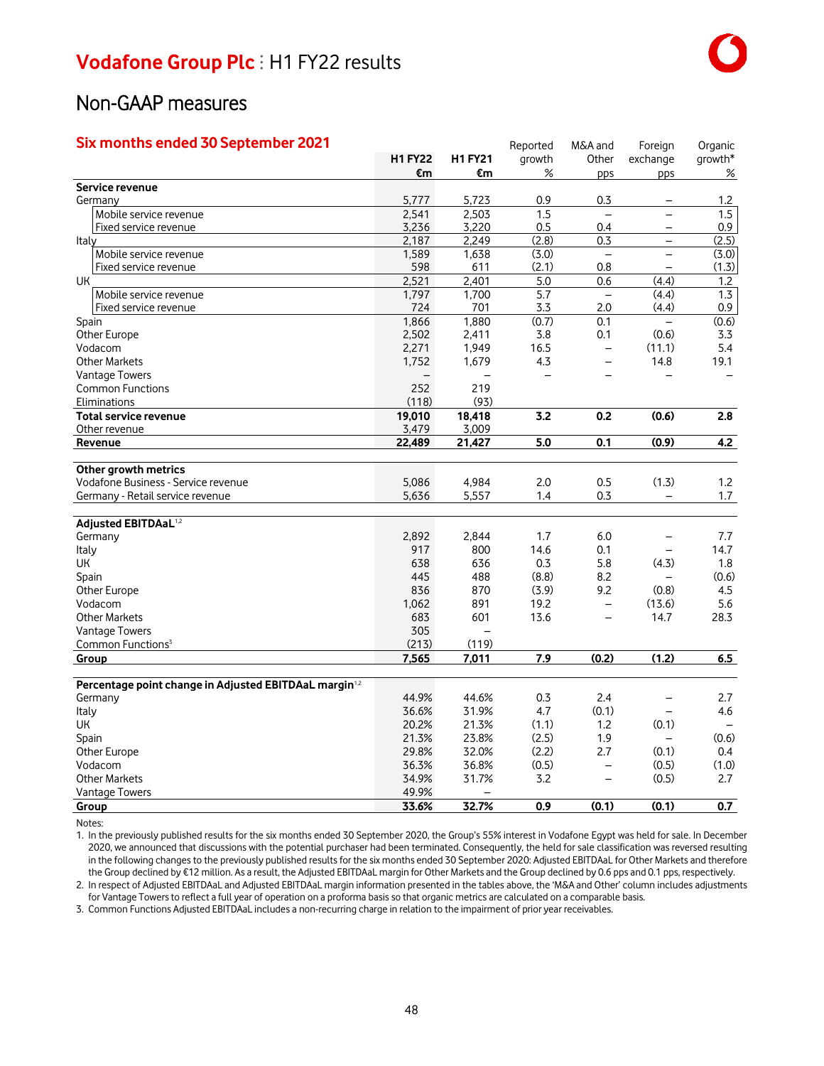## Non-GAAP measures

### Six months ended 30 September 2021

| | H1 FY22 €m | H1 FY21 €m | Reported growth % | M&A and Other pps | Foreign exchange pps | Organic growth* % |
|---|---|---|---|---|---|---|
| **Service revenue** | | | | | | |
| Germany | 5,777 | 5,723 | 0.9 | 0.3 | – | 1.2 |
| Mobile service revenue | 2,541 | 2,503 | 1.5 | – | – | 1.5 |
| Fixed service revenue | 3,236 | 3,220 | 0.5 | 0.4 | – | 0.9 |
| Italy | 2,187 | 2,249 | (2.8) | 0.3 | – | (2.5) |
| Mobile service revenue | 1,589 | 1,638 | (3.0) | – | – | (3.0) |
| Fixed service revenue | 598 | 611 | (2.1) | 0.8 | – | (1.3) |
| UK | 2,521 | 2,401 | 5.0 | 0.6 | (4.4) | 1.2 |
| Mobile service revenue | 1,797 | 1,700 | 5.7 | – | (4.4) | 1.3 |
| Fixed service revenue | 724 | 701 | 3.3 | 2.0 | (4.4) | 0.9 |
| Spain | 1,866 | 1,880 | (0.7) | 0.1 | – | (0.6) |
| Other Europe | 2,502 | 2,411 | 3.8 | 0.1 | (0.6) | 3.3 |
| Vodacom | 2,271 | 1,949 | 16.5 | – | (11.1) | 5.4 |
| Other Markets | 1,752 | 1,679 | 4.3 | – | 14.8 | 19.1 |
| Vantage Towers | – | – | – | – | – | – |
| Common Functions | 252 | 219 | | | | |
| Eliminations | (118) | (93) | | | | |
| **Total service revenue** | **19,010** | **18,418** | **3.2** | **0.2** | **(0.6)** | **2.8** |
| Other revenue | 3,479 | 3,009 | | | | |
| **Revenue** | **22,489** | **21,427** | **5.0** | **0.1** | **(0.9)** | **4.2** |
| | | | | | | |
| **Other growth metrics** | | | | | | |
| Vodafone Business - Service revenue | 5,086 | 4,984 | 2.0 | 0.5 | (1.3) | 1.2 |
| Germany - Retail service revenue | 5,636 | 5,557 | 1.4 | 0.3 | – | 1.7 |
| | | | | | | |
| **Adjusted EBITDAaL**[1,2] | | | | | | |
| Germany | 2,892 | 2,844 | 1.7 | 6.0 | – | 7.7 |
| Italy | 917 | 800 | 14.6 | 0.1 | – | 14.7 |
| UK | 638 | 636 | 0.3 | 5.8 | (4.3) | 1.8 |
| Spain | 445 | 488 | (8.8) | 8.2 | – | (0.6) |
| Other Europe | 836 | 870 | (3.9) | 9.2 | (0.8) | 4.5 |
| Vodacom | 1,062 | 891 | 19.2 | – | (13.6) | 5.6 |
| Other Markets | 683 | 601 | 13.6 | – | 14.7 | 28.3 |
| Vantage Towers | 305 | – | | | | |
| Common Functions[3] | (213) | (119) | | | | |
| **Group** | **7,565** | **7,011** | **7.9** | **(0.2)** | **(1.2)** | **6.5** |
| | | | | | | |
| **Percentage point change in Adjusted EBITDAaL margin**[1,2] | | | | | | |
| Germany | 44.9% | 44.6% | 0.3 | 2.4 | – | 2.7 |
| Italy | 36.6% | 31.9% | 4.7 | (0.1) | – | 4.6 |
| UK | 20.2% | 21.3% | (1.1) | 1.2 | (0.1) | – |
| Spain | 21.3% | 23.8% | (2.5) | 1.9 | – | (0.6) |
| Other Europe | 29.8% | 32.0% | (2.2) | 2.7 | (0.1) | 0.4 |
| Vodacom | 36.3% | 36.8% | (0.5) | – | (0.5) | (1.0) |
| Other Markets | 34.9% | 31.7% | 3.2 | – | (0.5) | 2.7 |
| Vantage Towers | 49.9% | – | | | | |
| **Group** | **33.6%** | **32.7%** | **0.9** | **(0.1)** | **(0.1)** | **0.7** |

Notes:
1. In the previously published results for the six months ended 30 September 2020, the Group's 55% interest in Vodafone Egypt was held for sale. In December 2020, we announced that discussions with the potential purchaser had been terminated. Consequently, the held for sale classification was reversed resulting in the following changes to the previously published results for the six months ended 30 September 2020: Adjusted EBITDAaL for Other Markets and therefore the Group declined by €12 million. As a result, the Adjusted EBITDAaL margin for Other Markets and the Group declined by 0.6 pps and 0.1 pps, respectively.
2. In respect of Adjusted EBITDAaL and Adjusted EBITDAaL margin information presented in the tables above, the 'M&A and Other' column includes adjustments for Vantage Towers to reflect a full year of operation on a proforma basis so that organic metrics are calculated on a comparable basis.
3. Common Functions Adjusted EBITDAaL includes a non-recurring charge in relation to the impairment of prior year receivables.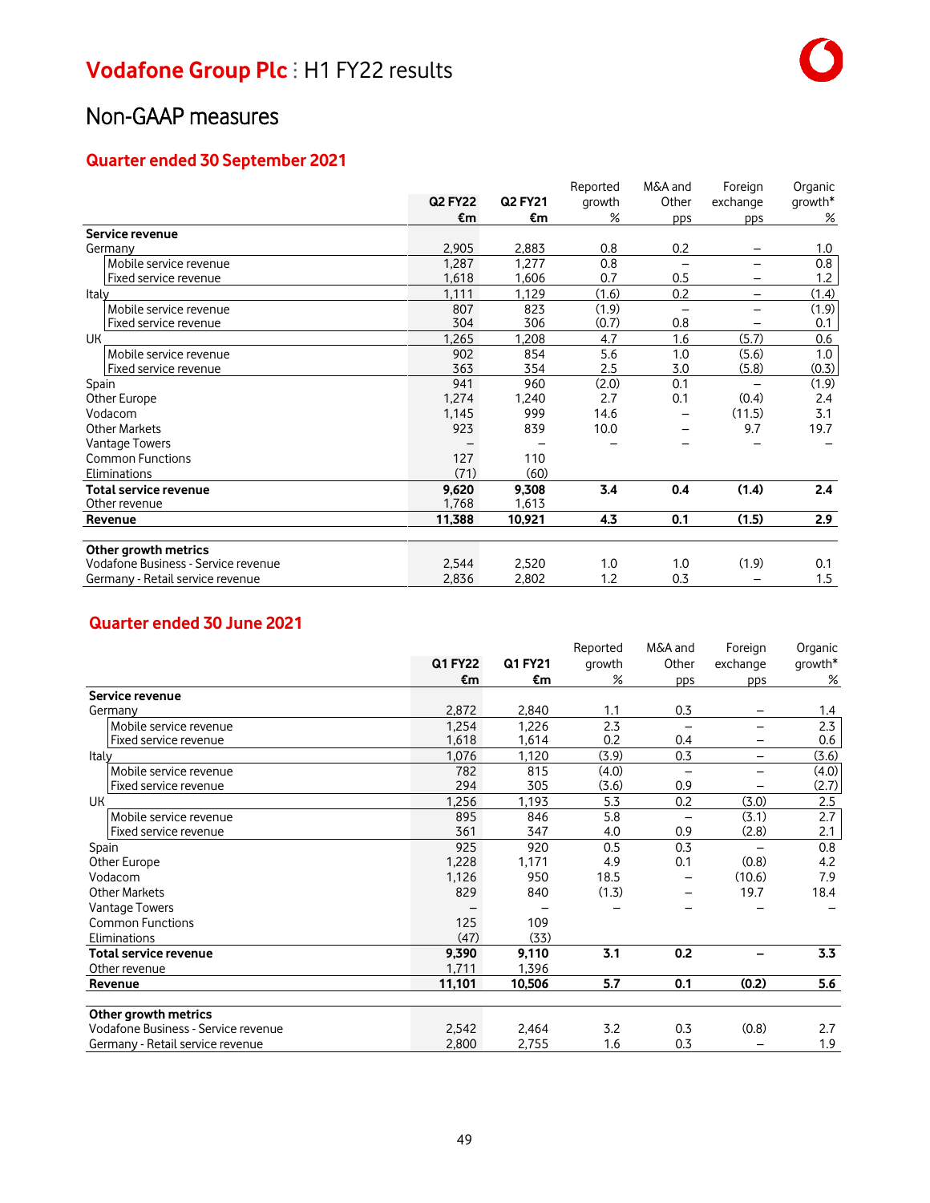# Non-GAAP measures

## Quarter ended 30 September 2021

| | Q2 FY22 €m | Q2 FY21 €m | Reported growth % | M&A and Other pps | Foreign exchange pps | Organic growth* % |
|---|---|---|---|---|---|---|
| **Service revenue** | | | | | | |
| Germany | 2,905 | 2,883 | 0.8 | 0.2 | – | 1.0 |
| Mobile service revenue | 1,287 | 1,277 | 0.8 | – | – | 0.8 |
| Fixed service revenue | 1,618 | 1,606 | 0.7 | 0.5 | – | 1.2 |
| Italy | 1,111 | 1,129 | (1.6) | 0.2 | – | (1.4) |
| Mobile service revenue | 807 | 823 | (1.9) | – | – | (1.9) |
| Fixed service revenue | 304 | 306 | (0.7) | 0.8 | – | 0.1 |
| UK | 1,265 | 1,208 | 4.7 | 1.6 | (5.7) | 0.6 |
| Mobile service revenue | 902 | 854 | 5.6 | 1.0 | (5.6) | 1.0 |
| Fixed service revenue | 363 | 354 | 2.5 | 3.0 | (5.8) | (0.3) |
| Spain | 941 | 960 | (2.0) | 0.1 | – | (1.9) |
| Other Europe | 1,274 | 1,240 | 2.7 | 0.1 | (0.4) | 2.4 |
| Vodacom | 1,145 | 999 | 14.6 | – | (11.5) | 3.1 |
| Other Markets | 923 | 839 | 10.0 | – | 9.7 | 19.7 |
| Vantage Towers | – | – | – | – | – | – |
| Common Functions | 127 | 110 | | | | |
| Eliminations | (71) | (60) | | | | |
| **Total service revenue** | **9,620** | **9,308** | **3.4** | **0.4** | **(1.4)** | **2.4** |
| Other revenue | 1,768 | 1,613 | | | | |
| **Revenue** | **11,388** | **10,921** | **4.3** | **0.1** | **(1.5)** | **2.9** |
| | | | | | | |
| **Other growth metrics** | | | | | | |
| Vodafone Business - Service revenue | 2,544 | 2,520 | 1.0 | 1.0 | (1.9) | 0.1 |
| Germany - Retail service revenue | 2,836 | 2,802 | 1.2 | 0.3 | – | 1.5 |

## Quarter ended 30 June 2021

| | Q1 FY22 €m | Q1 FY21 €m | Reported growth % | M&A and Other pps | Foreign exchange pps | Organic growth* % |
|---|---|---|---|---|---|---|
| **Service revenue** | | | | | | |
| Germany | 2,872 | 2,840 | 1.1 | 0.3 | – | 1.4 |
| Mobile service revenue | 1,254 | 1,226 | 2.3 | – | – | 2.3 |
| Fixed service revenue | 1,618 | 1,614 | 0.2 | 0.4 | – | 0.6 |
| Italy | 1,076 | 1,120 | (3.9) | 0.3 | – | (3.6) |
| Mobile service revenue | 782 | 815 | (4.0) | – | – | (4.0) |
| Fixed service revenue | 294 | 305 | (3.6) | 0.9 | – | (2.7) |
| UK | 1,256 | 1,193 | 5.3 | 0.2 | (3.0) | 2.5 |
| Mobile service revenue | 895 | 846 | 5.8 | – | (3.1) | 2.7 |
| Fixed service revenue | 361 | 347 | 4.0 | 0.9 | (2.8) | 2.1 |
| Spain | 925 | 920 | 0.5 | 0.3 | – | 0.8 |
| Other Europe | 1,228 | 1,171 | 4.9 | 0.1 | (0.8) | 4.2 |
| Vodacom | 1,126 | 950 | 18.5 | – | (10.6) | 7.9 |
| Other Markets | 829 | 840 | (1.3) | – | 19.7 | 18.4 |
| Vantage Towers | – | – | – | – | – | – |
| Common Functions | 125 | 109 | | | | |
| Eliminations | (47) | (33) | | | | |
| **Total service revenue** | **9,390** | **9,110** | **3.1** | **0.2** | **–** | **3.3** |
| Other revenue | 1,711 | 1,396 | | | | |
| **Revenue** | **11,101** | **10,506** | **5.7** | **0.1** | **(0.2)** | **5.6** |
| | | | | | | |
| **Other growth metrics** | | | | | | |
| Vodafone Business - Service revenue | 2,542 | 2,464 | 3.2 | 0.3 | (0.8) | 2.7 |
| Germany - Retail service revenue | 2,800 | 2,755 | 1.6 | 0.3 | – | 1.9 |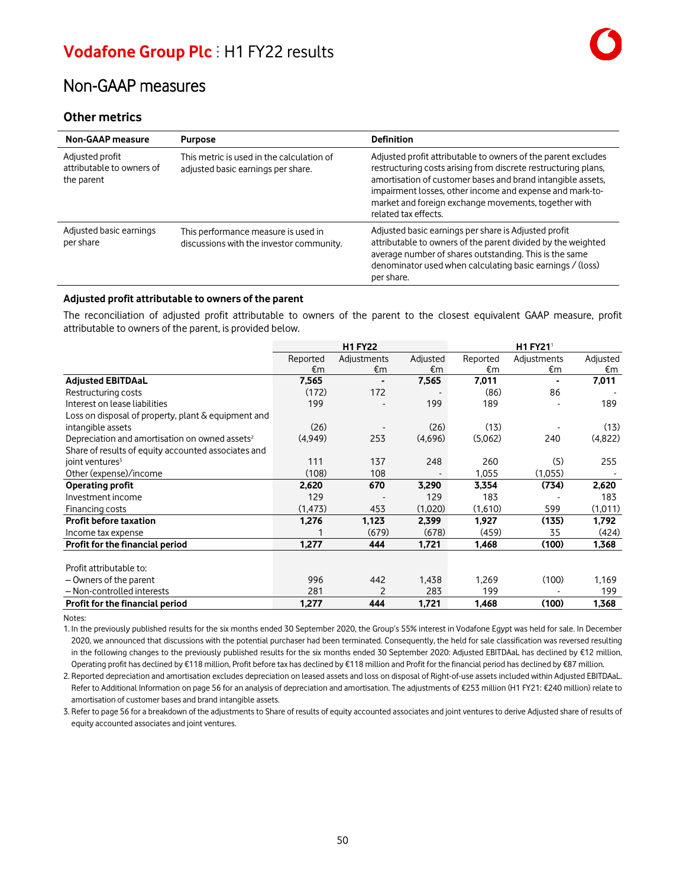## Non-GAAP measures

### Other metrics

| Non-GAAP measure | Purpose | Definition |
|---|---|---|
| Adjusted profit attributable to owners of the parent | This metric is used in the calculation of adjusted basic earnings per share. | Adjusted profit attributable to owners of the parent excludes restructuring costs arising from discrete restructuring plans, amortisation of customer bases and brand intangible assets, impairment losses, other income and expense and mark-to-market and foreign exchange movements, together with related tax effects. |
| Adjusted basic earnings per share | This performance measure is used in discussions with the investor community. | Adjusted basic earnings per share is Adjusted profit attributable to owners of the parent divided by the weighted average number of shares outstanding. This is the same denominator used when calculating basic earnings / (loss) per share. |

**Adjusted profit attributable to owners of the parent**

The reconciliation of adjusted profit attributable to owners of the parent to the closest equivalent GAAP measure, profit attributable to owners of the parent, is provided below.

| | H1 FY22 | | | H1 FY21[1] | | |
|---|---|---|---|---|---|---|
| | Reported €m | Adjustments €m | Adjusted €m | Reported €m | Adjustments €m | Adjusted €m |
| **Adjusted EBITDAaL** | **7,565** | **-** | **7,565** | **7,011** | **-** | **7,011** |
| Restructuring costs | (172) | 172 | - | (86) | 86 | - |
| Interest on lease liabilities | 199 | - | 199 | 189 | - | 189 |
| Loss on disposal of property, plant & equipment and intangible assets | (26) | - | (26) | (13) | - | (13) |
| Depreciation and amortisation on owned assets[2] | (4,949) | 253 | (4,696) | (5,062) | 240 | (4,822) |
| Share of results of equity accounted associates and joint ventures[3] | 111 | 137 | 248 | 260 | (5) | 255 |
| Other (expense)/income | (108) | 108 | - | 1,055 | (1,055) | - |
| **Operating profit** | **2,620** | **670** | **3,290** | **3,354** | **(734)** | **2,620** |
| Investment income | 129 | - | 129 | 183 | - | 183 |
| Financing costs | (1,473) | 453 | (1,020) | (1,610) | 599 | (1,011) |
| **Profit before taxation** | **1,276** | **1,123** | **2,399** | **1,927** | **(135)** | **1,792** |
| Income tax expense | 1 | (679) | (678) | (459) | 35 | (424) |
| **Profit for the financial period** | **1,277** | **444** | **1,721** | **1,468** | **(100)** | **1,368** |
| | | | | | | |
| Profit attributable to: | | | | | | |
| – Owners of the parent | 996 | 442 | 1,438 | 1,269 | (100) | 1,169 |
| – Non-controlled interests | 281 | 2 | 283 | 199 | - | 199 |
| **Profit for the financial period** | **1,277** | **444** | **1,721** | **1,468** | **(100)** | **1,368** |

Notes:

1. In the previously published results for the six months ended 30 September 2020, the Group's 55% interest in Vodafone Egypt was held for sale. In December 2020, we announced that discussions with the potential purchaser had been terminated. Consequently, the held for sale classification was reversed resulting in the following changes to the previously published results for the six months ended 30 September 2020: Adjusted EBITDAaL has declined by €12 million, Operating profit has declined by €118 million, Profit before tax has declined by €118 million and Profit for the financial period has declined by €87 million.
2. Reported depreciation and amortisation excludes depreciation on leased assets and loss on disposal of Right-of-use assets included within Adjusted EBITDAaL. Refer to Additional Information on page 56 for an analysis of depreciation and amortisation. The adjustments of €253 million (H1 FY21: €240 million) relate to amortisation of customer bases and brand intangible assets.
3. Refer to page 56 for a breakdown of the adjustments to Share of results of equity accounted associates and joint ventures to derive Adjusted share of results of equity accounted associates and joint ventures.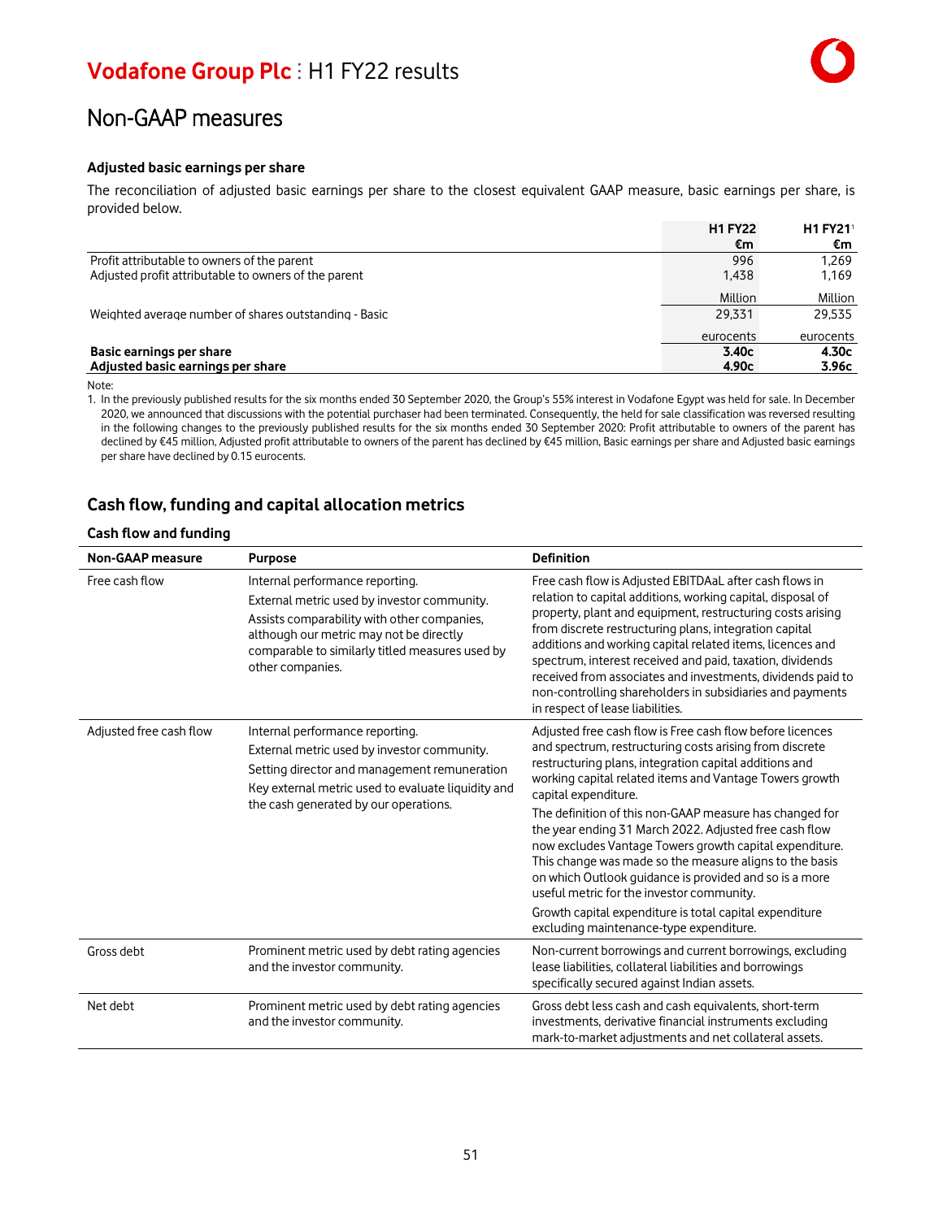## Non-GAAP measures

### Adjusted basic earnings per share

The reconciliation of adjusted basic earnings per share to the closest equivalent GAAP measure, basic earnings per share, is provided below.

| | H1 FY22 | H1 FY21[1] |
|---|---|---|
| | €m | €m |
| Profit attributable to owners of the parent | 996 | 1,269 |
| Adjusted profit attributable to owners of the parent | 1,438 | 1,169 |
| | Million | Million |
| Weighted average number of shares outstanding - Basic | 29,331 | 29,535 |
| | eurocents | eurocents |
| **Basic earnings per share** | **3.40c** | **4.30c** |
| **Adjusted basic earnings per share** | **4.90c** | **3.96c** |

Note:
1. In the previously published results for the six months ended 30 September 2020, the Group's 55% interest in Vodafone Egypt was held for sale. In December 2020, we announced that discussions with the potential purchaser had been terminated. Consequently, the held for sale classification was reversed resulting in the following changes to the previously published results for the six months ended 30 September 2020: Profit attributable to owners of the parent has declined by €45 million, Adjusted profit attributable to owners of the parent has declined by €45 million, Basic earnings per share and Adjusted basic earnings per share have declined by 0.15 eurocents.

## Cash flow, funding and capital allocation metrics

### Cash flow and funding

| Non-GAAP measure | Purpose | Definition |
|---|---|---|
| Free cash flow | Internal performance reporting. External metric used by investor community. Assists comparability with other companies, although our metric may not be directly comparable to similarly titled measures used by other companies. | Free cash flow is Adjusted EBITDAaL after cash flows in relation to capital additions, working capital, disposal of property, plant and equipment, restructuring costs arising from discrete restructuring plans, integration capital additions and working capital related items, licences and spectrum, interest received and paid, taxation, dividends received from associates and investments, dividends paid to non-controlling shareholders in subsidiaries and payments in respect of lease liabilities. |
| Adjusted free cash flow | Internal performance reporting. External metric used by investor community. Setting director and management remuneration Key external metric used to evaluate liquidity and the cash generated by our operations. | Adjusted free cash flow is Free cash flow before licences and spectrum, restructuring costs arising from discrete restructuring plans, integration capital additions and working capital related items and Vantage Towers growth capital expenditure. The definition of this non-GAAP measure has changed for the year ending 31 March 2022. Adjusted free cash flow now excludes Vantage Towers growth capital expenditure. This change was made so the measure aligns to the basis on which Outlook guidance is provided and so is a more useful metric for the investor community. Growth capital expenditure is total capital expenditure excluding maintenance-type expenditure. |
| Gross debt | Prominent metric used by debt rating agencies and the investor community. | Non-current borrowings and current borrowings, excluding lease liabilities, collateral liabilities and borrowings specifically secured against Indian assets. |
| Net debt | Prominent metric used by debt rating agencies and the investor community. | Gross debt less cash and cash equivalents, short-term investments, derivative financial instruments excluding mark-to-market adjustments and net collateral assets. |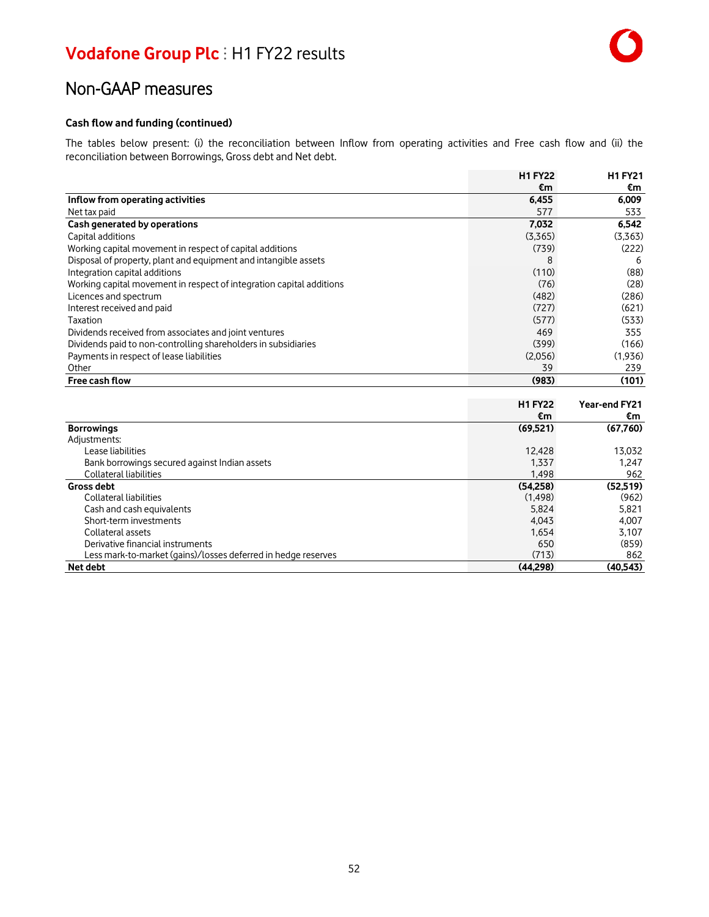# Non-GAAP measures

**Cash flow and funding (continued)**

The tables below present: (i) the reconciliation between Inflow from operating activities and Free cash flow and (ii) the reconciliation between Borrowings, Gross debt and Net debt.

| | H1 FY22 €m | H1 FY21 €m |
|---|---|---|
| **Inflow from operating activities** | **6,455** | **6,009** |
| Net tax paid | 577 | 533 |
| **Cash generated by operations** | **7,032** | **6,542** |
| Capital additions | (3,365) | (3,363) |
| Working capital movement in respect of capital additions | (739) | (222) |
| Disposal of property, plant and equipment and intangible assets | 8 | 6 |
| Integration capital additions | (110) | (88) |
| Working capital movement in respect of integration capital additions | (76) | (28) |
| Licences and spectrum | (482) | (286) |
| Interest received and paid | (727) | (621) |
| Taxation | (577) | (533) |
| Dividends received from associates and joint ventures | 469 | 355 |
| Dividends paid to non-controlling shareholders in subsidiaries | (399) | (166) |
| Payments in respect of lease liabilities | (2,056) | (1,936) |
| Other | 39 | 239 |
| **Free cash flow** | **(983)** | **(101)** |

| | H1 FY22 €m | Year-end FY21 €m |
|---|---|---|
| **Borrowings** | **(69,521)** | **(67,760)** |
| Adjustments: | | |
| Lease liabilities | 12,428 | 13,032 |
| Bank borrowings secured against Indian assets | 1,337 | 1,247 |
| Collateral liabilities | 1,498 | 962 |
| **Gross debt** | **(54,258)** | **(52,519)** |
| Collateral liabilities | (1,498) | (962) |
| Cash and cash equivalents | 5,824 | 5,821 |
| Short-term investments | 4,043 | 4,007 |
| Collateral assets | 1,654 | 3,107 |
| Derivative financial instruments | 650 | (859) |
| Less mark-to-market (gains)/losses deferred in hedge reserves | (713) | 862 |
| **Net debt** | **(44,298)** | **(40,543)** |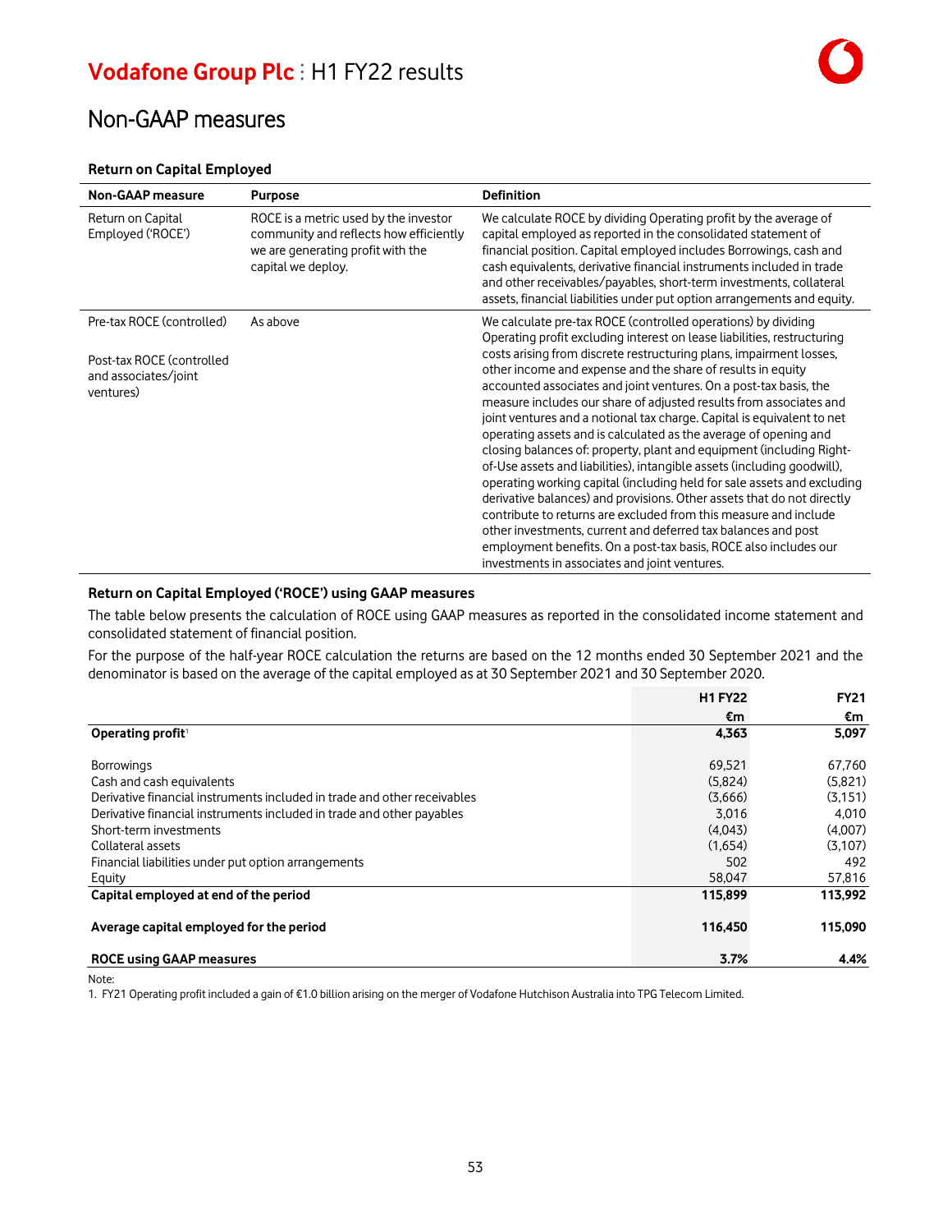## Non-GAAP measures

### Return on Capital Employed

| Non-GAAP measure | Purpose | Definition |
|---|---|---|
| Return on Capital Employed ('ROCE') | ROCE is a metric used by the investor community and reflects how efficiently we are generating profit with the capital we deploy. | We calculate ROCE by dividing Operating profit by the average of capital employed as reported in the consolidated statement of financial position. Capital employed includes Borrowings, cash and cash equivalents, derivative financial instruments included in trade and other receivables/payables, short-term investments, collateral assets, financial liabilities under put option arrangements and equity. |
| Pre-tax ROCE (controlled)<br><br>Post-tax ROCE (controlled and associates/joint ventures) | As above | We calculate pre-tax ROCE (controlled operations) by dividing Operating profit excluding interest on lease liabilities, restructuring costs arising from discrete restructuring plans, impairment losses, other income and expense and the share of results in equity accounted associates and joint ventures. On a post-tax basis, the measure includes our share of adjusted results from associates and joint ventures and a notional tax charge. Capital is equivalent to net operating assets and is calculated as the average of opening and closing balances of: property, plant and equipment (including Right-of-Use assets and liabilities), intangible assets (including goodwill), operating working capital (including held for sale assets and excluding derivative balances) and provisions. Other assets that do not directly contribute to returns are excluded from this measure and include other investments, current and deferred tax balances and post employment benefits. On a post-tax basis, ROCE also includes our investments in associates and joint ventures. |

### Return on Capital Employed ('ROCE') using GAAP measures

The table below presents the calculation of ROCE using GAAP measures as reported in the consolidated income statement and consolidated statement of financial position.

For the purpose of the half-year ROCE calculation the returns are based on the 12 months ended 30 September 2021 and the denominator is based on the average of the capital employed as at 30 September 2021 and 30 September 2020.

| | H1 FY22<br>€m | FY21<br>€m |
|---|---:|---:|
| **Operating profit**[1] | **4,363** | **5,097** |
| Borrowings | 69,521 | 67,760 |
| Cash and cash equivalents | (5,824) | (5,821) |
| Derivative financial instruments included in trade and other receivables | (3,666) | (3,151) |
| Derivative financial instruments included in trade and other payables | 3,016 | 4,010 |
| Short-term investments | (4,043) | (4,007) |
| Collateral assets | (1,654) | (3,107) |
| Financial liabilities under put option arrangements | 502 | 492 |
| Equity | 58,047 | 57,816 |
| **Capital employed at end of the period** | **115,899** | **113,992** |
| **Average capital employed for the period** | **116,450** | **115,090** |
| **ROCE using GAAP measures** | **3.7%** | **4.4%** |

Note:
1. FY21 Operating profit included a gain of €1.0 billion arising on the merger of Vodafone Hutchison Australia into TPG Telecom Limited.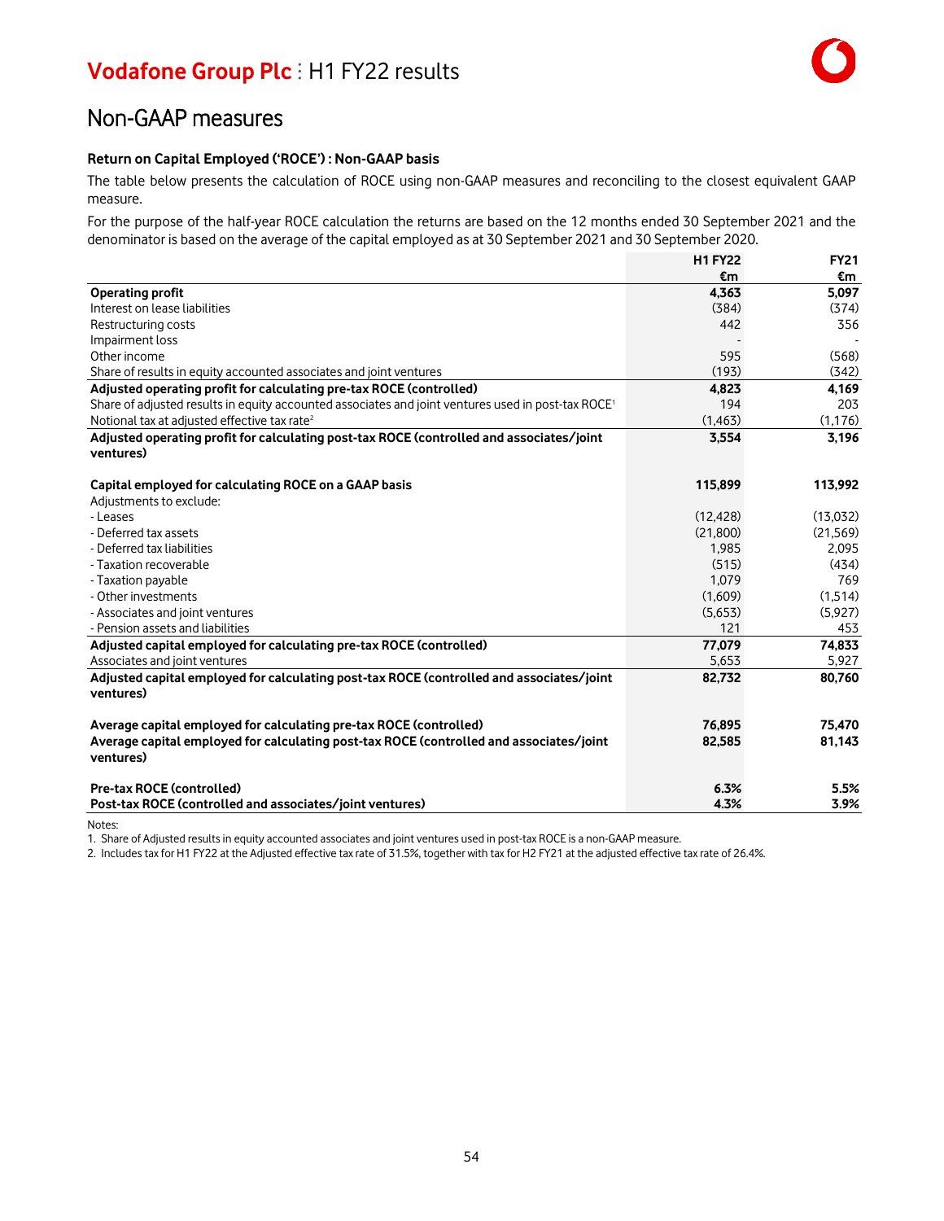## Non-GAAP measures

**Return on Capital Employed ('ROCE') : Non-GAAP basis**

The table below presents the calculation of ROCE using non-GAAP measures and reconciling to the closest equivalent GAAP measure.

For the purpose of the half-year ROCE calculation the returns are based on the 12 months ended 30 September 2021 and the denominator is based on the average of the capital employed as at 30 September 2021 and 30 September 2020.

| | H1 FY22 €m | FY21 €m |
|---|---|---|
| **Operating profit** | **4,363** | **5,097** |
| Interest on lease liabilities | (384) | (374) |
| Restructuring costs | 442 | 356 |
| Impairment loss | - | - |
| Other income | 595 | (568) |
| Share of results in equity accounted associates and joint ventures | (193) | (342) |
| **Adjusted operating profit for calculating pre-tax ROCE (controlled)** | **4,823** | **4,169** |
| Share of adjusted results in equity accounted associates and joint ventures used in post-tax ROCE[1] | 194 | 203 |
| Notional tax at adjusted effective tax rate[2] | (1,463) | (1,176) |
| **Adjusted operating profit for calculating post-tax ROCE (controlled and associates/joint ventures)** | **3,554** | **3,196** |
| | | |
| **Capital employed for calculating ROCE on a GAAP basis** | **115,899** | **113,992** |
| Adjustments to exclude: | | |
| - Leases | (12,428) | (13,032) |
| - Deferred tax assets | (21,800) | (21,569) |
| - Deferred tax liabilities | 1,985 | 2,095 |
| - Taxation recoverable | (515) | (434) |
| - Taxation payable | 1,079 | 769 |
| - Other investments | (1,609) | (1,514) |
| - Associates and joint ventures | (5,653) | (5,927) |
| - Pension assets and liabilities | 121 | 453 |
| **Adjusted capital employed for calculating pre-tax ROCE (controlled)** | **77,079** | **74,833** |
| Associates and joint ventures | 5,653 | 5,927 |
| **Adjusted capital employed for calculating post-tax ROCE (controlled and associates/joint ventures)** | **82,732** | **80,760** |
| | | |
| **Average capital employed for calculating pre-tax ROCE (controlled)** | **76,895** | **75,470** |
| **Average capital employed for calculating post-tax ROCE (controlled and associates/joint ventures)** | **82,585** | **81,143** |
| | | |
| **Pre-tax ROCE (controlled)** | **6.3%** | **5.5%** |
| **Post-tax ROCE (controlled and associates/joint ventures)** | **4.3%** | **3.9%** |

Notes:

1. Share of Adjusted results in equity accounted associates and joint ventures used in post-tax ROCE is a non-GAAP measure.
2. Includes tax for H1 FY22 at the Adjusted effective tax rate of 31.5%, together with tax for H2 FY21 at the adjusted effective tax rate of 26.4%.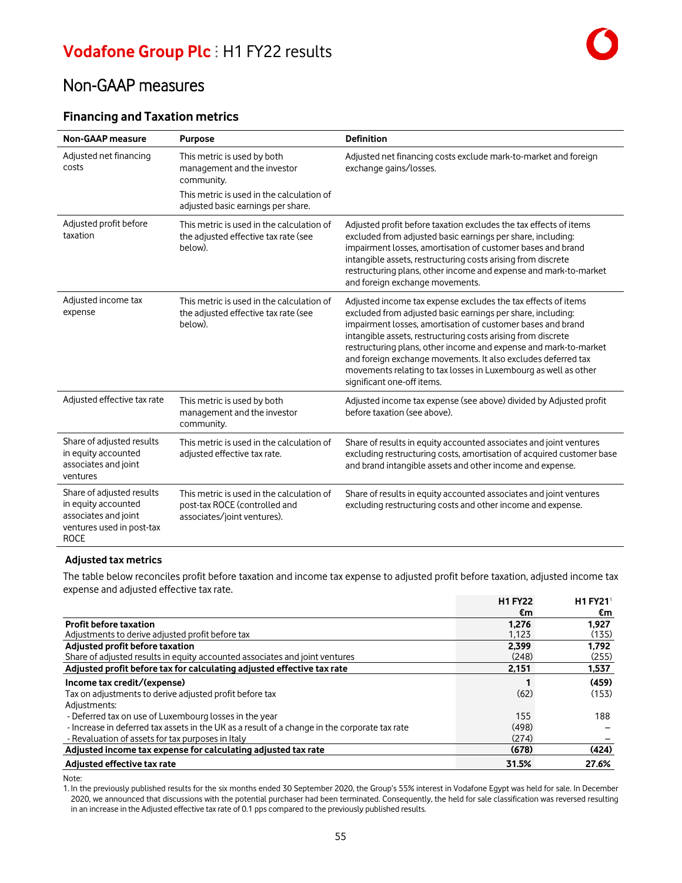# Non-GAAP measures

## Financing and Taxation metrics

| Non-GAAP measure | Purpose | Definition |
|---|---|---|
| Adjusted net financing costs | This metric is used by both management and the investor community. This metric is used in the calculation of adjusted basic earnings per share. | Adjusted net financing costs exclude mark-to-market and foreign exchange gains/losses. |
| Adjusted profit before taxation | This metric is used in the calculation of the adjusted effective tax rate (see below). | Adjusted profit before taxation excludes the tax effects of items excluded from adjusted basic earnings per share, including: impairment losses, amortisation of customer bases and brand intangible assets, restructuring costs arising from discrete restructuring plans, other income and expense and mark-to-market and foreign exchange movements. |
| Adjusted income tax expense | This metric is used in the calculation of the adjusted effective tax rate (see below). | Adjusted income tax expense excludes the tax effects of items excluded from adjusted basic earnings per share, including: impairment losses, amortisation of customer bases and brand intangible assets, restructuring costs arising from discrete restructuring plans, other income and expense and mark-to-market and foreign exchange movements. It also excludes deferred tax movements relating to tax losses in Luxembourg as well as other significant one-off items. |
| Adjusted effective tax rate | This metric is used by both management and the investor community. | Adjusted income tax expense (see above) divided by Adjusted profit before taxation (see above). |
| Share of adjusted results in equity accounted associates and joint ventures | This metric is used in the calculation of adjusted effective tax rate. | Share of results in equity accounted associates and joint ventures excluding restructuring costs, amortisation of acquired customer base and brand intangible assets and other income and expense. |
| Share of adjusted results in equity accounted associates and joint ventures used in post-tax ROCE | This metric is used in the calculation of post-tax ROCE (controlled and associates/joint ventures). | Share of results in equity accounted associates and joint ventures excluding restructuring costs and other income and expense. |

### Adjusted tax metrics

The table below reconciles profit before taxation and income tax expense to adjusted profit before taxation, adjusted income tax expense and adjusted effective tax rate.

| | H1 FY22 €m | H1 FY21[1] €m |
|---|---|---|
| **Profit before taxation** | **1,276** | **1,927** |
| Adjustments to derive adjusted profit before tax | 1,123 | (135) |
| **Adjusted profit before taxation** | **2,399** | **1,792** |
| Share of adjusted results in equity accounted associates and joint ventures | (248) | (255) |
| **Adjusted profit before tax for calculating adjusted effective tax rate** | **2,151** | **1,537** |
| **Income tax credit/(expense)** | **1** | **(459)** |
| Tax on adjustments to derive adjusted profit before tax | (62) | (153) |
| Adjustments: | | |
| - Deferred tax on use of Luxembourg losses in the year | 155 | 188 |
| - Increase in deferred tax assets in the UK as a result of a change in the corporate tax rate | (498) | – |
| - Revaluation of assets for tax purposes in Italy | (274) | – |
| **Adjusted income tax expense for calculating adjusted tax rate** | **(678)** | **(424)** |
| **Adjusted effective tax rate** | **31.5%** | **27.6%** |

Note:
1. In the previously published results for the six months ended 30 September 2020, the Group's 55% interest in Vodafone Egypt was held for sale. In December 2020, we announced that discussions with the potential purchaser had been terminated. Consequently, the held for sale classification was reversed resulting in an increase in the Adjusted effective tax rate of 0.1 pps compared to the previously published results.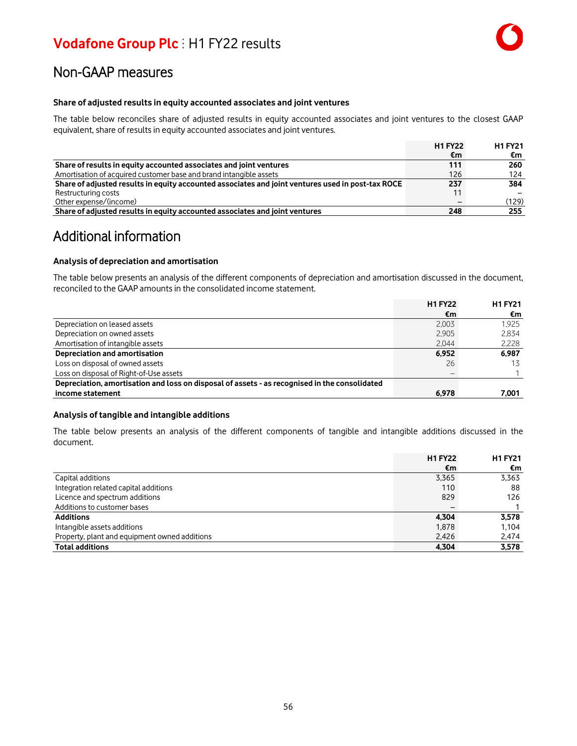## Non-GAAP measures

**Share of adjusted results in equity accounted associates and joint ventures**

The table below reconciles share of adjusted results in equity accounted associates and joint ventures to the closest GAAP equivalent, share of results in equity accounted associates and joint ventures.

| | H1 FY22<br>€m | H1 FY21<br>€m |
|---|---|---|
| **Share of results in equity accounted associates and joint ventures** | **111** | **260** |
| Amortisation of acquired customer base and brand intangible assets | 126 | 124 |
| **Share of adjusted results in equity accounted associates and joint ventures used in post-tax ROCE** | **237** | **384** |
| Restructuring costs | 11 | – |
| Other expense/(income) | – | (129) |
| **Share of adjusted results in equity accounted associates and joint ventures** | **248** | **255** |

## Additional information

**Analysis of depreciation and amortisation**

The table below presents an analysis of the different components of depreciation and amortisation discussed in the document, reconciled to the GAAP amounts in the consolidated income statement.

| | H1 FY22<br>€m | H1 FY21<br>€m |
|---|---|---|
| Depreciation on leased assets | 2,003 | 1,925 |
| Depreciation on owned assets | 2,905 | 2,834 |
| Amortisation of intangible assets | 2,044 | 2,228 |
| **Depreciation and amortisation** | **6,952** | **6,987** |
| Loss on disposal of owned assets | 26 | 13 |
| Loss on disposal of Right-of-Use assets | – | 1 |
| **Depreciation, amortisation and loss on disposal of assets - as recognised in the consolidated income statement** | **6,978** | **7,001** |

**Analysis of tangible and intangible additions**

The table below presents an analysis of the different components of tangible and intangible additions discussed in the document.

| | H1 FY22<br>€m | H1 FY21<br>€m |
|---|---|---|
| Capital additions | 3,365 | 3,363 |
| Integration related capital additions | 110 | 88 |
| Licence and spectrum additions | 829 | 126 |
| Additions to customer bases | – | 1 |
| **Additions** | **4,304** | **3,578** |
| Intangible assets additions | 1,878 | 1,104 |
| Property, plant and equipment owned additions | 2,426 | 2,474 |
| **Total additions** | **4,304** | **3,578** |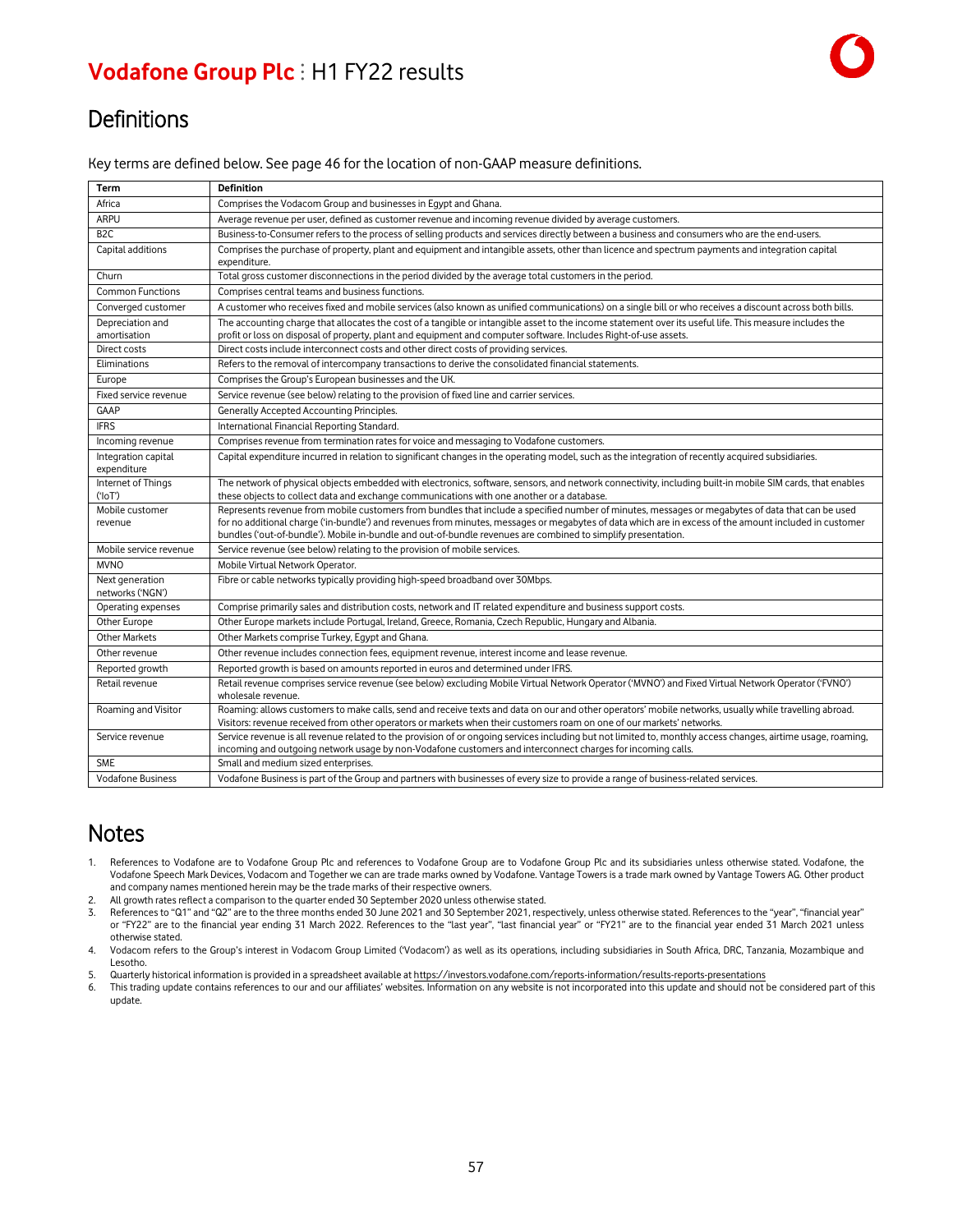# Definitions

Key terms are defined below. See page 46 for the location of non-GAAP measure definitions.

| Term | Definition |
|---|---|
| Africa | Comprises the Vodacom Group and businesses in Egypt and Ghana. |
| ARPU | Average revenue per user, defined as customer revenue and incoming revenue divided by average customers. |
| B2C | Business-to-Consumer refers to the process of selling products and services directly between a business and consumers who are the end-users. |
| Capital additions | Comprises the purchase of property, plant and equipment and intangible assets, other than licence and spectrum payments and integration capital expenditure. |
| Churn | Total gross customer disconnections in the period divided by the average total customers in the period. |
| Common Functions | Comprises central teams and business functions. |
| Converged customer | A customer who receives fixed and mobile services (also known as unified communications) on a single bill or who receives a discount across both bills. |
| Depreciation and amortisation | The accounting charge that allocates the cost of a tangible or intangible asset to the income statement over its useful life. This measure includes the profit or loss on disposal of property, plant and equipment and computer software. Includes Right-of-use assets. |
| Direct costs | Direct costs include interconnect costs and other direct costs of providing services. |
| Eliminations | Refers to the removal of intercompany transactions to derive the consolidated financial statements. |
| Europe | Comprises the Group's European businesses and the UK. |
| Fixed service revenue | Service revenue (see below) relating to the provision of fixed line and carrier services. |
| GAAP | Generally Accepted Accounting Principles. |
| IFRS | International Financial Reporting Standard. |
| Incoming revenue | Comprises revenue from termination rates for voice and messaging to Vodafone customers. |
| Integration capital expenditure | Capital expenditure incurred in relation to significant changes in the operating model, such as the integration of recently acquired subsidiaries. |
| Internet of Things ('IoT') | The network of physical objects embedded with electronics, software, sensors, and network connectivity, including built-in mobile SIM cards, that enables these objects to collect data and exchange communications with one another or a database. |
| Mobile customer revenue | Represents revenue from mobile customers from bundles that include a specified number of minutes, messages or megabytes of data that can be used for no additional charge ('in-bundle') and revenues from minutes, messages or megabytes of data which are in excess of the amount included in customer bundles ('out-of-bundle'). Mobile in-bundle and out-of-bundle revenues are combined to simplify presentation. |
| Mobile service revenue | Service revenue (see below) relating to the provision of mobile services. |
| MVNO | Mobile Virtual Network Operator. |
| Next generation networks ('NGN') | Fibre or cable networks typically providing high-speed broadband over 30Mbps. |
| Operating expenses | Comprise primarily sales and distribution costs, network and IT related expenditure and business support costs. |
| Other Europe | Other Europe markets include Portugal, Ireland, Greece, Romania, Czech Republic, Hungary and Albania. |
| Other Markets | Other Markets comprise Turkey, Egypt and Ghana. |
| Other revenue | Other revenue includes connection fees, equipment revenue, interest income and lease revenue. |
| Reported growth | Reported growth is based on amounts reported in euros and determined under IFRS. |
| Retail revenue | Retail revenue comprises service revenue (see below) excluding Mobile Virtual Network Operator ('MVNO') and Fixed Virtual Network Operator ('FVNO') wholesale revenue. |
| Roaming and Visitor | Roaming: allows customers to make calls, send and receive texts and data on our and other operators' mobile networks, usually while travelling abroad. Visitors: revenue received from other operators or markets when their customers roam on one of our markets' networks. |
| Service revenue | Service revenue is all revenue related to the provision of ongoing services including but not limited to, monthly access changes, airtime usage, roaming, incoming and outgoing network usage by non-Vodafone customers and interconnect charges for incoming calls. |
| SME | Small and medium sized enterprises. |
| Vodafone Business | Vodafone Business is part of the Group and partners with businesses of every size to provide a range of business-related services. |

# Notes

1. References to Vodafone are to Vodafone Group Plc and references to Vodafone Group are to Vodafone Group Plc and its subsidiaries unless otherwise stated. Vodafone, the Vodafone Speech Mark Devices, Vodacom and Together we can are trade marks owned by Vodafone. Vantage Towers is a trade mark owned by Vantage Towers AG. Other product and company names mentioned herein may be the trade marks of their respective owners.
2. All growth rates reflect a comparison to the quarter ended 30 September 2020 unless otherwise stated.
3. References to "Q1" and "Q2" are to the three months ended 30 June 2021 and 30 September 2021, respectively, unless otherwise stated. References to the "year", "financial year" or "FY22" are to the financial year ending 31 March 2022. References to the "last year", "last financial year" or "FY21" are to the financial year ended 31 March 2021 unless otherwise stated.
4. Vodacom refers to the Group's interest in Vodacom Group Limited ('Vodacom') as well as its operations, including subsidiaries in South Africa, DRC, Tanzania, Mozambique and Lesotho.
5. Quarterly historical information is provided in a spreadsheet available at https://investors.vodafone.com/reports-information/results-reports-presentations
6. This trading update contains references to our and our affiliates' websites. Information on any website is not incorporated into this update and should not be considered part of this update.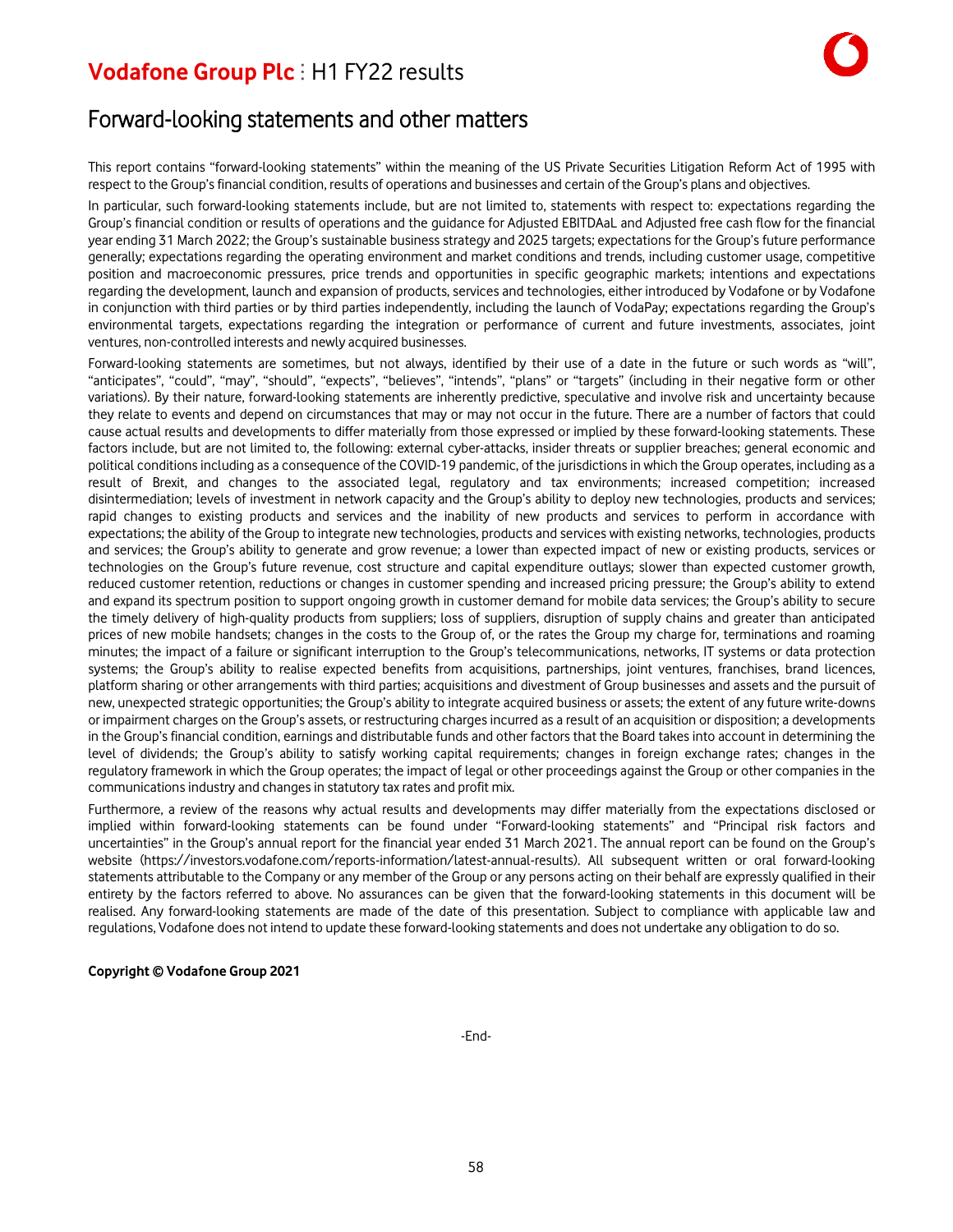# Forward-looking statements and other matters

This report contains "forward-looking statements" within the meaning of the US Private Securities Litigation Reform Act of 1995 with respect to the Group's financial condition, results of operations and businesses and certain of the Group's plans and objectives.

In particular, such forward-looking statements include, but are not limited to, statements with respect to: expectations regarding the Group's financial condition or results of operations and the guidance for Adjusted EBITDAaL and Adjusted free cash flow for the financial year ending 31 March 2022; the Group's sustainable business strategy and 2025 targets; expectations for the Group's future performance generally; expectations regarding the operating environment and market conditions and trends, including customer usage, competitive position and macroeconomic pressures, price trends and opportunities in specific geographic markets; intentions and expectations regarding the development, launch and expansion of products, services and technologies, either introduced by Vodafone or by Vodafone in conjunction with third parties or by third parties independently, including the launch of VodaPay; expectations regarding the Group's environmental targets, expectations regarding the integration or performance of current and future investments, associates, joint ventures, non-controlled interests and newly acquired businesses.

Forward-looking statements are sometimes, but not always, identified by their use of a date in the future or such words as "will", "anticipates", "could", "may", "should", "expects", "believes", "intends", "plans" or "targets" (including in their negative form or other variations). By their nature, forward-looking statements are inherently predictive, speculative and involve risk and uncertainty because they relate to events and depend on circumstances that may or may not occur in the future. There are a number of factors that could cause actual results and developments to differ materially from those expressed or implied by these forward-looking statements. These factors include, but are not limited to, the following: external cyber-attacks, insider threats or supplier breaches; general economic and political conditions including as a consequence of the COVID-19 pandemic, of the jurisdictions in which the Group operates, including as a result of Brexit, and changes to the associated legal, regulatory and tax environments; increased competition; increased disintermediation; levels of investment in network capacity and the Group's ability to deploy new technologies, products and services; rapid changes to existing products and services and the inability of new products and services to perform in accordance with expectations; the ability of the Group to integrate new technologies, products and services with existing networks, technologies, products and services; the Group's ability to generate and grow revenue; a lower than expected impact of new or existing products, services or technologies on the Group's future revenue, cost structure and capital expenditure outlays; slower than expected customer growth, reduced customer retention, reductions or changes in customer spending and increased pricing pressure; the Group's ability to extend and expand its spectrum position to support ongoing growth in customer demand for mobile data services; the Group's ability to secure the timely delivery of high-quality products from suppliers; loss of suppliers, disruption of supply chains and greater than anticipated prices of new mobile handsets; changes in the costs to the Group of, or the rates the Group my charge for, terminations and roaming minutes; the impact of a failure or significant interruption to the Group's telecommunications, networks, IT systems or data protection systems; the Group's ability to realise expected benefits from acquisitions, partnerships, joint ventures, franchises, brand licences, platform sharing or other arrangements with third parties; acquisitions and divestment of Group businesses and assets and the pursuit of new, unexpected strategic opportunities; the Group's ability to integrate acquired business or assets; the extent of any future write-downs or impairment charges on the Group's assets, or restructuring charges incurred as a result of an acquisition or disposition; a developments in the Group's financial condition, earnings and distributable funds and other factors that the Board takes into account in determining the level of dividends; the Group's ability to satisfy working capital requirements; changes in foreign exchange rates; changes in the regulatory framework in which the Group operates; the impact of legal or other proceedings against the Group or other companies in the communications industry and changes in statutory tax rates and profit mix.

Furthermore, a review of the reasons why actual results and developments may differ materially from the expectations disclosed or implied within forward-looking statements can be found under "Forward-looking statements" and "Principal risk factors and uncertainties" in the Group's annual report for the financial year ended 31 March 2021. The annual report can be found on the Group's website (https://investors.vodafone.com/reports-information/latest-annual-results). All subsequent written or oral forward-looking statements attributable to the Company or any member of the Group or any persons acting on their behalf are expressly qualified in their entirety by the factors referred to above. No assurances can be given that the forward-looking statements in this document will be realised. Any forward-looking statements are made of the date of this presentation. Subject to compliance with applicable law and regulations, Vodafone does not intend to update these forward-looking statements and does not undertake any obligation to do so.

**Copyright © Vodafone Group 2021**

-End-